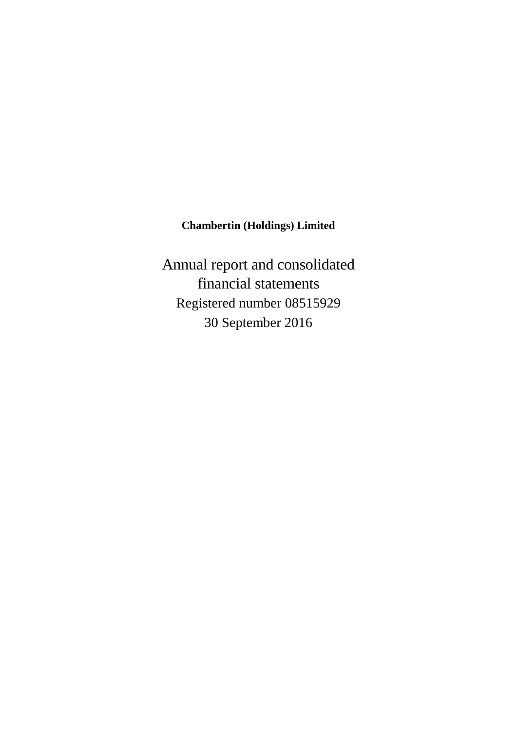**Chambertin (Holdings) Limited**

# Annual report and consolidated financial statements

Registered number 08515929

30 September 2016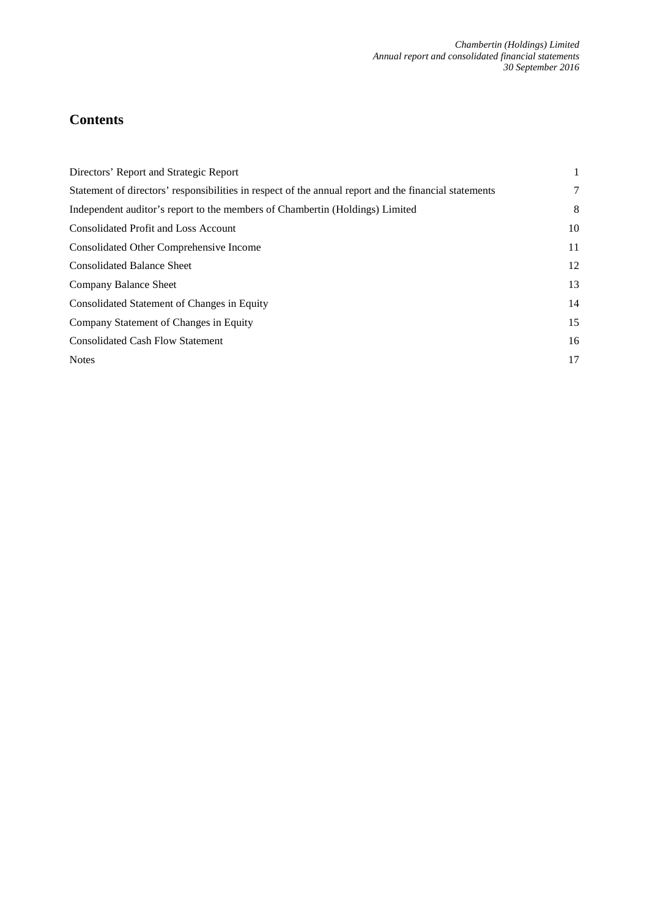# Contents

| | |
|---|---|
| Directors' Report and Strategic Report | 1 |
| Statement of directors' responsibilities in respect of the annual report and the financial statements | 7 |
| Independent auditor's report to the members of Chambertin (Holdings) Limited | 8 |
| Consolidated Profit and Loss Account | 10 |
| Consolidated Other Comprehensive Income | 11 |
| Consolidated Balance Sheet | 12 |
| Company Balance Sheet | 13 |
| Consolidated Statement of Changes in Equity | 14 |
| Company Statement of Changes in Equity | 15 |
| Consolidated Cash Flow Statement | 16 |
| Notes | 17 |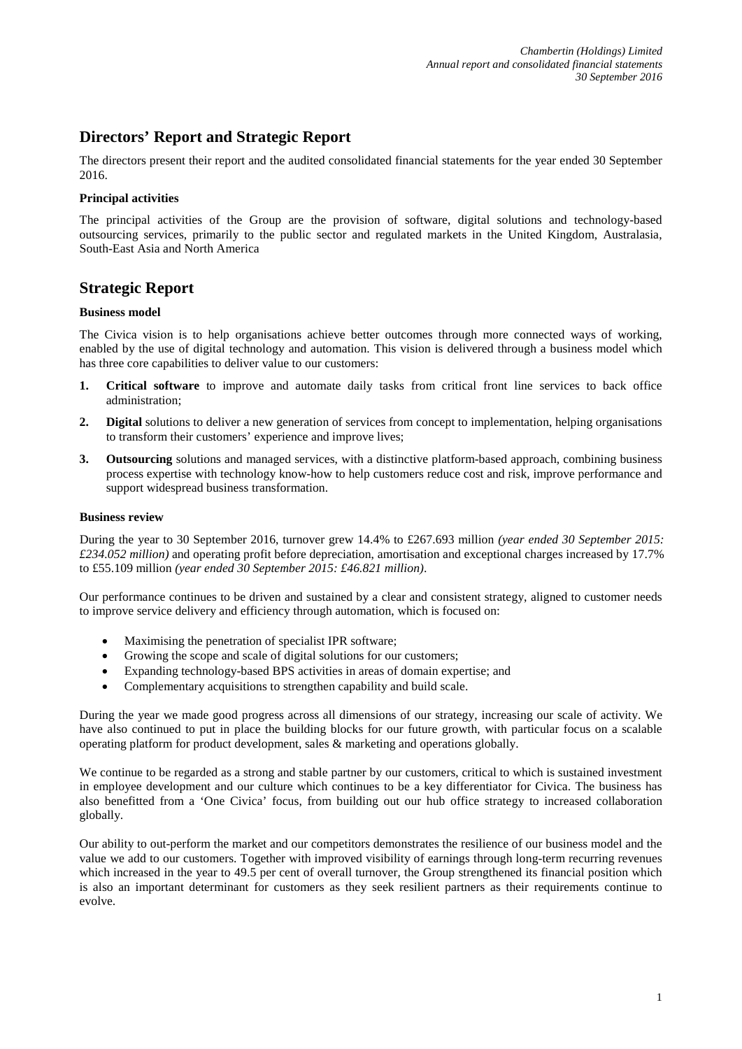## Directors' Report and Strategic Report

The directors present their report and the audited consolidated financial statements for the year ended 30 September 2016.

### Principal activities

The principal activities of the Group are the provision of software, digital solutions and technology-based outsourcing services, primarily to the public sector and regulated markets in the United Kingdom, Australasia, South-East Asia and North America

## Strategic Report

### Business model

The Civica vision is to help organisations achieve better outcomes through more connected ways of working, enabled by the use of digital technology and automation. This vision is delivered through a business model which has three core capabilities to deliver value to our customers:

1. **Critical software** to improve and automate daily tasks from critical front line services to back office administration;
2. **Digital** solutions to deliver a new generation of services from concept to implementation, helping organisations to transform their customers' experience and improve lives;
3. **Outsourcing** solutions and managed services, with a distinctive platform-based approach, combining business process expertise with technology know-how to help customers reduce cost and risk, improve performance and support widespread business transformation.

### Business review

During the year to 30 September 2016, turnover grew 14.4% to £267.693 million *(year ended 30 September 2015: £234.052 million)* and operating profit before depreciation, amortisation and exceptional charges increased by 17.7% to £55.109 million *(year ended 30 September 2015: £46.821 million)*.

Our performance continues to be driven and sustained by a clear and consistent strategy, aligned to customer needs to improve service delivery and efficiency through automation, which is focused on:

- Maximising the penetration of specialist IPR software;
- Growing the scope and scale of digital solutions for our customers;
- Expanding technology-based BPS activities in areas of domain expertise; and
- Complementary acquisitions to strengthen capability and build scale.

During the year we made good progress across all dimensions of our strategy, increasing our scale of activity. We have also continued to put in place the building blocks for our future growth, with particular focus on a scalable operating platform for product development, sales & marketing and operations globally.

We continue to be regarded as a strong and stable partner by our customers, critical to which is sustained investment in employee development and our culture which continues to be a key differentiator for Civica. The business has also benefitted from a 'One Civica' focus, from building out our hub office strategy to increased collaboration globally.

Our ability to out-perform the market and our competitors demonstrates the resilience of our business model and the value we add to our customers. Together with improved visibility of earnings through long-term recurring revenues which increased in the year to 49.5 per cent of overall turnover, the Group strengthened its financial position which is also an important determinant for customers as they seek resilient partners as their requirements continue to evolve.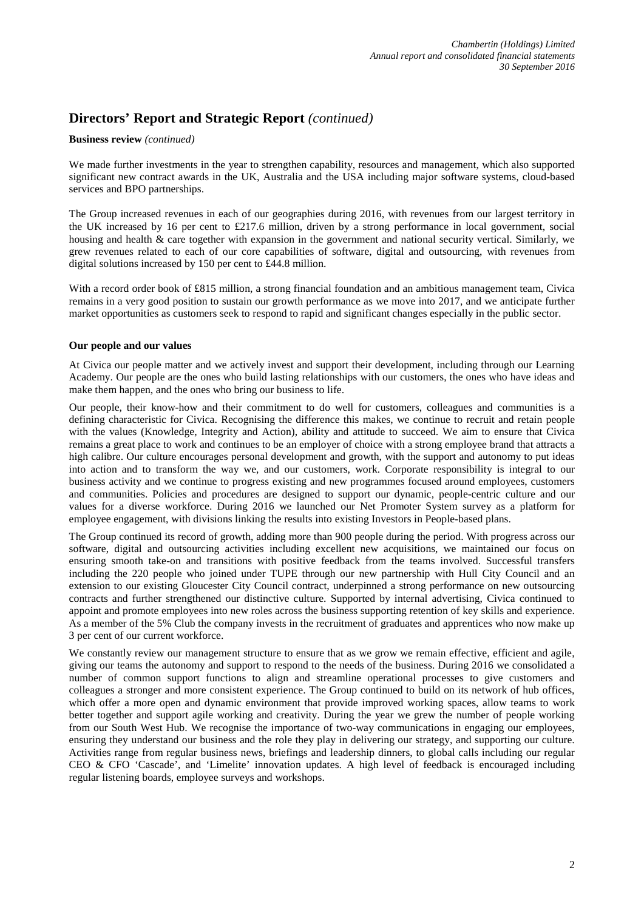## Directors' Report and Strategic Report *(continued)*

**Business review** *(continued)*

We made further investments in the year to strengthen capability, resources and management, which also supported significant new contract awards in the UK, Australia and the USA including major software systems, cloud-based services and BPO partnerships.

The Group increased revenues in each of our geographies during 2016, with revenues from our largest territory in the UK increased by 16 per cent to £217.6 million, driven by a strong performance in local government, social housing and health & care together with expansion in the government and national security vertical. Similarly, we grew revenues related to each of our core capabilities of software, digital and outsourcing, with revenues from digital solutions increased by 150 per cent to £44.8 million.

With a record order book of £815 million, a strong financial foundation and an ambitious management team, Civica remains in a very good position to sustain our growth performance as we move into 2017, and we anticipate further market opportunities as customers seek to respond to rapid and significant changes especially in the public sector.

**Our people and our values**

At Civica our people matter and we actively invest and support their development, including through our Learning Academy. Our people are the ones who build lasting relationships with our customers, the ones who have ideas and make them happen, and the ones who bring our business to life.

Our people, their know-how and their commitment to do well for customers, colleagues and communities is a defining characteristic for Civica. Recognising the difference this makes, we continue to recruit and retain people with the values (Knowledge, Integrity and Action), ability and attitude to succeed. We aim to ensure that Civica remains a great place to work and continues to be an employer of choice with a strong employee brand that attracts a high calibre. Our culture encourages personal development and growth, with the support and autonomy to put ideas into action and to transform the way we, and our customers, work. Corporate responsibility is integral to our business activity and we continue to progress existing and new programmes focused around employees, customers and communities. Policies and procedures are designed to support our dynamic, people-centric culture and our values for a diverse workforce. During 2016 we launched our Net Promoter System survey as a platform for employee engagement, with divisions linking the results into existing Investors in People-based plans.

The Group continued its record of growth, adding more than 900 people during the period. With progress across our software, digital and outsourcing activities including excellent new acquisitions, we maintained our focus on ensuring smooth take-on and transitions with positive feedback from the teams involved. Successful transfers including the 220 people who joined under TUPE through our new partnership with Hull City Council and an extension to our existing Gloucester City Council contract, underpinned a strong performance on new outsourcing contracts and further strengthened our distinctive culture. Supported by internal advertising, Civica continued to appoint and promote employees into new roles across the business supporting retention of key skills and experience. As a member of the 5% Club the company invests in the recruitment of graduates and apprentices who now make up 3 per cent of our current workforce.

We constantly review our management structure to ensure that as we grow we remain effective, efficient and agile, giving our teams the autonomy and support to respond to the needs of the business. During 2016 we consolidated a number of common support functions to align and streamline operational processes to give customers and colleagues a stronger and more consistent experience. The Group continued to build on its network of hub offices, which offer a more open and dynamic environment that provide improved working spaces, allow teams to work better together and support agile working and creativity. During the year we grew the number of people working from our South West Hub. We recognise the importance of two-way communications in engaging our employees, ensuring they understand our business and the role they play in delivering our strategy, and supporting our culture. Activities range from regular business news, briefings and leadership dinners, to global calls including our regular CEO & CFO 'Cascade', and 'Limelite' innovation updates. A high level of feedback is encouraged including regular listening boards, employee surveys and workshops.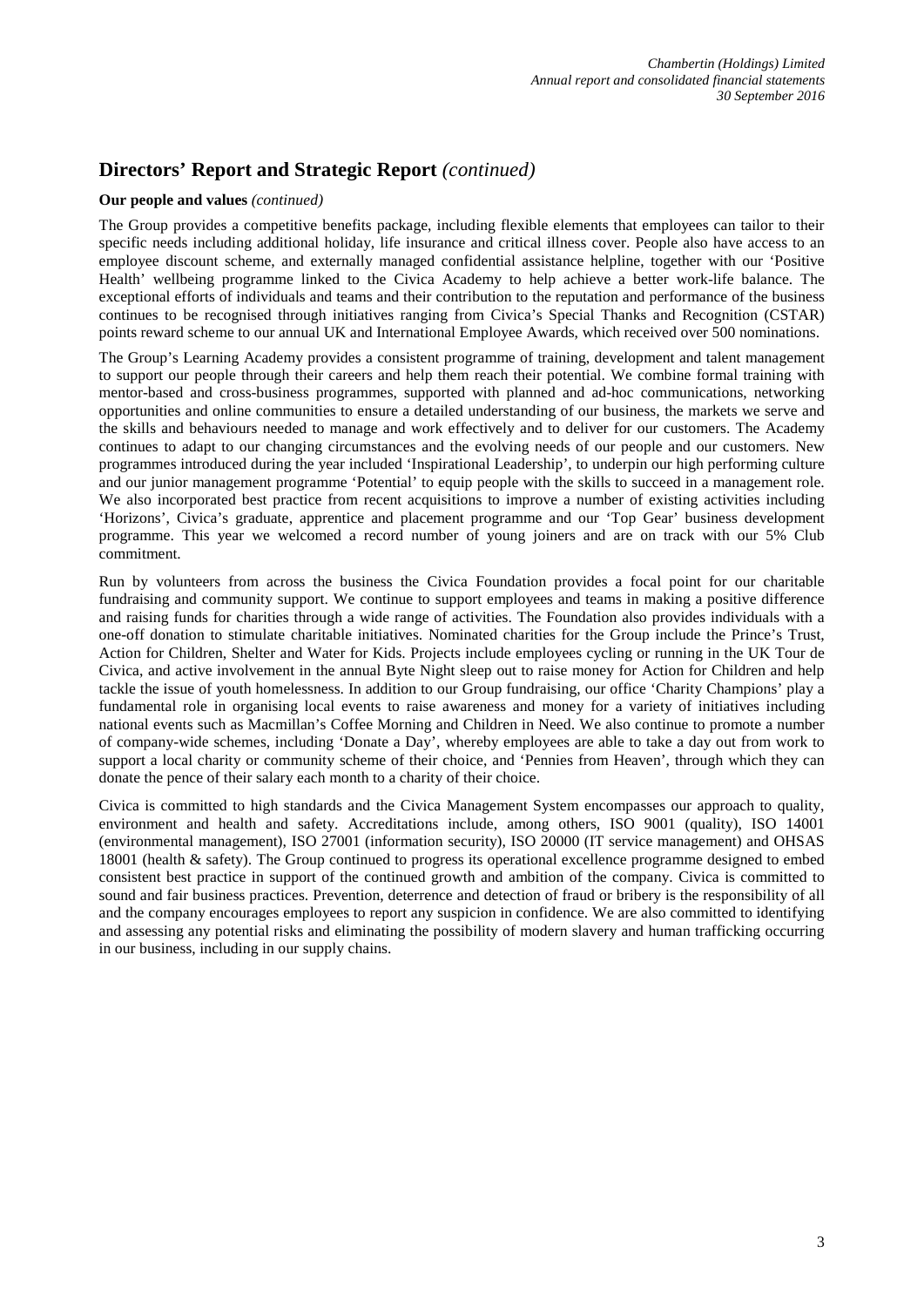## Directors' Report and Strategic Report *(continued)*

**Our people and values** *(continued)*

The Group provides a competitive benefits package, including flexible elements that employees can tailor to their specific needs including additional holiday, life insurance and critical illness cover. People also have access to an employee discount scheme, and externally managed confidential assistance helpline, together with our 'Positive Health' wellbeing programme linked to the Civica Academy to help achieve a better work-life balance. The exceptional efforts of individuals and teams and their contribution to the reputation and performance of the business continues to be recognised through initiatives ranging from Civica's Special Thanks and Recognition (CSTAR) points reward scheme to our annual UK and International Employee Awards, which received over 500 nominations.

The Group's Learning Academy provides a consistent programme of training, development and talent management to support our people through their careers and help them reach their potential. We combine formal training with mentor-based and cross-business programmes, supported with planned and ad-hoc communications, networking opportunities and online communities to ensure a detailed understanding of our business, the markets we serve and the skills and behaviours needed to manage and work effectively and to deliver for our customers. The Academy continues to adapt to our changing circumstances and the evolving needs of our people and our customers. New programmes introduced during the year included 'Inspirational Leadership', to underpin our high performing culture and our junior management programme 'Potential' to equip people with the skills to succeed in a management role. We also incorporated best practice from recent acquisitions to improve a number of existing activities including 'Horizons', Civica's graduate, apprentice and placement programme and our 'Top Gear' business development programme. This year we welcomed a record number of young joiners and are on track with our 5% Club commitment.

Run by volunteers from across the business the Civica Foundation provides a focal point for our charitable fundraising and community support. We continue to support employees and teams in making a positive difference and raising funds for charities through a wide range of activities. The Foundation also provides individuals with a one-off donation to stimulate charitable initiatives. Nominated charities for the Group include the Prince's Trust, Action for Children, Shelter and Water for Kids. Projects include employees cycling or running in the UK Tour de Civica, and active involvement in the annual Byte Night sleep out to raise money for Action for Children and help tackle the issue of youth homelessness. In addition to our Group fundraising, our office 'Charity Champions' play a fundamental role in organising local events to raise awareness and money for a variety of initiatives including national events such as Macmillan's Coffee Morning and Children in Need. We also continue to promote a number of company-wide schemes, including 'Donate a Day', whereby employees are able to take a day out from work to support a local charity or community scheme of their choice, and 'Pennies from Heaven', through which they can donate the pence of their salary each month to a charity of their choice.

Civica is committed to high standards and the Civica Management System encompasses our approach to quality, environment and health and safety. Accreditations include, among others, ISO 9001 (quality), ISO 14001 (environmental management), ISO 27001 (information security), ISO 20000 (IT service management) and OHSAS 18001 (health & safety). The Group continued to progress its operational excellence programme designed to embed consistent best practice in support of the continued growth and ambition of the company. Civica is committed to sound and fair business practices. Prevention, deterrence and detection of fraud or bribery is the responsibility of all and the company encourages employees to report any suspicion in confidence. We are also committed to identifying and assessing any potential risks and eliminating the possibility of modern slavery and human trafficking occurring in our business, including in our supply chains.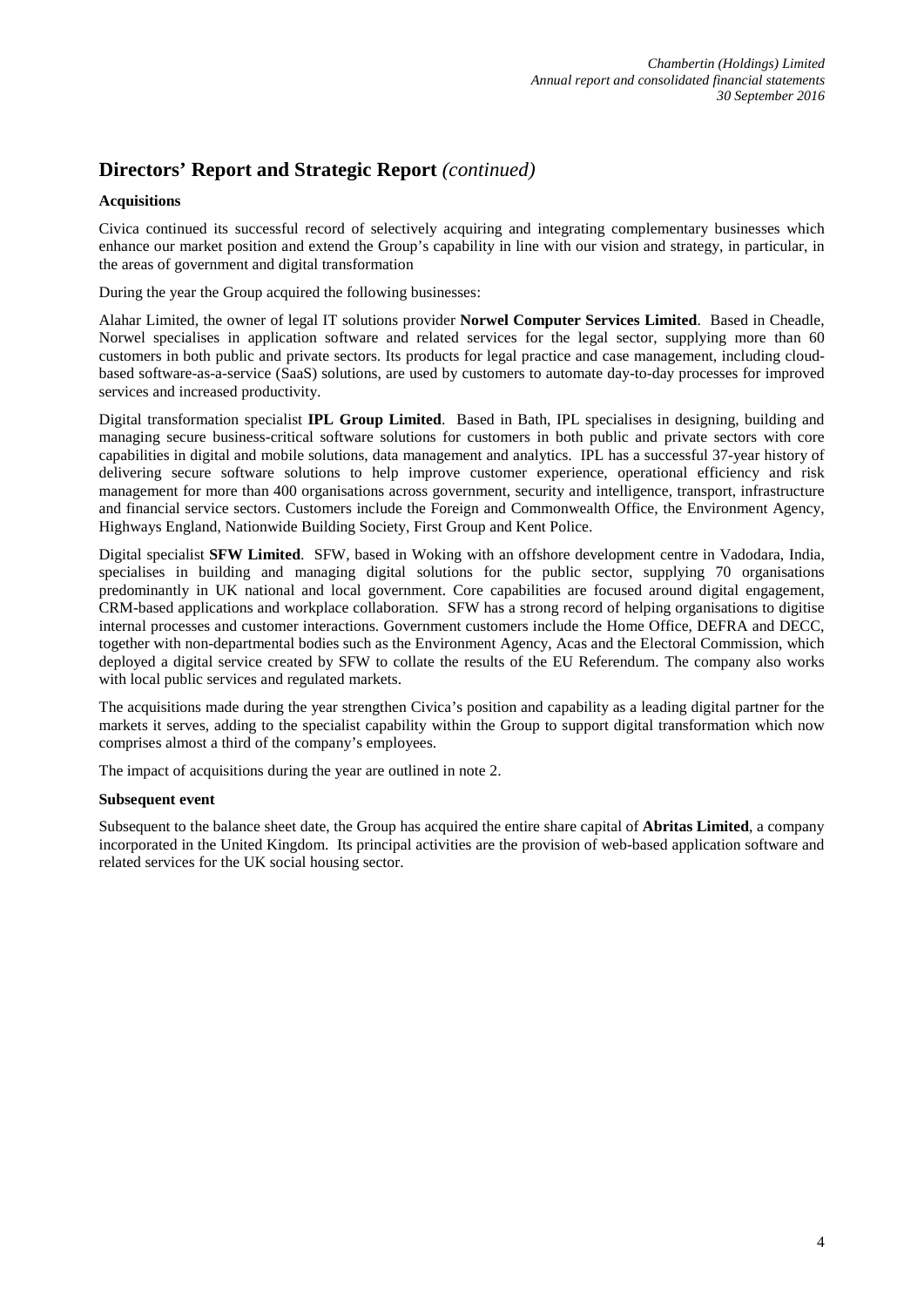## Directors' Report and Strategic Report *(continued)*

**Acquisitions**

Civica continued its successful record of selectively acquiring and integrating complementary businesses which enhance our market position and extend the Group's capability in line with our vision and strategy, in particular, in the areas of government and digital transformation

During the year the Group acquired the following businesses:

Alahar Limited, the owner of legal IT solutions provider **Norwel Computer Services Limited**. Based in Cheadle, Norwel specialises in application software and related services for the legal sector, supplying more than 60 customers in both public and private sectors. Its products for legal practice and case management, including cloud-based software-as-a-service (SaaS) solutions, are used by customers to automate day-to-day processes for improved services and increased productivity.

Digital transformation specialist **IPL Group Limited**. Based in Bath, IPL specialises in designing, building and managing secure business-critical software solutions for customers in both public and private sectors with core capabilities in digital and mobile solutions, data management and analytics. IPL has a successful 37-year history of delivering secure software solutions to help improve customer experience, operational efficiency and risk management for more than 400 organisations across government, security and intelligence, transport, infrastructure and financial service sectors. Customers include the Foreign and Commonwealth Office, the Environment Agency, Highways England, Nationwide Building Society, First Group and Kent Police.

Digital specialist **SFW Limited**. SFW, based in Woking with an offshore development centre in Vadodara, India, specialises in building and managing digital solutions for the public sector, supplying 70 organisations predominantly in UK national and local government. Core capabilities are focused around digital engagement, CRM-based applications and workplace collaboration. SFW has a strong record of helping organisations to digitise internal processes and customer interactions. Government customers include the Home Office, DEFRA and DECC, together with non-departmental bodies such as the Environment Agency, Acas and the Electoral Commission, which deployed a digital service created by SFW to collate the results of the EU Referendum. The company also works with local public services and regulated markets.

The acquisitions made during the year strengthen Civica's position and capability as a leading digital partner for the markets it serves, adding to the specialist capability within the Group to support digital transformation which now comprises almost a third of the company's employees.

The impact of acquisitions during the year are outlined in note 2.

**Subsequent event**

Subsequent to the balance sheet date, the Group has acquired the entire share capital of **Abritas Limited**, a company incorporated in the United Kingdom. Its principal activities are the provision of web-based application software and related services for the UK social housing sector.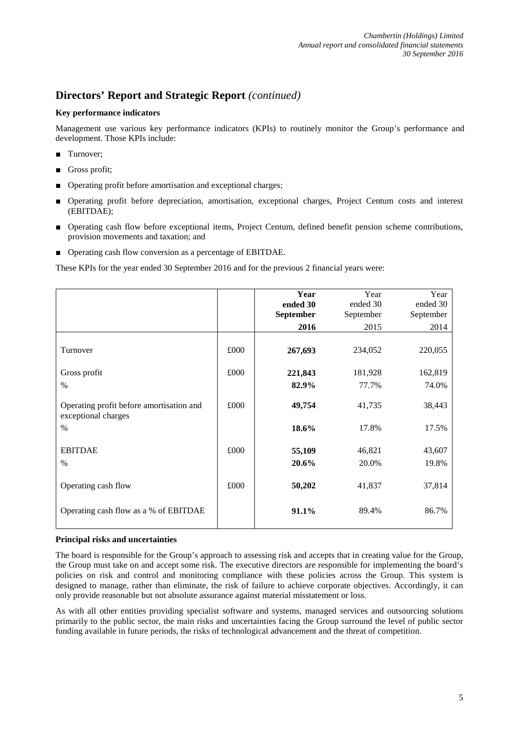## Directors' Report and Strategic Report *(continued)*

**Key performance indicators**

Management use various key performance indicators (KPIs) to routinely monitor the Group's performance and development. Those KPIs include:

- Turnover;
- Gross profit;
- Operating profit before amortisation and exceptional charges;
- Operating profit before depreciation, amortisation, exceptional charges, Project Centum costs and interest (EBITDAE);
- Operating cash flow before exceptional items, Project Centum, defined benefit pension scheme contributions, provision movements and taxation; and
- Operating cash flow conversion as a percentage of EBITDAE.

These KPIs for the year ended 30 September 2016 and for the previous 2 financial years were:

| | | **Year ended 30 September 2016** | Year ended 30 September 2015 | Year ended 30 September 2014 |
|---|---|---|---|---|
| Turnover | £000 | **267,693** | 234,052 | 220,055 |
| Gross profit | £000 | **221,843** | 181,928 | 162,819 |
| % | | **82.9%** | 77.7% | 74.0% |
| Operating profit before amortisation and exceptional charges | £000 | **49,754** | 41,735 | 38,443 |
| % | | **18.6%** | 17.8% | 17.5% |
| EBITDAE | £000 | **55,109** | 46,821 | 43,607 |
| % | | **20.6%** | 20.0% | 19.8% |
| Operating cash flow | £000 | **50,202** | 41,837 | 37,814 |
| Operating cash flow as a % of EBITDAE | | **91.1%** | 89.4% | 86.7% |

**Principal risks and uncertainties**

The board is responsible for the Group's approach to assessing risk and accepts that in creating value for the Group, the Group must take on and accept some risk. The executive directors are responsible for implementing the board's policies on risk and control and monitoring compliance with these policies across the Group. This system is designed to manage, rather than eliminate, the risk of failure to achieve corporate objectives. Accordingly, it can only provide reasonable but not absolute assurance against material misstatement or loss.

As with all other entities providing specialist software and systems, managed services and outsourcing solutions primarily to the public sector, the main risks and uncertainties facing the Group surround the level of public sector funding available in future periods, the risks of technological advancement and the threat of competition.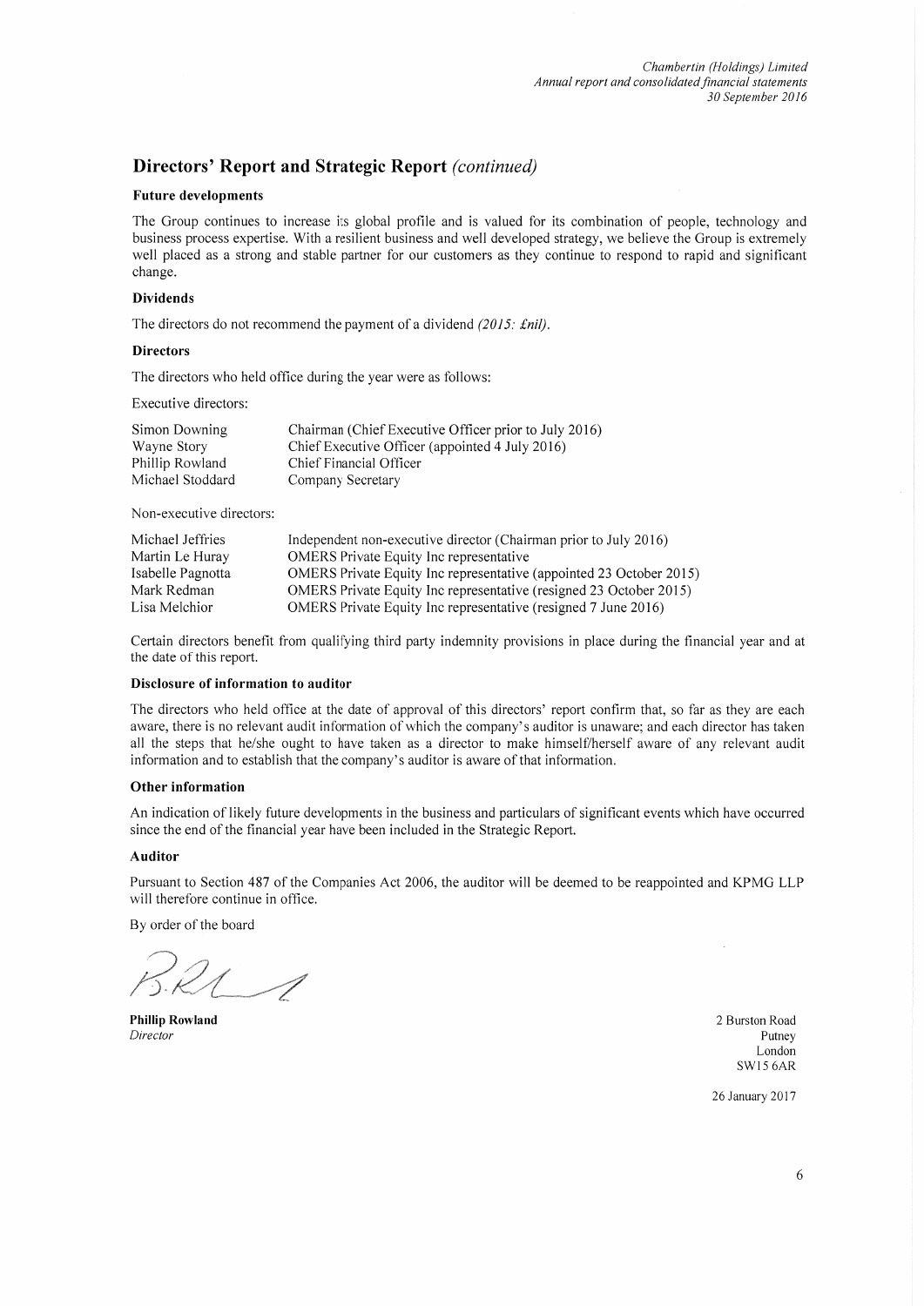## Directors' Report and Strategic Report *(continued)*

### Future developments

The Group continues to increase its global profile and is valued for its combination of people, technology and business process expertise. With a resilient business and well developed strategy, we believe the Group is extremely well placed as a strong and stable partner for our customers as they continue to respond to rapid and significant change.

### Dividends

The directors do not recommend the payment of a dividend *(2015: £nil)*.

### Directors

The directors who held office during the year were as follows:

Executive directors:

| | |
|---|---|
| Simon Downing | Chairman (Chief Executive Officer prior to July 2016) |
| Wayne Story | Chief Executive Officer (appointed 4 July 2016) |
| Phillip Rowland | Chief Financial Officer |
| Michael Stoddard | Company Secretary |

Non-executive directors:

| | |
|---|---|
| Michael Jeffries | Independent non-executive director (Chairman prior to July 2016) |
| Martin Le Huray | OMERS Private Equity Inc representative |
| Isabelle Pagnotta | OMERS Private Equity Inc representative (appointed 23 October 2015) |
| Mark Redman | OMERS Private Equity Inc representative (resigned 23 October 2015) |
| Lisa Melchior | OMERS Private Equity Inc representative (resigned 7 June 2016) |

Certain directors benefit from qualifying third party indemnity provisions in place during the financial year and at the date of this report.

### Disclosure of information to auditor

The directors who held office at the date of approval of this directors' report confirm that, so far as they are each aware, there is no relevant audit information of which the company's auditor is unaware; and each director has taken all the steps that he/she ought to have taken as a director to make himself/herself aware of any relevant audit information and to establish that the company's auditor is aware of that information.

### Other information

An indication of likely future developments in the business and particulars of significant events which have occurred since the end of the financial year have been included in the Strategic Report.

### Auditor

Pursuant to Section 487 of the Companies Act 2006, the auditor will be deemed to be reappointed and KPMG LLP will therefore continue in office.

By order of the board

**Phillip Rowland**
*Director*

2 Burston Road
Putney
London
SW15 6AR

26 January 2017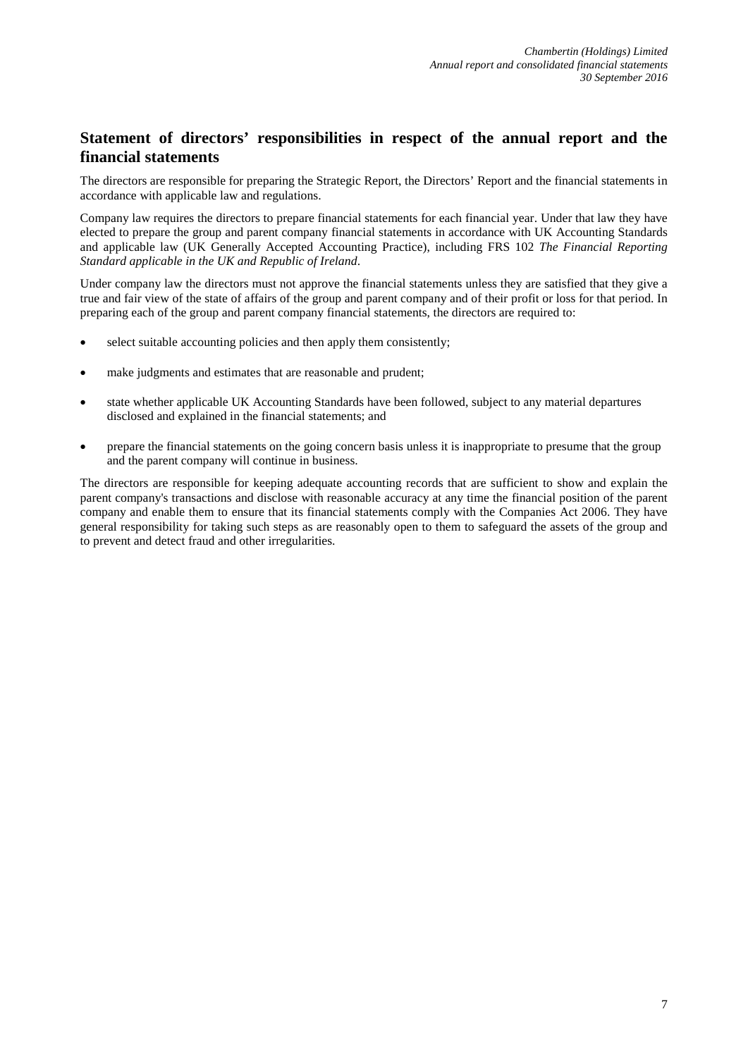## Statement of directors' responsibilities in respect of the annual report and the financial statements

The directors are responsible for preparing the Strategic Report, the Directors' Report and the financial statements in accordance with applicable law and regulations.

Company law requires the directors to prepare financial statements for each financial year. Under that law they have elected to prepare the group and parent company financial statements in accordance with UK Accounting Standards and applicable law (UK Generally Accepted Accounting Practice), including FRS 102 *The Financial Reporting Standard applicable in the UK and Republic of Ireland*.

Under company law the directors must not approve the financial statements unless they are satisfied that they give a true and fair view of the state of affairs of the group and parent company and of their profit or loss for that period. In preparing each of the group and parent company financial statements, the directors are required to:

- select suitable accounting policies and then apply them consistently;
- make judgments and estimates that are reasonable and prudent;
- state whether applicable UK Accounting Standards have been followed, subject to any material departures disclosed and explained in the financial statements; and
- prepare the financial statements on the going concern basis unless it is inappropriate to presume that the group and the parent company will continue in business.

The directors are responsible for keeping adequate accounting records that are sufficient to show and explain the parent company's transactions and disclose with reasonable accuracy at any time the financial position of the parent company and enable them to ensure that its financial statements comply with the Companies Act 2006. They have general responsibility for taking such steps as are reasonably open to them to safeguard the assets of the group and to prevent and detect fraud and other irregularities.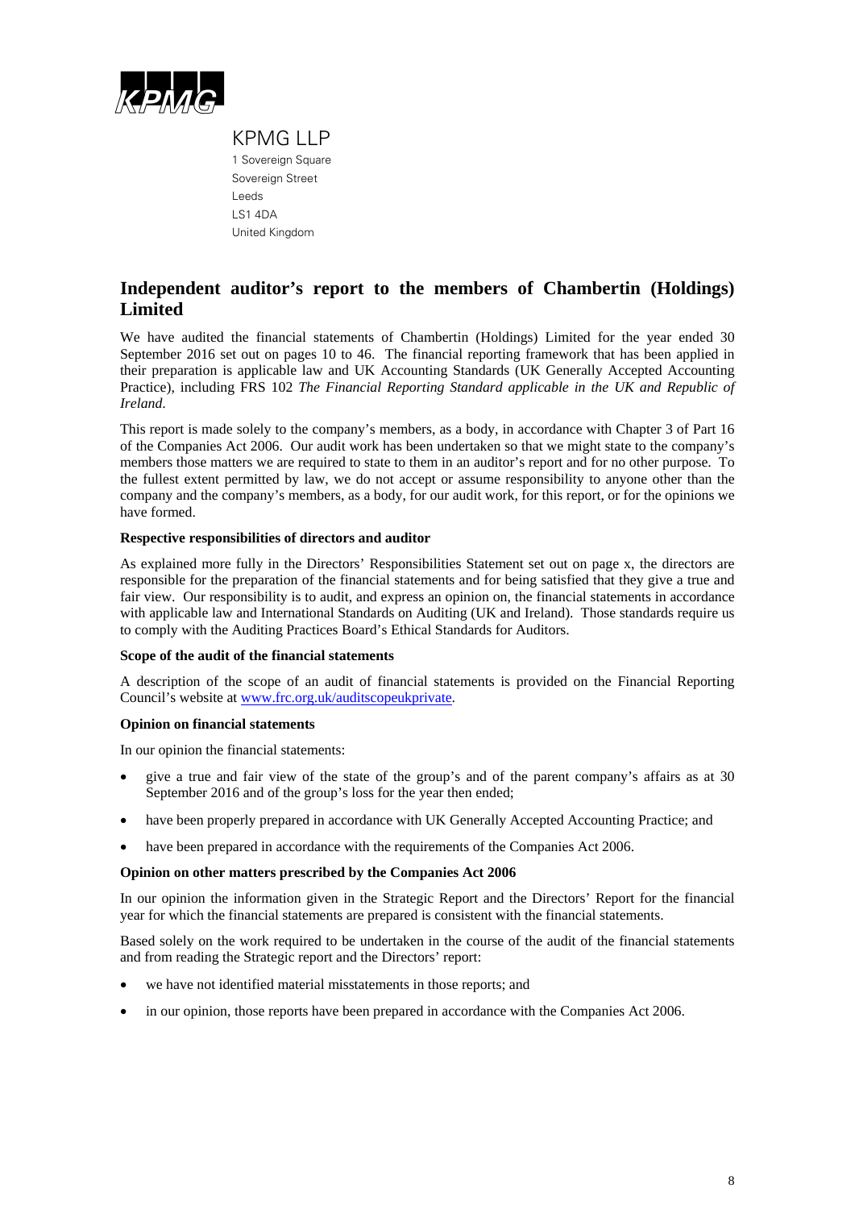KPMG

KPMG LLP
1 Sovereign Square
Sovereign Street
Leeds
LS1 4DA
United Kingdom

## Independent auditor's report to the members of Chambertin (Holdings) Limited

We have audited the financial statements of Chambertin (Holdings) Limited for the year ended 30 September 2016 set out on pages 10 to 46. The financial reporting framework that has been applied in their preparation is applicable law and UK Accounting Standards (UK Generally Accepted Accounting Practice), including FRS 102 *The Financial Reporting Standard applicable in the UK and Republic of Ireland.*

This report is made solely to the company's members, as a body, in accordance with Chapter 3 of Part 16 of the Companies Act 2006. Our audit work has been undertaken so that we might state to the company's members those matters we are required to state to them in an auditor's report and for no other purpose. To the fullest extent permitted by law, we do not accept or assume responsibility to anyone other than the company and the company's members, as a body, for our audit work, for this report, or for the opinions we have formed.

**Respective responsibilities of directors and auditor**

As explained more fully in the Directors' Responsibilities Statement set out on page x, the directors are responsible for the preparation of the financial statements and for being satisfied that they give a true and fair view. Our responsibility is to audit, and express an opinion on, the financial statements in accordance with applicable law and International Standards on Auditing (UK and Ireland). Those standards require us to comply with the Auditing Practices Board's Ethical Standards for Auditors.

**Scope of the audit of the financial statements**

A description of the scope of an audit of financial statements is provided on the Financial Reporting Council's website at www.frc.org.uk/auditscopeukprivate.

**Opinion on financial statements**

In our opinion the financial statements:

- give a true and fair view of the state of the group's and of the parent company's affairs as at 30 September 2016 and of the group's loss for the year then ended;
- have been properly prepared in accordance with UK Generally Accepted Accounting Practice; and
- have been prepared in accordance with the requirements of the Companies Act 2006.

**Opinion on other matters prescribed by the Companies Act 2006**

In our opinion the information given in the Strategic Report and the Directors' Report for the financial year for which the financial statements are prepared is consistent with the financial statements.

Based solely on the work required to be undertaken in the course of the audit of the financial statements and from reading the Strategic report and the Directors' report:

- we have not identified material misstatements in those reports; and
- in our opinion, those reports have been prepared in accordance with the Companies Act 2006.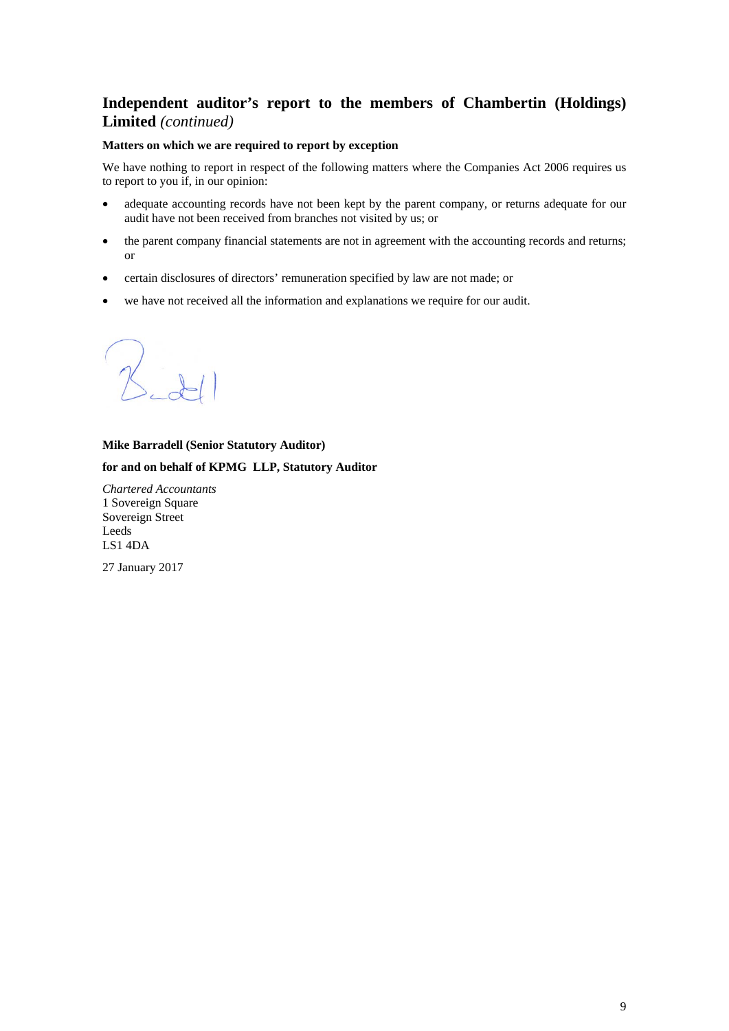## Independent auditor's report to the members of Chambertin (Holdings) Limited *(continued)*

**Matters on which we are required to report by exception**

We have nothing to report in respect of the following matters where the Companies Act 2006 requires us to report to you if, in our opinion:

- adequate accounting records have not been kept by the parent company, or returns adequate for our audit have not been received from branches not visited by us; or
- the parent company financial statements are not in agreement with the accounting records and returns; or
- certain disclosures of directors' remuneration specified by law are not made; or
- we have not received all the information and explanations we require for our audit.

**Mike Barradell (Senior Statutory Auditor)**

**for and on behalf of KPMG LLP, Statutory Auditor**

*Chartered Accountants*
1 Sovereign Square
Sovereign Street
Leeds
LS1 4DA

27 January 2017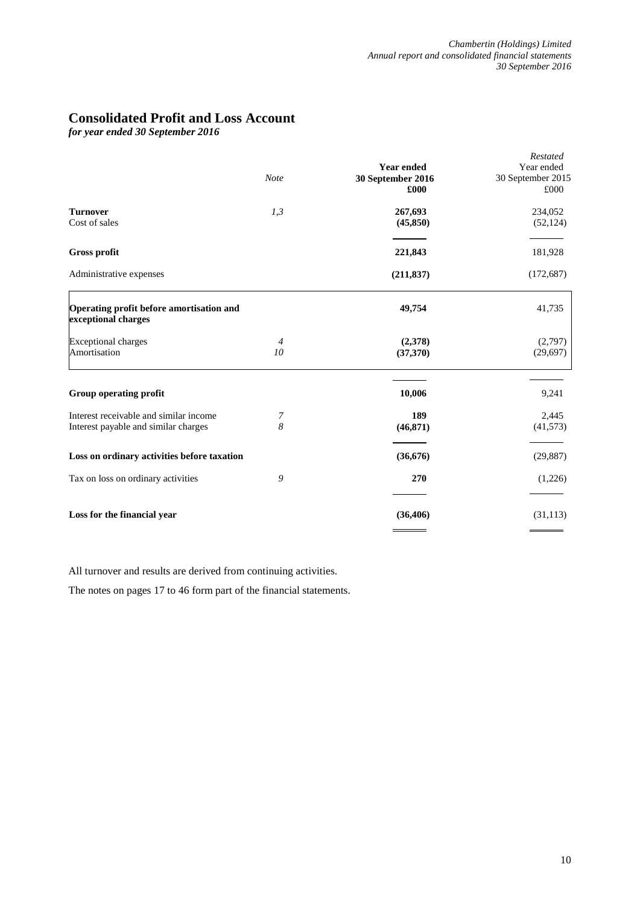# Consolidated Profit and Loss Account

*for year ended 30 September 2016*

| | *Note* | **Year ended 30 September 2016 £000** | *Restated* Year ended 30 September 2015 £000 |
|---|---|---|---|
| **Turnover** | *1,3* | **267,693** | 234,052 |
| Cost of sales | | **(45,850)** | (52,124) |
| **Gross profit** | | **221,843** | 181,928 |
| Administrative expenses | | **(211,837)** | (172,687) |
| **Operating profit before amortisation and exceptional charges** | | **49,754** | 41,735 |
| Exceptional charges | *4* | **(2,378)** | (2,797) |
| Amortisation | *10* | **(37,370)** | (29,697) |
| **Group operating profit** | | **10,006** | 9,241 |
| Interest receivable and similar income | *7* | **189** | 2,445 |
| Interest payable and similar charges | *8* | **(46,871)** | (41,573) |
| **Loss on ordinary activities before taxation** | | **(36,676)** | (29,887) |
| Tax on loss on ordinary activities | *9* | **270** | (1,226) |
| **Loss for the financial year** | | **(36,406)** | (31,113) |

All turnover and results are derived from continuing activities.

The notes on pages 17 to 46 form part of the financial statements.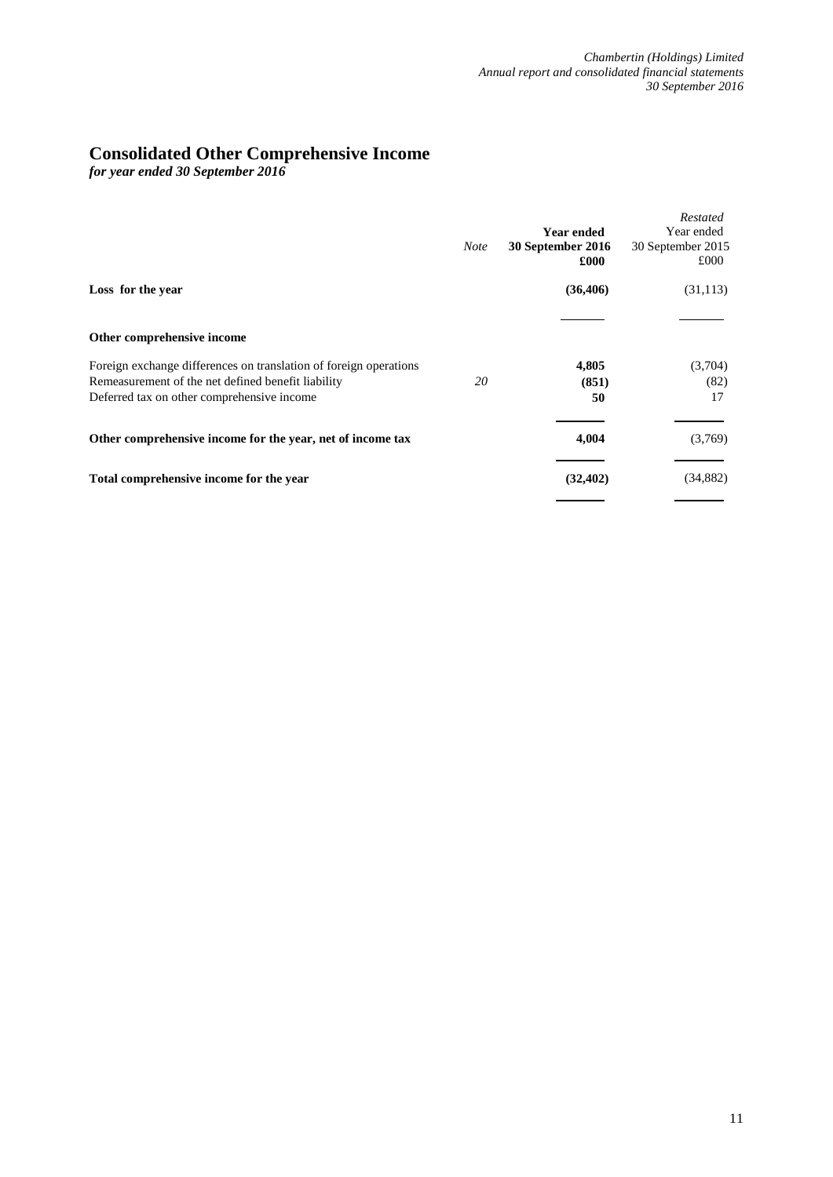# Consolidated Other Comprehensive Income

*for year ended 30 September 2016*

| | *Note* | **Year ended 30 September 2016 £000** | *Restated* Year ended 30 September 2015 £000 |
|---|---|---|---|
| **Loss for the year** | | **(36,406)** | (31,113) |
| **Other comprehensive income** | | | |
| Foreign exchange differences on translation of foreign operations | | **4,805** | (3,704) |
| Remeasurement of the net defined benefit liability | *20* | **(851)** | (82) |
| Deferred tax on other comprehensive income | | **50** | 17 |
| **Other comprehensive income for the year, net of income tax** | | **4,004** | (3,769) |
| **Total comprehensive income for the year** | | **(32,402)** | (34,882) |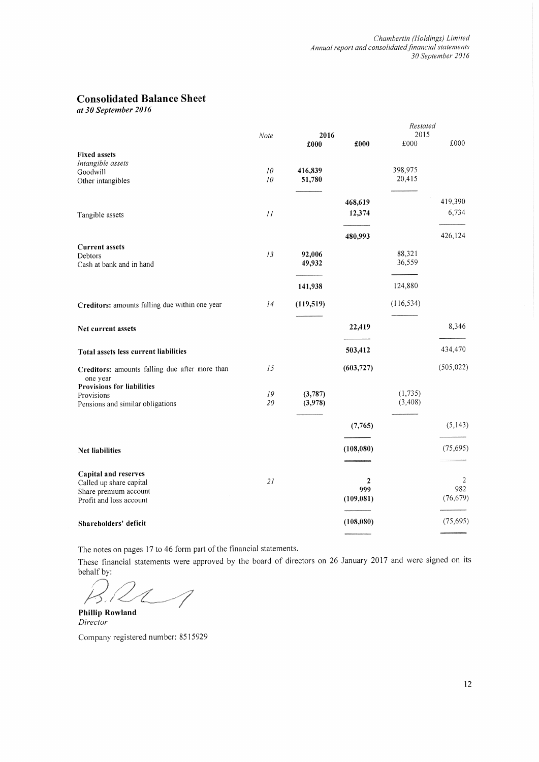## Consolidated Balance Sheet

*at 30 September 2016*

| | Note | 2016 £000 | 2016 £000 | *Restated* 2015 £000 | *Restated* 2015 £000 |
|---|---|---|---|---|---|
| **Fixed assets** | | | | | |
| *Intangible assets* | | | | | |
| Goodwill | *10* | **416,839** | | 398,975 | |
| Other intangibles | *10* | **51,780** | | 20,415 | |
| | | | **468,619** | | 419,390 |
| Tangible assets | *11* | | **12,374** | | 6,734 |
| | | | **480,993** | | 426,124 |
| **Current assets** | | | | | |
| Debtors | *13* | **92,006** | | 88,321 | |
| Cash at bank and in hand | | **49,932** | | 36,559 | |
| | | **141,938** | | 124,880 | |
| **Creditors:** amounts falling due within one year | *14* | **(119,519)** | | (116,534) | |
| **Net current assets** | | | **22,419** | | 8,346 |
| **Total assets less current liabilities** | | | **503,412** | | 434,470 |
| **Creditors:** amounts falling due after more than one year | *15* | | **(603,727)** | | (505,022) |
| **Provisions for liabilities** | | | | | |
| Provisions | *19* | **(3,787)** | | (1,735) | |
| Pensions and similar obligations | *20* | **(3,978)** | | (3,408) | |
| | | | **(7,765)** | | (5,143) |
| **Net liabilities** | | | **(108,080)** | | (75,695) |
| **Capital and reserves** | | | | | |
| Called up share capital | *21* | | **2** | | 2 |
| Share premium account | | | **999** | | 982 |
| Profit and loss account | | | **(109,081)** | | (76,679) |
| **Shareholders' deficit** | | | **(108,080)** | | (75,695) |

The notes on pages 17 to 46 form part of the financial statements.

These financial statements were approved by the board of directors on 26 January 2017 and were signed on its behalf by:

**Phillip Rowland**
*Director*

Company registered number: 8515929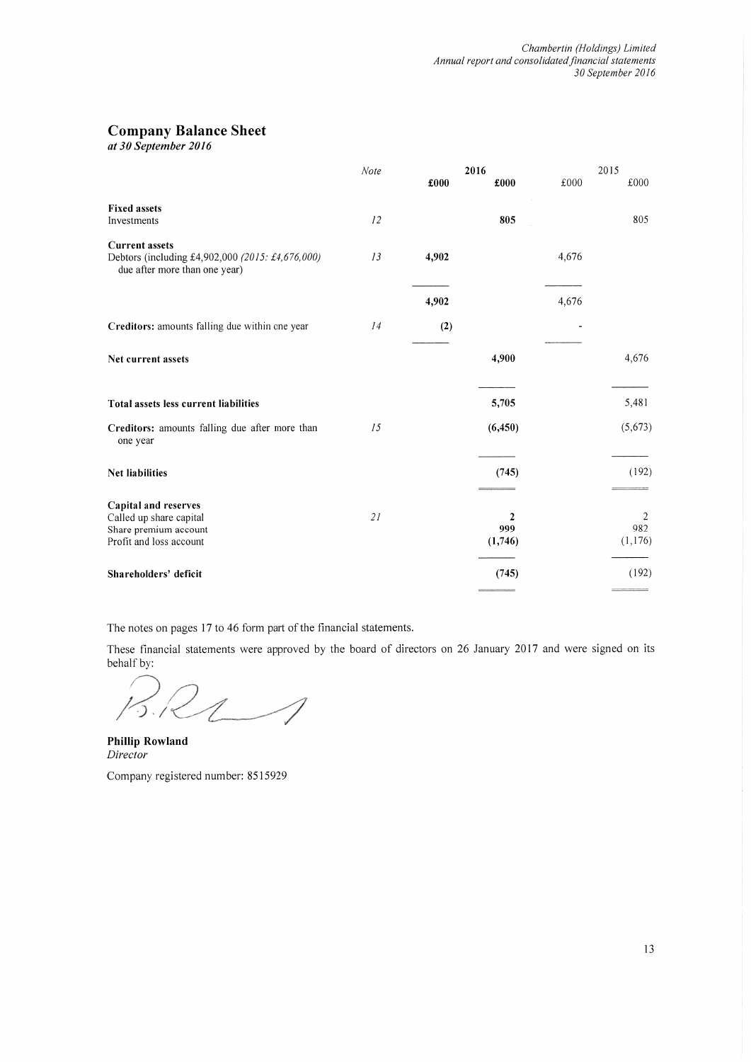# Company Balance Sheet

*at 30 September 2016*

| | Note | 2016 £000 | 2016 £000 | 2015 £000 | 2015 £000 |
|---|---|---|---|---|---|
| **Fixed assets** | | | | | |
| Investments | *12* | | **805** | | 805 |
| **Current assets** | | | | | |
| Debtors (including £4,902,000 *(2015: £4,676,000)* due after more than one year) | *13* | **4,902** | | 4,676 | |
| | | **4,902** | | 4,676 | |
| **Creditors:** amounts falling due within one year | *14* | **(2)** | | - | |
| **Net current assets** | | | **4,900** | | 4,676 |
| **Total assets less current liabilities** | | | **5,705** | | 5,481 |
| **Creditors:** amounts falling due after more than one year | *15* | | **(6,450)** | | (5,673) |
| **Net liabilities** | | | **(745)** | | (192) |
| **Capital and reserves** | | | | | |
| Called up share capital | *21* | | **2** | | 2 |
| Share premium account | | | **999** | | 982 |
| Profit and loss account | | | **(1,746)** | | (1,176) |
| **Shareholders' deficit** | | | **(745)** | | (192) |

The notes on pages 17 to 46 form part of the financial statements.

These financial statements were approved by the board of directors on 26 January 2017 and were signed on its behalf by:

**Phillip Rowland**
*Director*

Company registered number: 8515929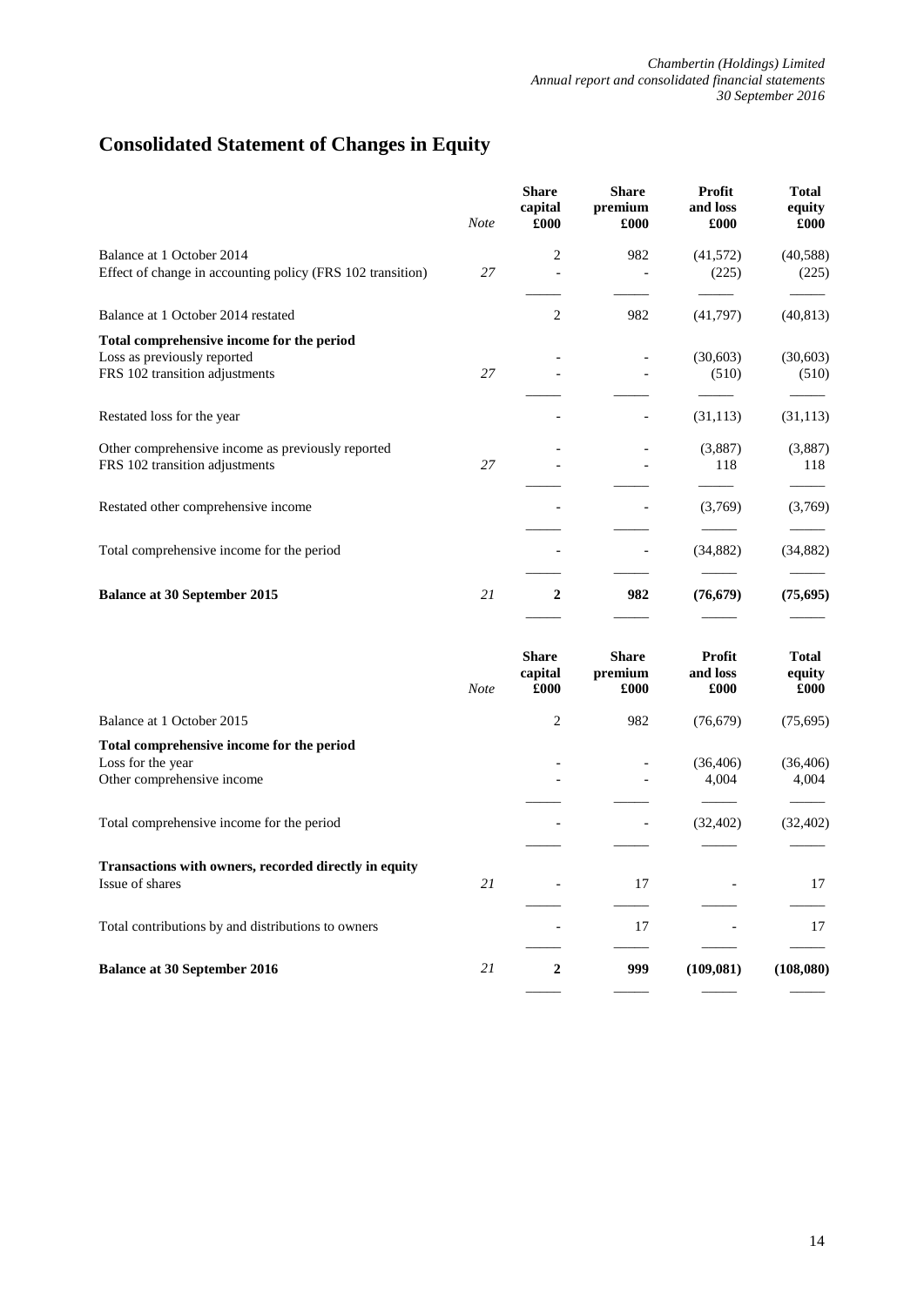# Consolidated Statement of Changes in Equity

| | *Note* | **Share capital £000** | **Share premium £000** | **Profit and loss £000** | **Total equity £000** |
|---|---|---|---|---|---|
| Balance at 1 October 2014 | | 2 | 982 | (41,572) | (40,588) |
| Effect of change in accounting policy (FRS 102 transition) | *27* | - | - | (225) | (225) |
| Balance at 1 October 2014 restated | | 2 | 982 | (41,797) | (40,813) |
| **Total comprehensive income for the period** | | | | | |
| Loss as previously reported | | - | - | (30,603) | (30,603) |
| FRS 102 transition adjustments | *27* | - | - | (510) | (510) |
| Restated loss for the year | | - | - | (31,113) | (31,113) |
| Other comprehensive income as previously reported | | - | - | (3,887) | (3,887) |
| FRS 102 transition adjustments | *27* | - | - | 118 | 118 |
| Restated other comprehensive income | | - | - | (3,769) | (3,769) |
| Total comprehensive income for the period | | - | - | (34,882) | (34,882) |
| **Balance at 30 September 2015** | *21* | **2** | **982** | **(76,679)** | **(75,695)** |

| | *Note* | **Share capital £000** | **Share premium £000** | **Profit and loss £000** | **Total equity £000** |
|---|---|---|---|---|---|
| Balance at 1 October 2015 | | 2 | 982 | (76,679) | (75,695) |
| **Total comprehensive income for the period** | | | | | |
| Loss for the year | | - | - | (36,406) | (36,406) |
| Other comprehensive income | | - | - | 4,004 | 4,004 |
| Total comprehensive income for the period | | - | - | (32,402) | (32,402) |
| **Transactions with owners, recorded directly in equity** | | | | | |
| Issue of shares | *21* | - | 17 | - | 17 |
| Total contributions by and distributions to owners | | - | 17 | - | 17 |
| **Balance at 30 September 2016** | *21* | **2** | **999** | **(109,081)** | **(108,080)** |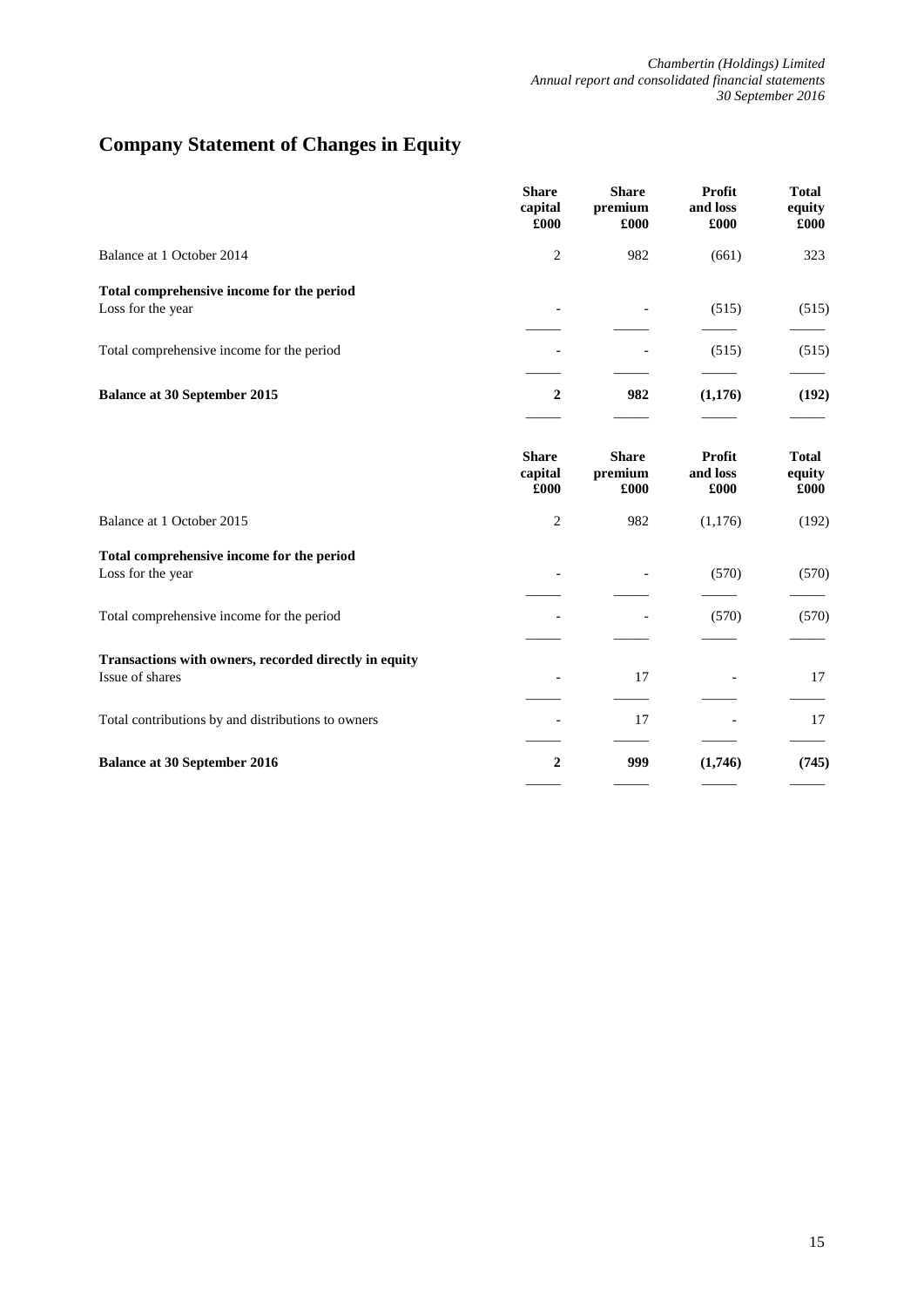# Company Statement of Changes in Equity

| | Share capital £000 | Share premium £000 | Profit and loss £000 | Total equity £000 |
|---|---|---|---|---|
| Balance at 1 October 2014 | 2 | 982 | (661) | 323 |
| **Total comprehensive income for the period** | | | | |
| Loss for the year | - | - | (515) | (515) |
| Total comprehensive income for the period | - | - | (515) | (515) |
| **Balance at 30 September 2015** | **2** | **982** | **(1,176)** | **(192)** |

| | Share capital £000 | Share premium £000 | Profit and loss £000 | Total equity £000 |
|---|---|---|---|---|
| Balance at 1 October 2015 | 2 | 982 | (1,176) | (192) |
| **Total comprehensive income for the period** | | | | |
| Loss for the year | - | - | (570) | (570) |
| Total comprehensive income for the period | - | - | (570) | (570) |
| **Transactions with owners, recorded directly in equity** | | | | |
| Issue of shares | - | 17 | - | 17 |
| Total contributions by and distributions to owners | - | 17 | - | 17 |
| **Balance at 30 September 2016** | **2** | **999** | **(1,746)** | **(745)** |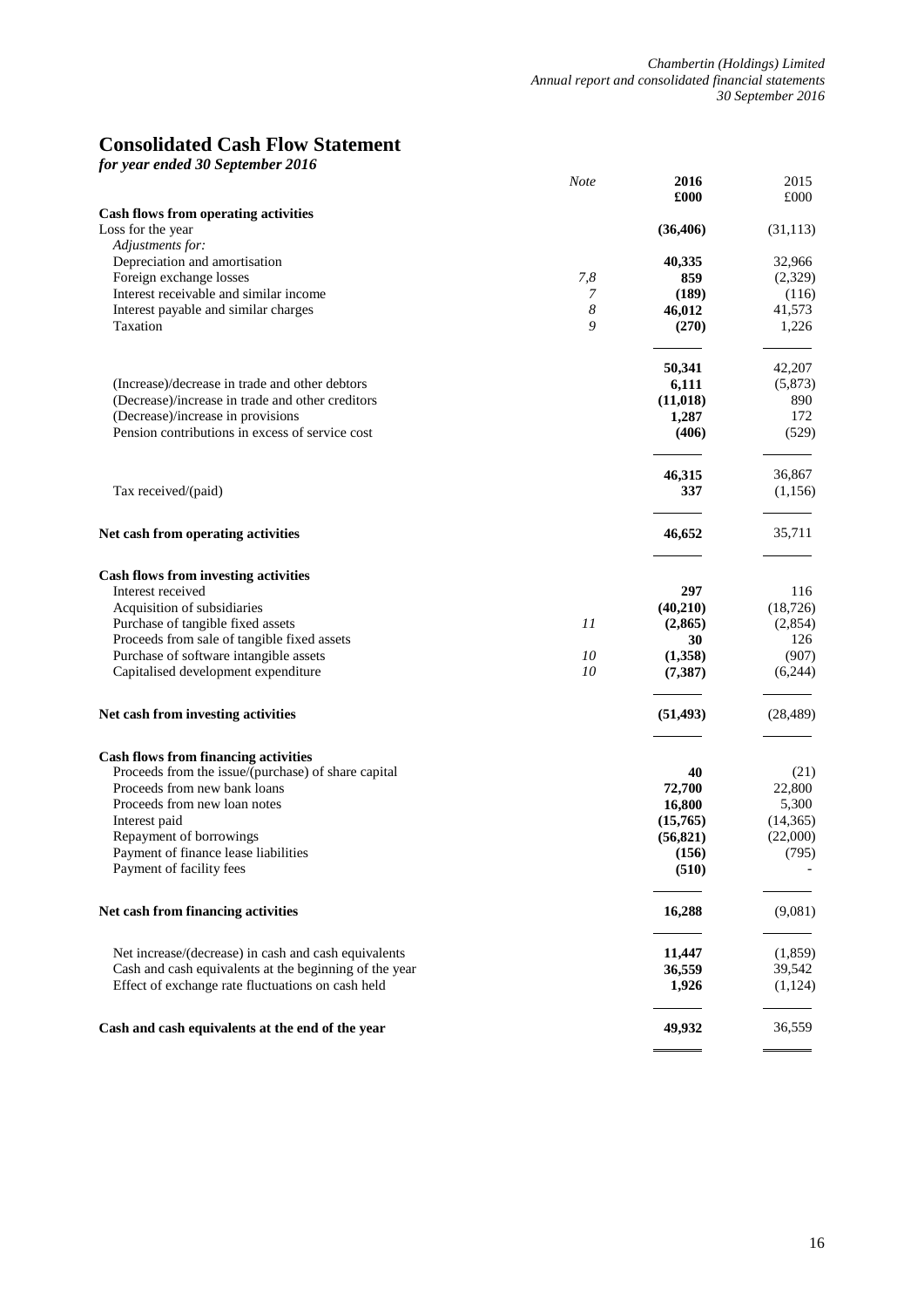# Consolidated Cash Flow Statement

*for year ended 30 September 2016*

| | *Note* | **2016 £000** | 2015 £000 |
|---|---|---|---|
| **Cash flows from operating activities** | | | |
| Loss for the year | | **(36,406)** | (31,113) |
| *Adjustments for:* | | | |
| Depreciation and amortisation | | **40,335** | 32,966 |
| Foreign exchange losses | *7,8* | **859** | (2,329) |
| Interest receivable and similar income | *7* | **(189)** | (116) |
| Interest payable and similar charges | *8* | **46,012** | 41,573 |
| Taxation | *9* | **(270)** | 1,226 |
| | | **50,341** | 42,207 |
| (Increase)/decrease in trade and other debtors | | **6,111** | (5,873) |
| (Decrease)/increase in trade and other creditors | | **(11,018)** | 890 |
| (Decrease)/increase in provisions | | **1,287** | 172 |
| Pension contributions in excess of service cost | | **(406)** | (529) |
| | | **46,315** | 36,867 |
| Tax received/(paid) | | **337** | (1,156) |
| **Net cash from operating activities** | | **46,652** | 35,711 |
| **Cash flows from investing activities** | | | |
| Interest received | | **297** | 116 |
| Acquisition of subsidiaries | | **(40,210)** | (18,726) |
| Purchase of tangible fixed assets | *11* | **(2,865)** | (2,854) |
| Proceeds from sale of tangible fixed assets | | **30** | 126 |
| Purchase of software intangible assets | *10* | **(1,358)** | (907) |
| Capitalised development expenditure | *10* | **(7,387)** | (6,244) |
| **Net cash from investing activities** | | **(51,493)** | (28,489) |
| **Cash flows from financing activities** | | | |
| Proceeds from the issue/(purchase) of share capital | | **40** | (21) |
| Proceeds from new bank loans | | **72,700** | 22,800 |
| Proceeds from new loan notes | | **16,800** | 5,300 |
| Interest paid | | **(15,765)** | (14,365) |
| Repayment of borrowings | | **(56,821)** | (22,000) |
| Payment of finance lease liabilities | | **(156)** | (795) |
| Payment of facility fees | | **(510)** | - |
| **Net cash from financing activities** | | **16,288** | (9,081) |
| Net increase/(decrease) in cash and cash equivalents | | **11,447** | (1,859) |
| Cash and cash equivalents at the beginning of the year | | **36,559** | 39,542 |
| Effect of exchange rate fluctuations on cash held | | **1,926** | (1,124) |
| **Cash and cash equivalents at the end of the year** | | **49,932** | 36,559 |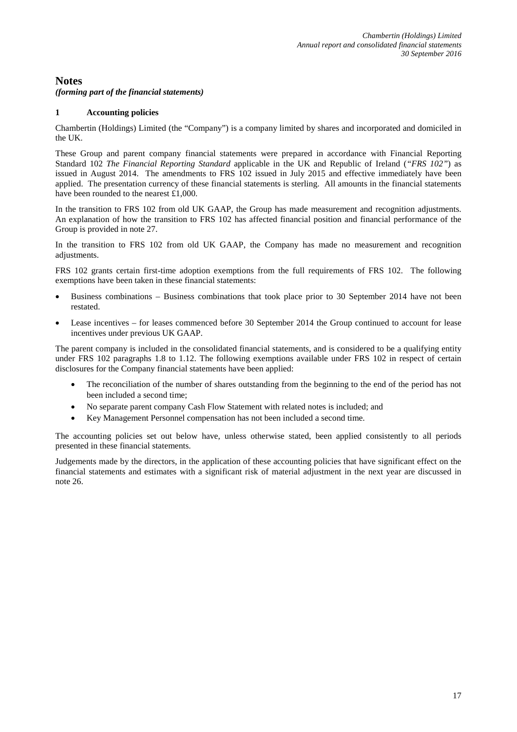# Notes

*(forming part of the financial statements)*

## 1 Accounting policies

Chambertin (Holdings) Limited (the "Company") is a company limited by shares and incorporated and domiciled in the UK.

These Group and parent company financial statements were prepared in accordance with Financial Reporting Standard 102 *The Financial Reporting Standard* applicable in the UK and Republic of Ireland (*"FRS 102"*) as issued in August 2014. The amendments to FRS 102 issued in July 2015 and effective immediately have been applied. The presentation currency of these financial statements is sterling. All amounts in the financial statements have been rounded to the nearest £1,000.

In the transition to FRS 102 from old UK GAAP, the Group has made measurement and recognition adjustments. An explanation of how the transition to FRS 102 has affected financial position and financial performance of the Group is provided in note 27.

In the transition to FRS 102 from old UK GAAP, the Company has made no measurement and recognition adjustments.

FRS 102 grants certain first-time adoption exemptions from the full requirements of FRS 102. The following exemptions have been taken in these financial statements:

- Business combinations – Business combinations that took place prior to 30 September 2014 have not been restated.
- Lease incentives – for leases commenced before 30 September 2014 the Group continued to account for lease incentives under previous UK GAAP.

The parent company is included in the consolidated financial statements, and is considered to be a qualifying entity under FRS 102 paragraphs 1.8 to 1.12. The following exemptions available under FRS 102 in respect of certain disclosures for the Company financial statements have been applied:

- The reconciliation of the number of shares outstanding from the beginning to the end of the period has not been included a second time;
- No separate parent company Cash Flow Statement with related notes is included; and
- Key Management Personnel compensation has not been included a second time.

The accounting policies set out below have, unless otherwise stated, been applied consistently to all periods presented in these financial statements.

Judgements made by the directors, in the application of these accounting policies that have significant effect on the financial statements and estimates with a significant risk of material adjustment in the next year are discussed in note 26.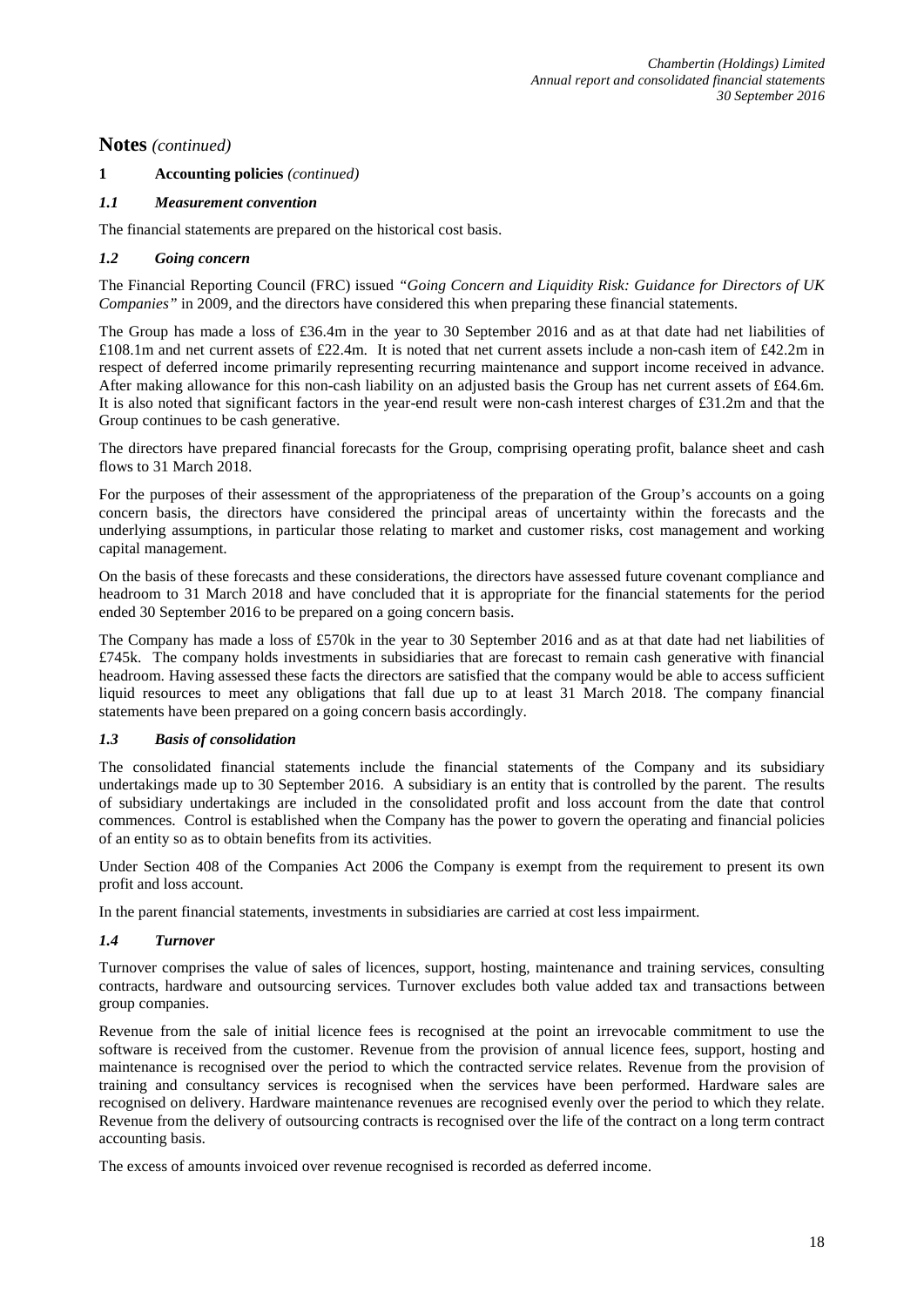## Notes *(continued)*

### 1 Accounting policies *(continued)*

#### *1.1 Measurement convention*

The financial statements are prepared on the historical cost basis.

#### *1.2 Going concern*

The Financial Reporting Council (FRC) issued *"Going Concern and Liquidity Risk: Guidance for Directors of UK Companies"* in 2009, and the directors have considered this when preparing these financial statements.

The Group has made a loss of £36.4m in the year to 30 September 2016 and as at that date had net liabilities of £108.1m and net current assets of £22.4m. It is noted that net current assets include a non-cash item of £42.2m in respect of deferred income primarily representing recurring maintenance and support income received in advance. After making allowance for this non-cash liability on an adjusted basis the Group has net current assets of £64.6m. It is also noted that significant factors in the year-end result were non-cash interest charges of £31.2m and that the Group continues to be cash generative.

The directors have prepared financial forecasts for the Group, comprising operating profit, balance sheet and cash flows to 31 March 2018.

For the purposes of their assessment of the appropriateness of the preparation of the Group's accounts on a going concern basis, the directors have considered the principal areas of uncertainty within the forecasts and the underlying assumptions, in particular those relating to market and customer risks, cost management and working capital management.

On the basis of these forecasts and these considerations, the directors have assessed future covenant compliance and headroom to 31 March 2018 and have concluded that it is appropriate for the financial statements for the period ended 30 September 2016 to be prepared on a going concern basis.

The Company has made a loss of £570k in the year to 30 September 2016 and as at that date had net liabilities of £745k. The company holds investments in subsidiaries that are forecast to remain cash generative with financial headroom. Having assessed these facts the directors are satisfied that the company would be able to access sufficient liquid resources to meet any obligations that fall due up to at least 31 March 2018. The company financial statements have been prepared on a going concern basis accordingly.

#### *1.3 Basis of consolidation*

The consolidated financial statements include the financial statements of the Company and its subsidiary undertakings made up to 30 September 2016. A subsidiary is an entity that is controlled by the parent. The results of subsidiary undertakings are included in the consolidated profit and loss account from the date that control commences. Control is established when the Company has the power to govern the operating and financial policies of an entity so as to obtain benefits from its activities.

Under Section 408 of the Companies Act 2006 the Company is exempt from the requirement to present its own profit and loss account.

In the parent financial statements, investments in subsidiaries are carried at cost less impairment.

#### *1.4 Turnover*

Turnover comprises the value of sales of licences, support, hosting, maintenance and training services, consulting contracts, hardware and outsourcing services. Turnover excludes both value added tax and transactions between group companies.

Revenue from the sale of initial licence fees is recognised at the point an irrevocable commitment to use the software is received from the customer. Revenue from the provision of annual licence fees, support, hosting and maintenance is recognised over the period to which the contracted service relates. Revenue from the provision of training and consultancy services is recognised when the services have been performed. Hardware sales are recognised on delivery. Hardware maintenance revenues are recognised evenly over the period to which they relate. Revenue from the delivery of outsourcing contracts is recognised over the life of the contract on a long term contract accounting basis.

The excess of amounts invoiced over revenue recognised is recorded as deferred income.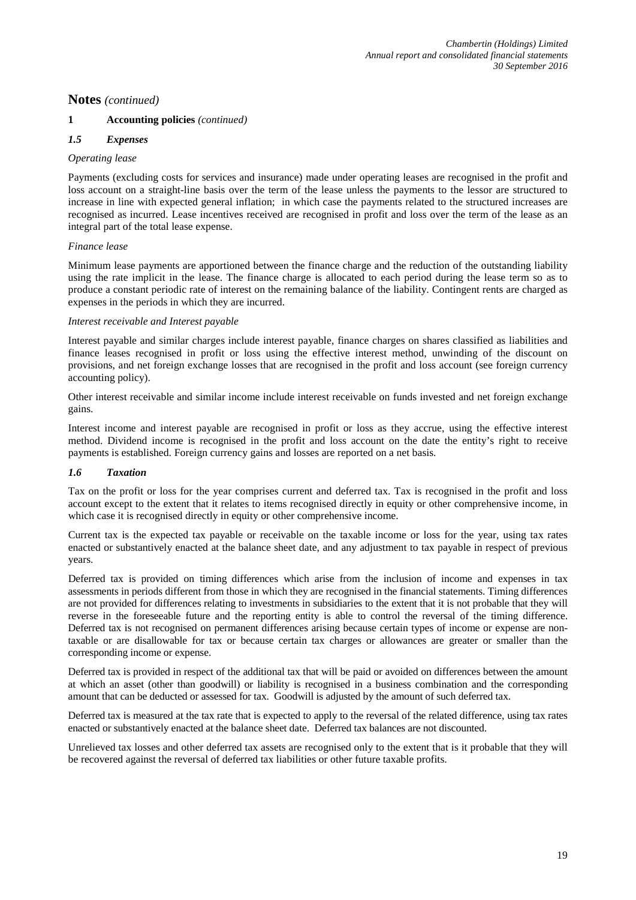## Notes *(continued)*

### 1 Accounting policies *(continued)*

#### *1.5 Expenses*

*Operating lease*

Payments (excluding costs for services and insurance) made under operating leases are recognised in the profit and loss account on a straight-line basis over the term of the lease unless the payments to the lessor are structured to increase in line with expected general inflation; in which case the payments related to the structured increases are recognised as incurred. Lease incentives received are recognised in profit and loss over the term of the lease as an integral part of the total lease expense.

*Finance lease*

Minimum lease payments are apportioned between the finance charge and the reduction of the outstanding liability using the rate implicit in the lease. The finance charge is allocated to each period during the lease term so as to produce a constant periodic rate of interest on the remaining balance of the liability. Contingent rents are charged as expenses in the periods in which they are incurred.

*Interest receivable and Interest payable*

Interest payable and similar charges include interest payable, finance charges on shares classified as liabilities and finance leases recognised in profit or loss using the effective interest method, unwinding of the discount on provisions, and net foreign exchange losses that are recognised in the profit and loss account (see foreign currency accounting policy).

Other interest receivable and similar income include interest receivable on funds invested and net foreign exchange gains.

Interest income and interest payable are recognised in profit or loss as they accrue, using the effective interest method. Dividend income is recognised in the profit and loss account on the date the entity's right to receive payments is established. Foreign currency gains and losses are reported on a net basis.

#### *1.6 Taxation*

Tax on the profit or loss for the year comprises current and deferred tax. Tax is recognised in the profit and loss account except to the extent that it relates to items recognised directly in equity or other comprehensive income, in which case it is recognised directly in equity or other comprehensive income.

Current tax is the expected tax payable or receivable on the taxable income or loss for the year, using tax rates enacted or substantively enacted at the balance sheet date, and any adjustment to tax payable in respect of previous years.

Deferred tax is provided on timing differences which arise from the inclusion of income and expenses in tax assessments in periods different from those in which they are recognised in the financial statements. Timing differences are not provided for differences relating to investments in subsidiaries to the extent that it is not probable that they will reverse in the foreseeable future and the reporting entity is able to control the reversal of the timing difference. Deferred tax is not recognised on permanent differences arising because certain types of income or expense are non-taxable or are disallowable for tax or because certain tax charges or allowances are greater or smaller than the corresponding income or expense.

Deferred tax is provided in respect of the additional tax that will be paid or avoided on differences between the amount at which an asset (other than goodwill) or liability is recognised in a business combination and the corresponding amount that can be deducted or assessed for tax. Goodwill is adjusted by the amount of such deferred tax.

Deferred tax is measured at the tax rate that is expected to apply to the reversal of the related difference, using tax rates enacted or substantively enacted at the balance sheet date. Deferred tax balances are not discounted.

Unrelieved tax losses and other deferred tax assets are recognised only to the extent that is it probable that they will be recovered against the reversal of deferred tax liabilities or other future taxable profits.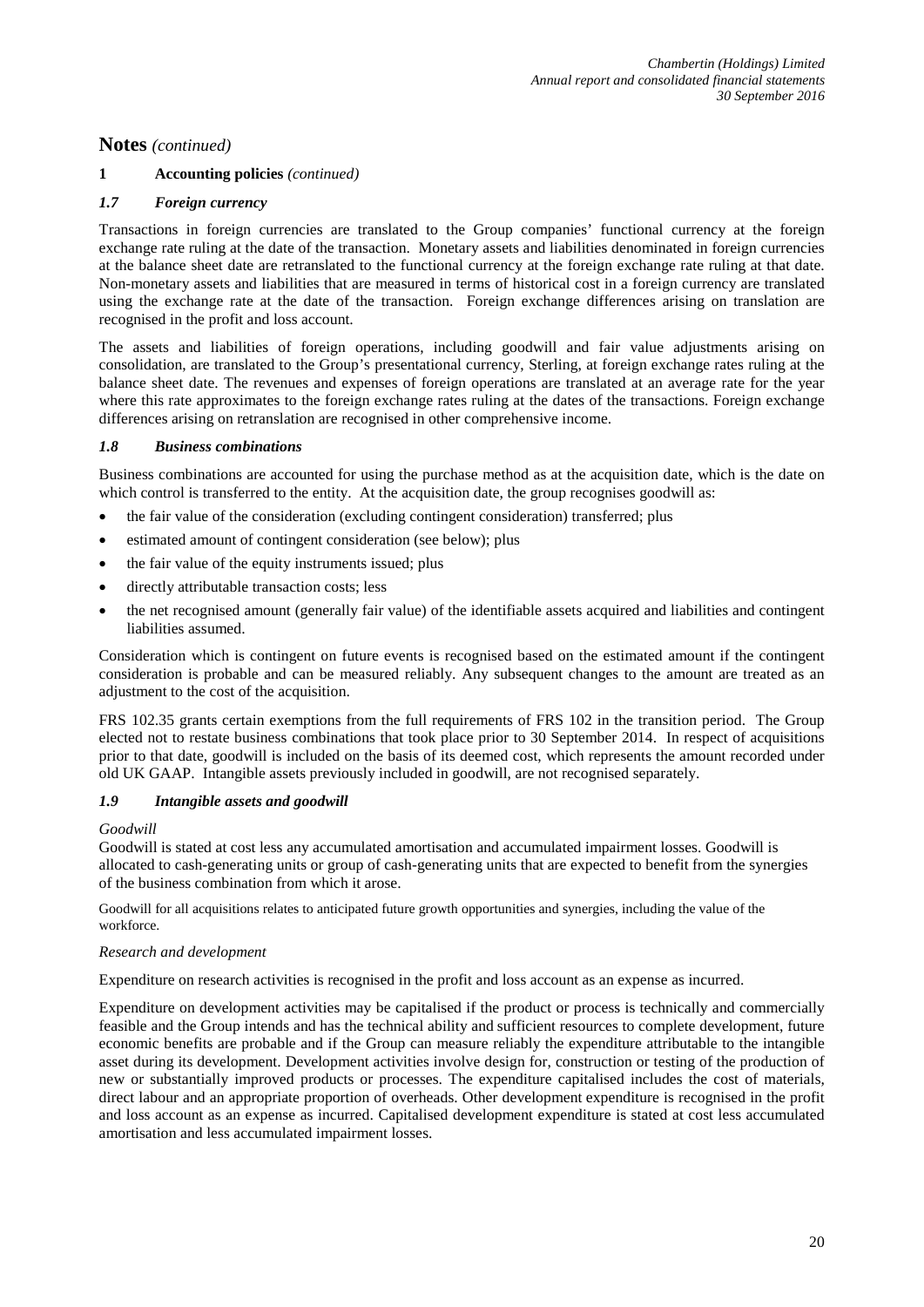## Notes *(continued)*

### 1 Accounting policies *(continued)*

### *1.7 Foreign currency*

Transactions in foreign currencies are translated to the Group companies' functional currency at the foreign exchange rate ruling at the date of the transaction. Monetary assets and liabilities denominated in foreign currencies at the balance sheet date are retranslated to the functional currency at the foreign exchange rate ruling at that date. Non-monetary assets and liabilities that are measured in terms of historical cost in a foreign currency are translated using the exchange rate at the date of the transaction. Foreign exchange differences arising on translation are recognised in the profit and loss account.

The assets and liabilities of foreign operations, including goodwill and fair value adjustments arising on consolidation, are translated to the Group's presentational currency, Sterling, at foreign exchange rates ruling at the balance sheet date. The revenues and expenses of foreign operations are translated at an average rate for the year where this rate approximates to the foreign exchange rates ruling at the dates of the transactions. Foreign exchange differences arising on retranslation are recognised in other comprehensive income.

### *1.8 Business combinations*

Business combinations are accounted for using the purchase method as at the acquisition date, which is the date on which control is transferred to the entity. At the acquisition date, the group recognises goodwill as:

- the fair value of the consideration (excluding contingent consideration) transferred; plus
- estimated amount of contingent consideration (see below); plus
- the fair value of the equity instruments issued; plus
- directly attributable transaction costs; less
- the net recognised amount (generally fair value) of the identifiable assets acquired and liabilities and contingent liabilities assumed.

Consideration which is contingent on future events is recognised based on the estimated amount if the contingent consideration is probable and can be measured reliably. Any subsequent changes to the amount are treated as an adjustment to the cost of the acquisition.

FRS 102.35 grants certain exemptions from the full requirements of FRS 102 in the transition period. The Group elected not to restate business combinations that took place prior to 30 September 2014. In respect of acquisitions prior to that date, goodwill is included on the basis of its deemed cost, which represents the amount recorded under old UK GAAP. Intangible assets previously included in goodwill, are not recognised separately.

### *1.9 Intangible assets and goodwill*

*Goodwill*

Goodwill is stated at cost less any accumulated amortisation and accumulated impairment losses. Goodwill is allocated to cash-generating units or group of cash-generating units that are expected to benefit from the synergies of the business combination from which it arose.

Goodwill for all acquisitions relates to anticipated future growth opportunities and synergies, including the value of the workforce.

*Research and development*

Expenditure on research activities is recognised in the profit and loss account as an expense as incurred.

Expenditure on development activities may be capitalised if the product or process is technically and commercially feasible and the Group intends and has the technical ability and sufficient resources to complete development, future economic benefits are probable and if the Group can measure reliably the expenditure attributable to the intangible asset during its development. Development activities involve design for, construction or testing of the production of new or substantially improved products or processes. The expenditure capitalised includes the cost of materials, direct labour and an appropriate proportion of overheads. Other development expenditure is recognised in the profit and loss account as an expense as incurred. Capitalised development expenditure is stated at cost less accumulated amortisation and less accumulated impairment losses.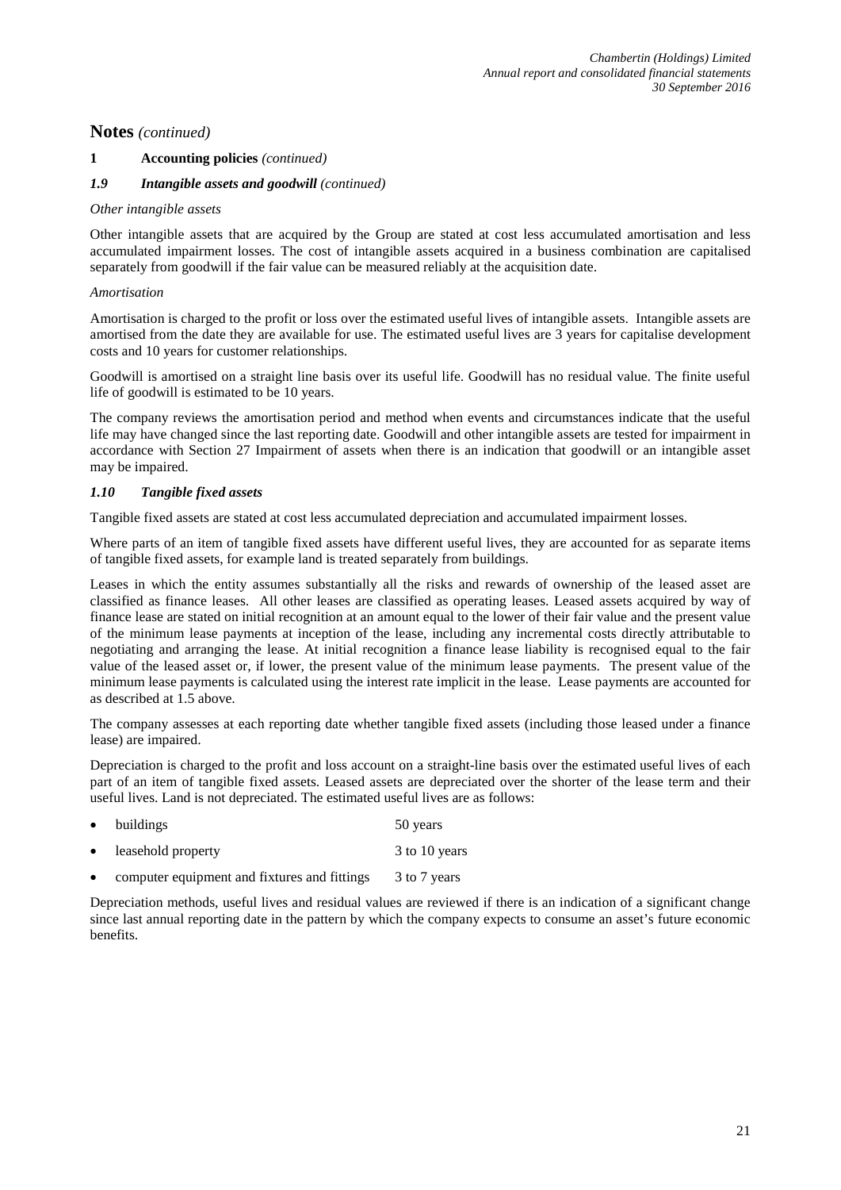## Notes *(continued)*

### 1 Accounting policies *(continued)*

#### *1.9 Intangible assets and goodwill (continued)*

*Other intangible assets*

Other intangible assets that are acquired by the Group are stated at cost less accumulated amortisation and less accumulated impairment losses. The cost of intangible assets acquired in a business combination are capitalised separately from goodwill if the fair value can be measured reliably at the acquisition date.

*Amortisation*

Amortisation is charged to the profit or loss over the estimated useful lives of intangible assets. Intangible assets are amortised from the date they are available for use. The estimated useful lives are 3 years for capitalise development costs and 10 years for customer relationships.

Goodwill is amortised on a straight line basis over its useful life. Goodwill has no residual value. The finite useful life of goodwill is estimated to be 10 years.

The company reviews the amortisation period and method when events and circumstances indicate that the useful life may have changed since the last reporting date. Goodwill and other intangible assets are tested for impairment in accordance with Section 27 Impairment of assets when there is an indication that goodwill or an intangible asset may be impaired.

#### *1.10 Tangible fixed assets*

Tangible fixed assets are stated at cost less accumulated depreciation and accumulated impairment losses.

Where parts of an item of tangible fixed assets have different useful lives, they are accounted for as separate items of tangible fixed assets, for example land is treated separately from buildings.

Leases in which the entity assumes substantially all the risks and rewards of ownership of the leased asset are classified as finance leases. All other leases are classified as operating leases. Leased assets acquired by way of finance lease are stated on initial recognition at an amount equal to the lower of their fair value and the present value of the minimum lease payments at inception of the lease, including any incremental costs directly attributable to negotiating and arranging the lease. At initial recognition a finance lease liability is recognised equal to the fair value of the leased asset or, if lower, the present value of the minimum lease payments. The present value of the minimum lease payments is calculated using the interest rate implicit in the lease. Lease payments are accounted for as described at 1.5 above.

The company assesses at each reporting date whether tangible fixed assets (including those leased under a finance lease) are impaired.

Depreciation is charged to the profit and loss account on a straight-line basis over the estimated useful lives of each part of an item of tangible fixed assets. Leased assets are depreciated over the shorter of the lease term and their useful lives. Land is not depreciated. The estimated useful lives are as follows:

- buildings 50 years
- leasehold property 3 to 10 years
- computer equipment and fixtures and fittings 3 to 7 years

Depreciation methods, useful lives and residual values are reviewed if there is an indication of a significant change since last annual reporting date in the pattern by which the company expects to consume an asset's future economic benefits.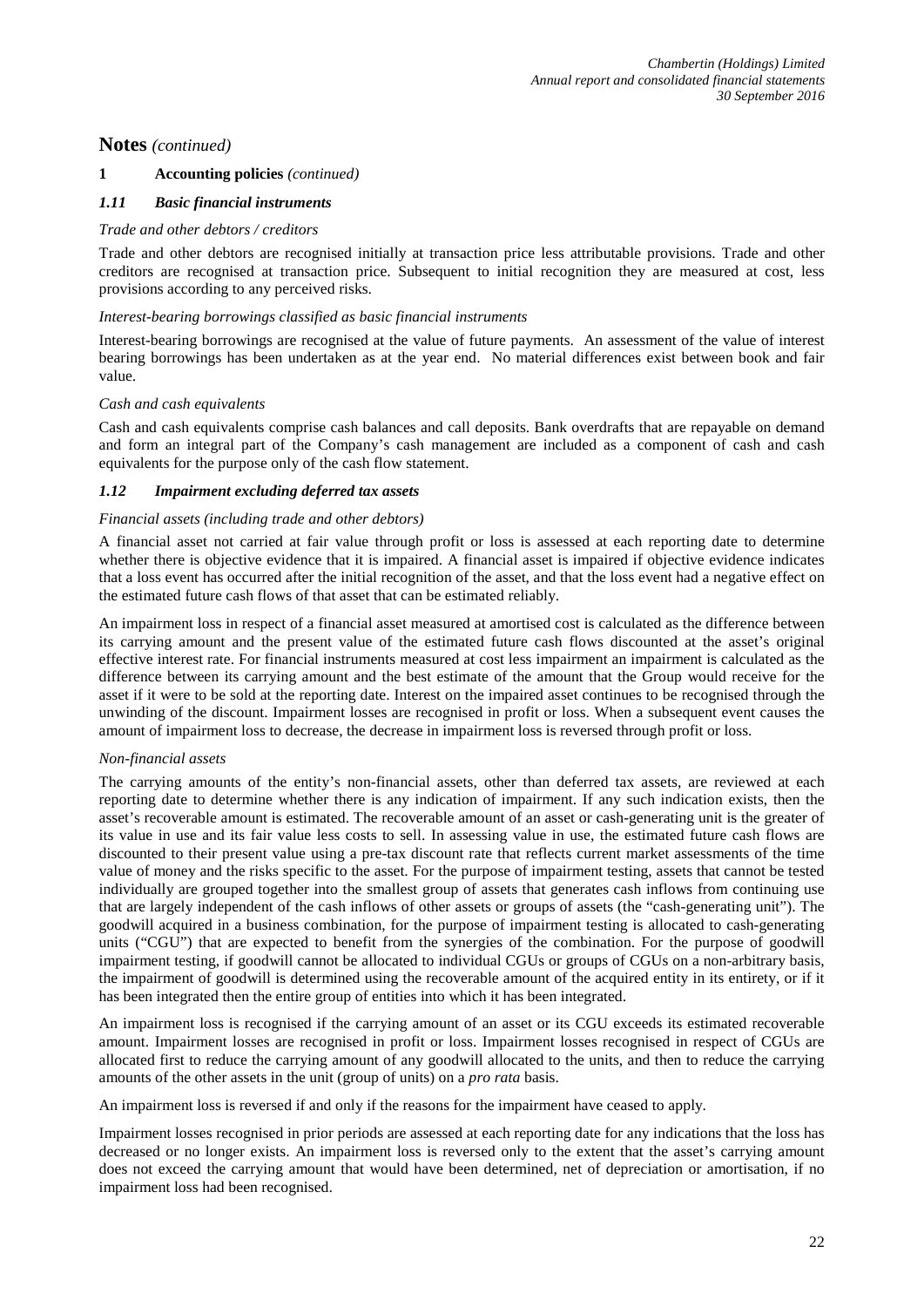# Notes *(continued)*

## 1 Accounting policies *(continued)*

### *1.11 Basic financial instruments*

*Trade and other debtors / creditors*

Trade and other debtors are recognised initially at transaction price less attributable provisions. Trade and other creditors are recognised at transaction price. Subsequent to initial recognition they are measured at cost, less provisions according to any perceived risks.

*Interest-bearing borrowings classified as basic financial instruments*

Interest-bearing borrowings are recognised at the value of future payments. An assessment of the value of interest bearing borrowings has been undertaken as at the year end. No material differences exist between book and fair value.

*Cash and cash equivalents*

Cash and cash equivalents comprise cash balances and call deposits. Bank overdrafts that are repayable on demand and form an integral part of the Company's cash management are included as a component of cash and cash equivalents for the purpose only of the cash flow statement.

### *1.12 Impairment excluding deferred tax assets*

*Financial assets (including trade and other debtors)*

A financial asset not carried at fair value through profit or loss is assessed at each reporting date to determine whether there is objective evidence that it is impaired. A financial asset is impaired if objective evidence indicates that a loss event has occurred after the initial recognition of the asset, and that the loss event had a negative effect on the estimated future cash flows of that asset that can be estimated reliably.

An impairment loss in respect of a financial asset measured at amortised cost is calculated as the difference between its carrying amount and the present value of the estimated future cash flows discounted at the asset's original effective interest rate. For financial instruments measured at cost less impairment an impairment is calculated as the difference between its carrying amount and the best estimate of the amount that the Group would receive for the asset if it were to be sold at the reporting date. Interest on the impaired asset continues to be recognised through the unwinding of the discount. Impairment losses are recognised in profit or loss. When a subsequent event causes the amount of impairment loss to decrease, the decrease in impairment loss is reversed through profit or loss.

*Non-financial assets*

The carrying amounts of the entity's non-financial assets, other than deferred tax assets, are reviewed at each reporting date to determine whether there is any indication of impairment. If any such indication exists, then the asset's recoverable amount is estimated. The recoverable amount of an asset or cash-generating unit is the greater of its value in use and its fair value less costs to sell. In assessing value in use, the estimated future cash flows are discounted to their present value using a pre-tax discount rate that reflects current market assessments of the time value of money and the risks specific to the asset. For the purpose of impairment testing, assets that cannot be tested individually are grouped together into the smallest group of assets that generates cash inflows from continuing use that are largely independent of the cash inflows of other assets or groups of assets (the "cash-generating unit"). The goodwill acquired in a business combination, for the purpose of impairment testing is allocated to cash-generating units ("CGU") that are expected to benefit from the synergies of the combination. For the purpose of goodwill impairment testing, if goodwill cannot be allocated to individual CGUs or groups of CGUs on a non-arbitrary basis, the impairment of goodwill is determined using the recoverable amount of the acquired entity in its entirety, or if it has been integrated then the entire group of entities into which it has been integrated.

An impairment loss is recognised if the carrying amount of an asset or its CGU exceeds its estimated recoverable amount. Impairment losses are recognised in profit or loss. Impairment losses recognised in respect of CGUs are allocated first to reduce the carrying amount of any goodwill allocated to the units, and then to reduce the carrying amounts of the other assets in the unit (group of units) on a *pro rata* basis.

An impairment loss is reversed if and only if the reasons for the impairment have ceased to apply.

Impairment losses recognised in prior periods are assessed at each reporting date for any indications that the loss has decreased or no longer exists. An impairment loss is reversed only to the extent that the asset's carrying amount does not exceed the carrying amount that would have been determined, net of depreciation or amortisation, if no impairment loss had been recognised.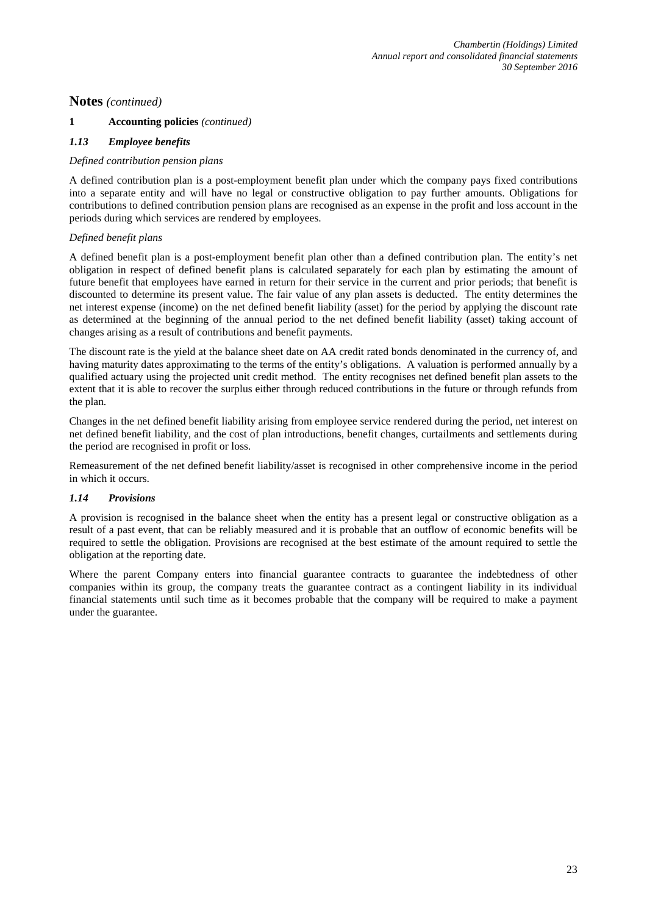## Notes *(continued)*

### 1 Accounting policies *(continued)*

#### *1.13 Employee benefits*

*Defined contribution pension plans*

A defined contribution plan is a post-employment benefit plan under which the company pays fixed contributions into a separate entity and will have no legal or constructive obligation to pay further amounts. Obligations for contributions to defined contribution pension plans are recognised as an expense in the profit and loss account in the periods during which services are rendered by employees.

*Defined benefit plans*

A defined benefit plan is a post-employment benefit plan other than a defined contribution plan. The entity's net obligation in respect of defined benefit plans is calculated separately for each plan by estimating the amount of future benefit that employees have earned in return for their service in the current and prior periods; that benefit is discounted to determine its present value. The fair value of any plan assets is deducted. The entity determines the net interest expense (income) on the net defined benefit liability (asset) for the period by applying the discount rate as determined at the beginning of the annual period to the net defined benefit liability (asset) taking account of changes arising as a result of contributions and benefit payments.

The discount rate is the yield at the balance sheet date on AA credit rated bonds denominated in the currency of, and having maturity dates approximating to the terms of the entity's obligations. A valuation is performed annually by a qualified actuary using the projected unit credit method. The entity recognises net defined benefit plan assets to the extent that it is able to recover the surplus either through reduced contributions in the future or through refunds from the plan.

Changes in the net defined benefit liability arising from employee service rendered during the period, net interest on net defined benefit liability, and the cost of plan introductions, benefit changes, curtailments and settlements during the period are recognised in profit or loss.

Remeasurement of the net defined benefit liability/asset is recognised in other comprehensive income in the period in which it occurs.

#### *1.14 Provisions*

A provision is recognised in the balance sheet when the entity has a present legal or constructive obligation as a result of a past event, that can be reliably measured and it is probable that an outflow of economic benefits will be required to settle the obligation. Provisions are recognised at the best estimate of the amount required to settle the obligation at the reporting date.

Where the parent Company enters into financial guarantee contracts to guarantee the indebtedness of other companies within its group, the company treats the guarantee contract as a contingent liability in its individual financial statements until such time as it becomes probable that the company will be required to make a payment under the guarantee.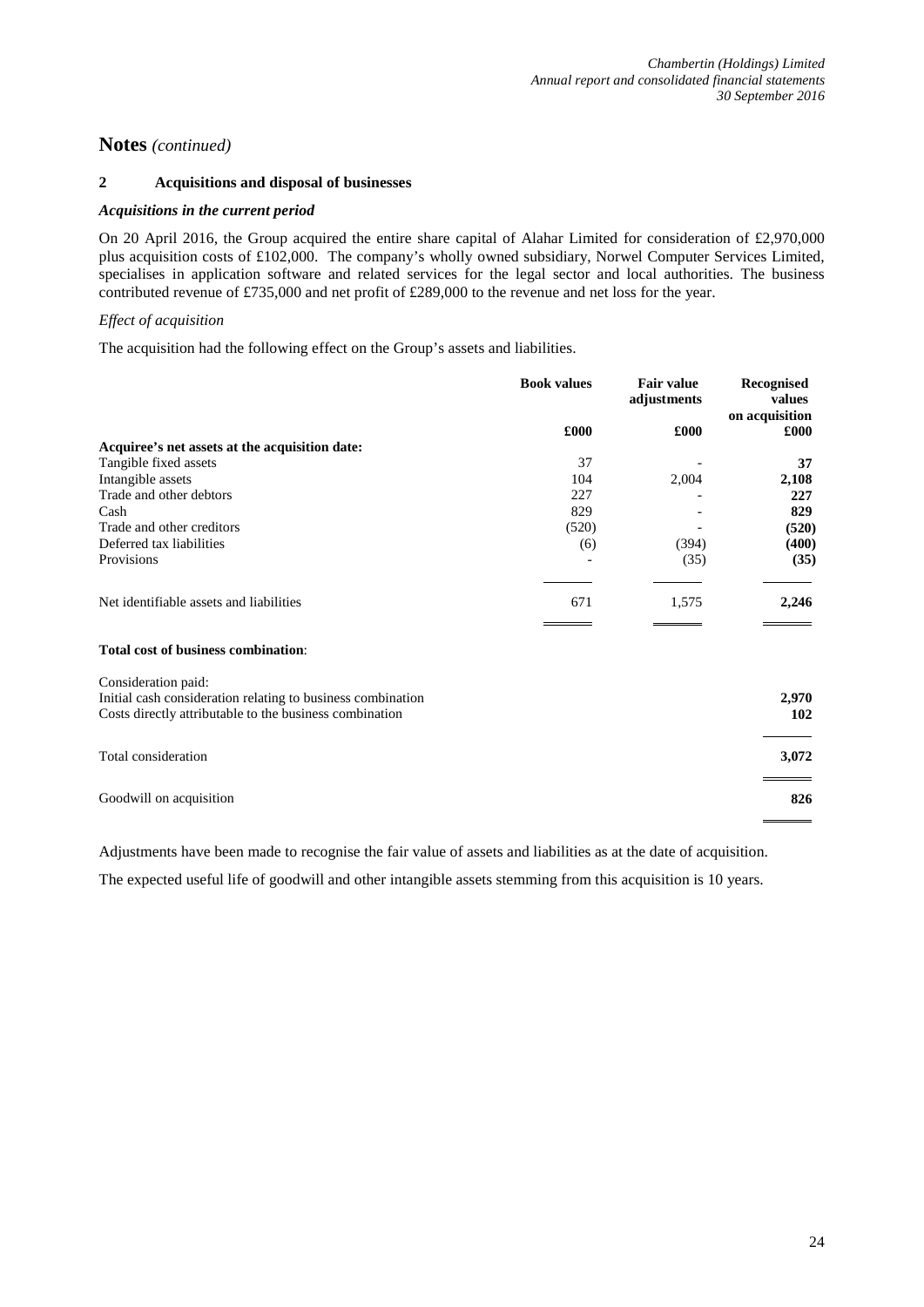## Notes *(continued)*

### 2 Acquisitions and disposal of businesses

#### *Acquisitions in the current period*

On 20 April 2016, the Group acquired the entire share capital of Alahar Limited for consideration of £2,970,000 plus acquisition costs of £102,000. The company's wholly owned subsidiary, Norwel Computer Services Limited, specialises in application software and related services for the legal sector and local authorities. The business contributed revenue of £735,000 and net profit of £289,000 to the revenue and net loss for the year.

*Effect of acquisition*

The acquisition had the following effect on the Group's assets and liabilities.

| | Book values | Fair value adjustments | Recognised values on acquisition |
|---|---|---|---|
| | £000 | £000 | £000 |
| **Acquiree's net assets at the acquisition date:** | | | |
| Tangible fixed assets | 37 | - | **37** |
| Intangible assets | 104 | 2,004 | **2,108** |
| Trade and other debtors | 227 | - | **227** |
| Cash | 829 | - | **829** |
| Trade and other creditors | (520) | - | **(520)** |
| Deferred tax liabilities | (6) | (394) | **(400)** |
| Provisions | - | (35) | **(35)** |
| Net identifiable assets and liabilities | 671 | 1,575 | **2,246** |
| **Total cost of business combination**: | | | |
| Consideration paid: | | | |
| Initial cash consideration relating to business combination | | | **2,970** |
| Costs directly attributable to the business combination | | | **102** |
| Total consideration | | | **3,072** |
| Goodwill on acquisition | | | **826** |

Adjustments have been made to recognise the fair value of assets and liabilities as at the date of acquisition.

The expected useful life of goodwill and other intangible assets stemming from this acquisition is 10 years.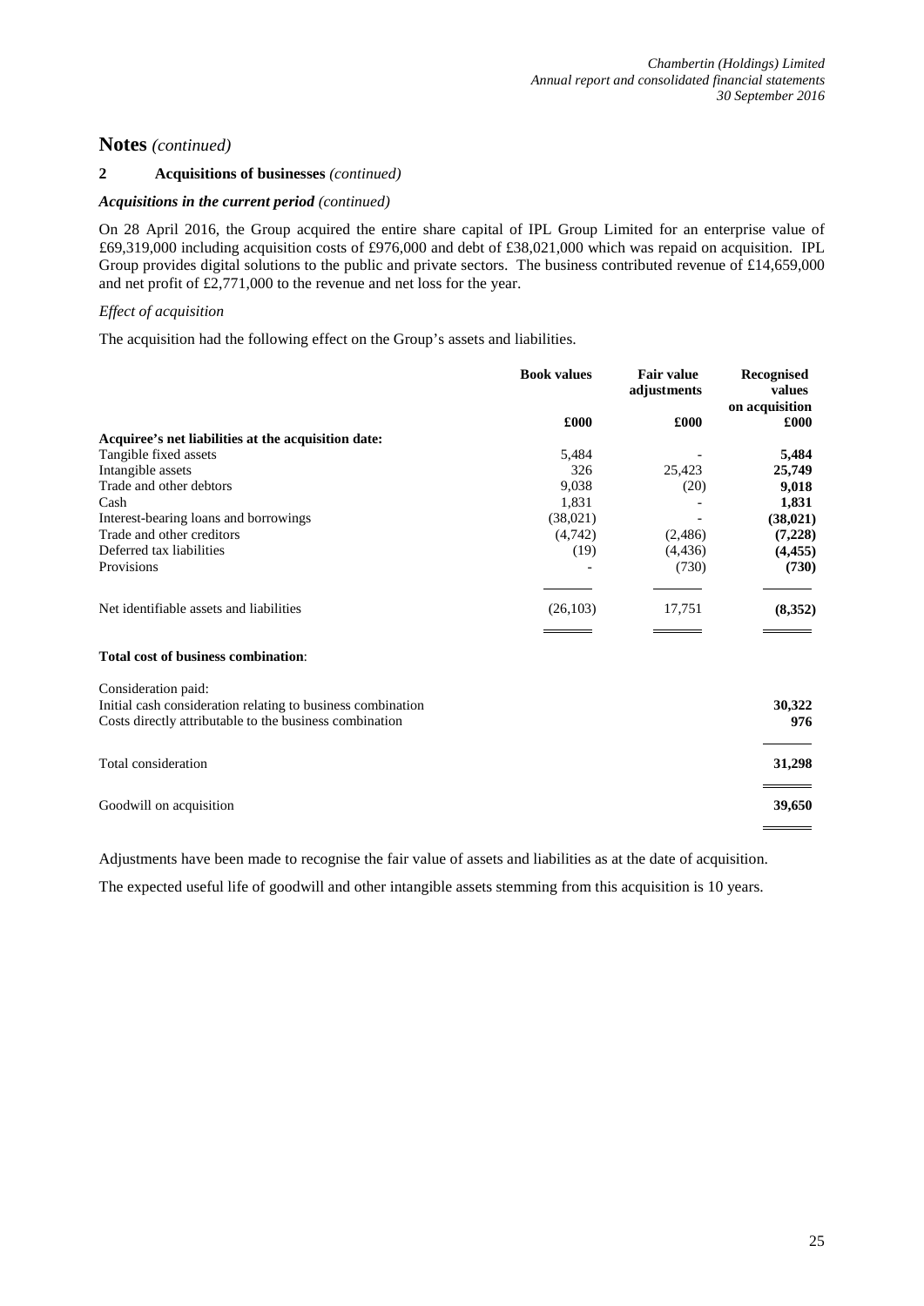# Notes *(continued)*

## 2 Acquisitions of businesses *(continued)*

### *Acquisitions in the current period (continued)*

On 28 April 2016, the Group acquired the entire share capital of IPL Group Limited for an enterprise value of £69,319,000 including acquisition costs of £976,000 and debt of £38,021,000 which was repaid on acquisition. IPL Group provides digital solutions to the public and private sectors. The business contributed revenue of £14,659,000 and net profit of £2,771,000 to the revenue and net loss for the year.

*Effect of acquisition*

The acquisition had the following effect on the Group's assets and liabilities.

| | Book values | Fair value adjustments | Recognised values on acquisition |
|---|---|---|---|
| | £000 | £000 | £000 |
| **Acquiree's net liabilities at the acquisition date:** | | | |
| Tangible fixed assets | 5,484 | - | **5,484** |
| Intangible assets | 326 | 25,423 | **25,749** |
| Trade and other debtors | 9,038 | (20) | **9,018** |
| Cash | 1,831 | - | **1,831** |
| Interest-bearing loans and borrowings | (38,021) | - | **(38,021)** |
| Trade and other creditors | (4,742) | (2,486) | **(7,228)** |
| Deferred tax liabilities | (19) | (4,436) | **(4,455)** |
| Provisions | - | (730) | **(730)** |
| Net identifiable assets and liabilities | (26,103) | 17,751 | **(8,352)** |
| **Total cost of business combination**: | | | |
| Consideration paid: | | | |
| Initial cash consideration relating to business combination | | | **30,322** |
| Costs directly attributable to the business combination | | | **976** |
| Total consideration | | | **31,298** |
| Goodwill on acquisition | | | **39,650** |

Adjustments have been made to recognise the fair value of assets and liabilities as at the date of acquisition.

The expected useful life of goodwill and other intangible assets stemming from this acquisition is 10 years.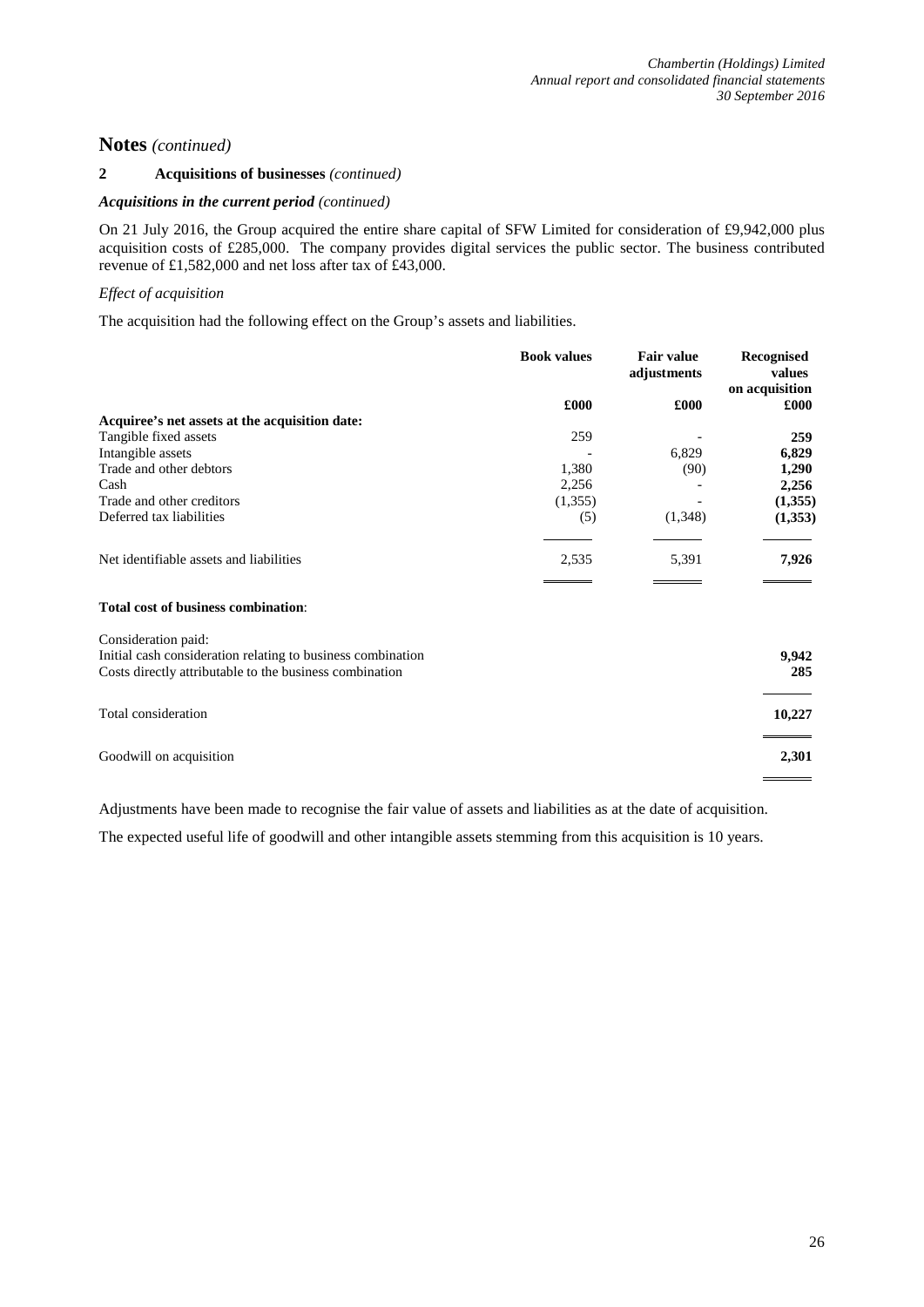## Notes *(continued)*

### 2 Acquisitions of businesses *(continued)*

***Acquisitions in the current period*** *(continued)*

On 21 July 2016, the Group acquired the entire share capital of SFW Limited for consideration of £9,942,000 plus acquisition costs of £285,000. The company provides digital services the public sector. The business contributed revenue of £1,582,000 and net loss after tax of £43,000.

*Effect of acquisition*

The acquisition had the following effect on the Group's assets and liabilities.

| | Book values | Fair value adjustments | Recognised values on acquisition |
|---|---|---|---|
| | £000 | £000 | £000 |
| **Acquiree's net assets at the acquisition date:** | | | |
| Tangible fixed assets | 259 | - | **259** |
| Intangible assets | - | 6,829 | **6,829** |
| Trade and other debtors | 1,380 | (90) | **1,290** |
| Cash | 2,256 | - | **2,256** |
| Trade and other creditors | (1,355) | - | **(1,355)** |
| Deferred tax liabilities | (5) | (1,348) | **(1,353)** |
| Net identifiable assets and liabilities | 2,535 | 5,391 | **7,926** |
| **Total cost of business combination**: | | | |
| Consideration paid: | | | |
| Initial cash consideration relating to business combination | | | **9,942** |
| Costs directly attributable to the business combination | | | **285** |
| Total consideration | | | **10,227** |
| Goodwill on acquisition | | | **2,301** |

Adjustments have been made to recognise the fair value of assets and liabilities as at the date of acquisition.

The expected useful life of goodwill and other intangible assets stemming from this acquisition is 10 years.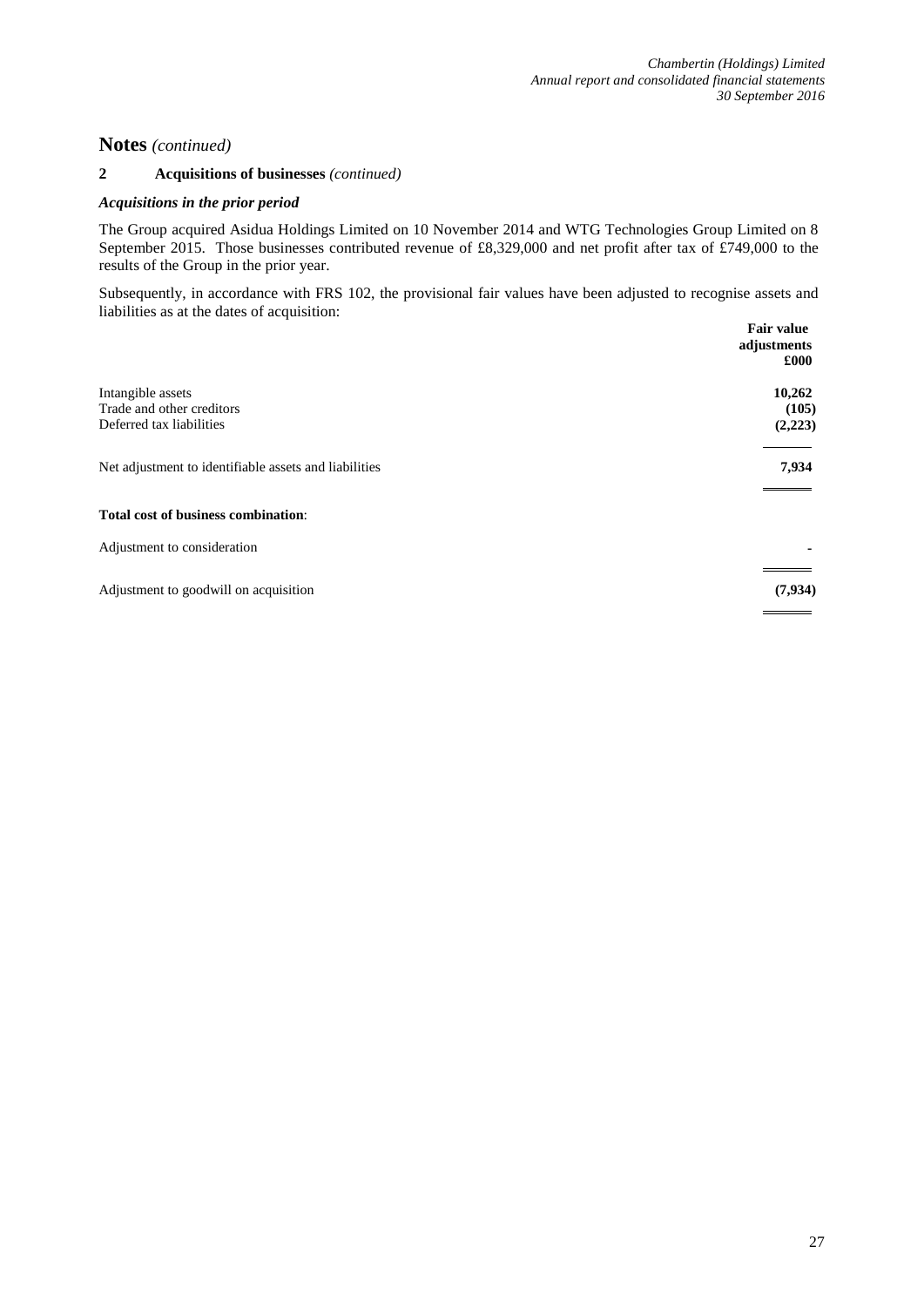## Notes *(continued)*

### 2 Acquisitions of businesses *(continued)*

***Acquisitions in the prior period***

The Group acquired Asidua Holdings Limited on 10 November 2014 and WTG Technologies Group Limited on 8 September 2015. Those businesses contributed revenue of £8,329,000 and net profit after tax of £749,000 to the results of the Group in the prior year.

Subsequently, in accordance with FRS 102, the provisional fair values have been adjusted to recognise assets and liabilities as at the dates of acquisition:

| | **Fair value adjustments £000** |
|---|---|
| Intangible assets | **10,262** |
| Trade and other creditors | **(105)** |
| Deferred tax liabilities | **(2,223)** |
| Net adjustment to identifiable assets and liabilities | **7,934** |
| **Total cost of business combination**: | |
| Adjustment to consideration | **-** |
| Adjustment to goodwill on acquisition | **(7,934)** |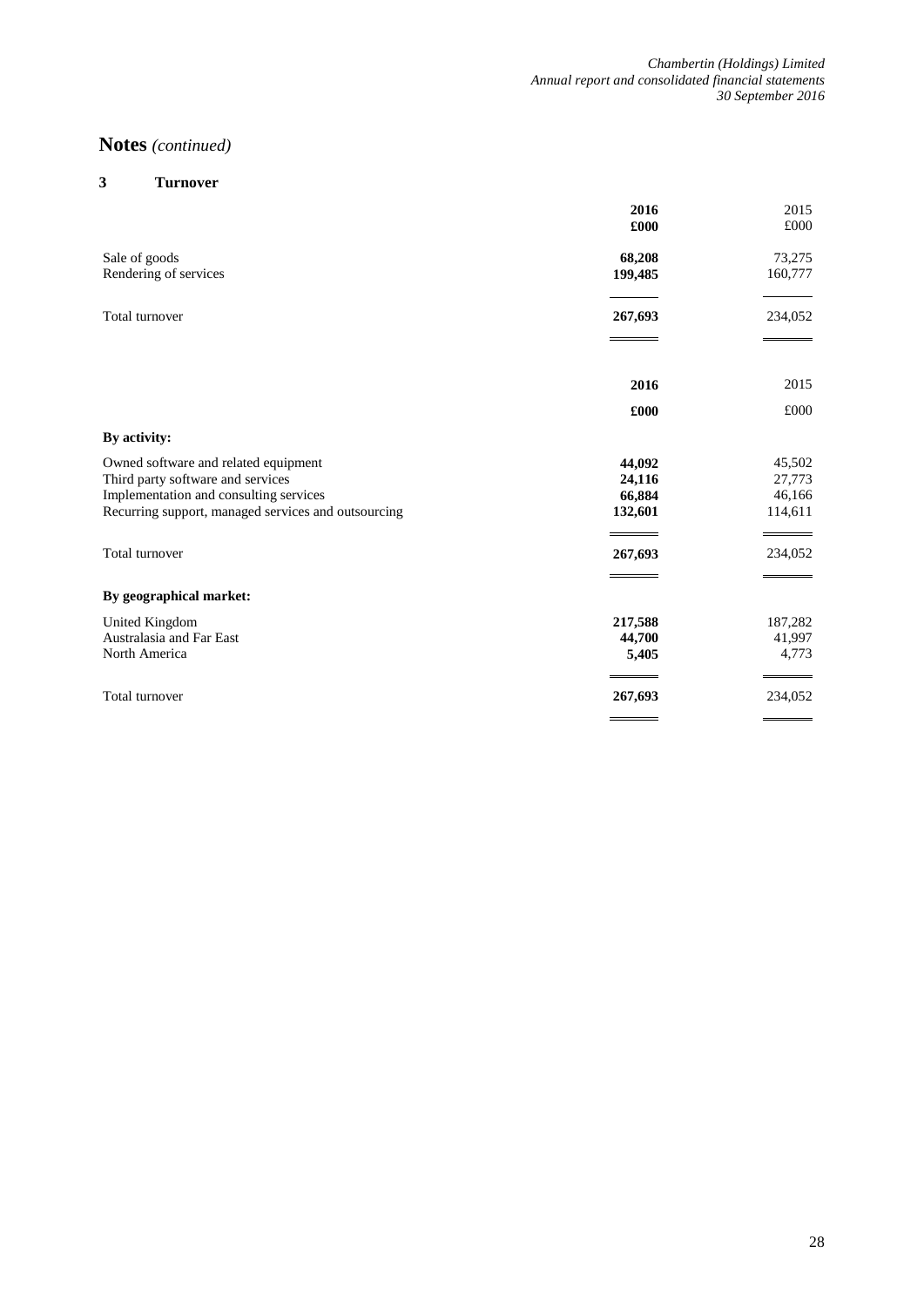# Notes *(continued)*

## 3 Turnover

| | 2016 £000 | 2015 £000 |
|---|---|---|
| Sale of goods | **68,208** | 73,275 |
| Rendering of services | **199,485** | 160,777 |
| Total turnover | **267,693** | 234,052 |

| | 2016 £000 | 2015 £000 |
|---|---|---|
| **By activity:** | | |
| Owned software and related equipment | **44,092** | 45,502 |
| Third party software and services | **24,116** | 27,773 |
| Implementation and consulting services | **66,884** | 46,166 |
| Recurring support, managed services and outsourcing | **132,601** | 114,611 |
| Total turnover | **267,693** | 234,052 |
| **By geographical market:** | | |
| United Kingdom | **217,588** | 187,282 |
| Australasia and Far East | **44,700** | 41,997 |
| North America | **5,405** | 4,773 |
| Total turnover | **267,693** | 234,052 |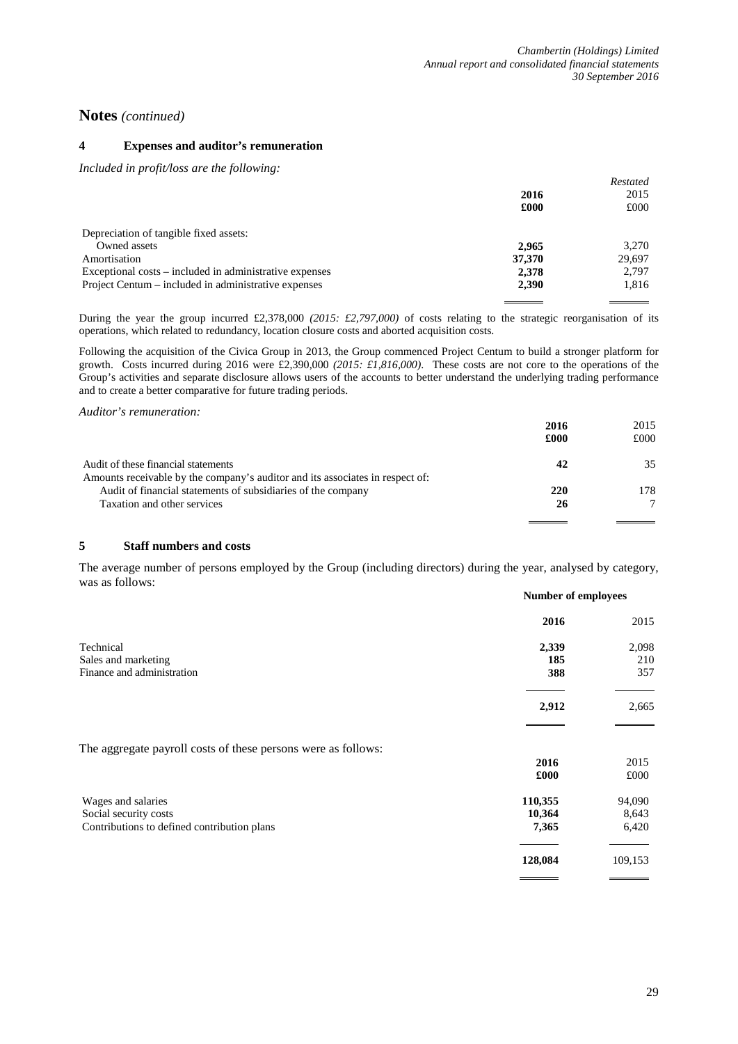# Notes *(continued)*

## 4 Expenses and auditor's remuneration

*Included in profit/loss are the following:*

| | 2016 £000 | *Restated* 2015 £000 |
|---|---|---|
| Depreciation of tangible fixed assets: | | |
| Owned assets | **2,965** | 3,270 |
| Amortisation | **37,370** | 29,697 |
| Exceptional costs – included in administrative expenses | **2,378** | 2,797 |
| Project Centum – included in administrative expenses | **2,390** | 1,816 |

During the year the group incurred £2,378,000 *(2015: £2,797,000)* of costs relating to the strategic reorganisation of its operations, which related to redundancy, location closure costs and aborted acquisition costs.

Following the acquisition of the Civica Group in 2013, the Group commenced Project Centum to build a stronger platform for growth. Costs incurred during 2016 were £2,390,000 *(2015: £1,816,000)*. These costs are not core to the operations of the Group's activities and separate disclosure allows users of the accounts to better understand the underlying trading performance and to create a better comparative for future trading periods.

*Auditor's remuneration:*

| | 2016 £000 | 2015 £000 |
|---|---|---|
| Audit of these financial statements | **42** | 35 |
| Amounts receivable by the company's auditor and its associates in respect of: | | |
| Audit of financial statements of subsidiaries of the company | **220** | 178 |
| Taxation and other services | **26** | 7 |

## 5 Staff numbers and costs

The average number of persons employed by the Group (including directors) during the year, analysed by category, was as follows:

| | Number of employees | |
|---|---|---|
| | **2016** | 2015 |
| Technical | **2,339** | 2,098 |
| Sales and marketing | **185** | 210 |
| Finance and administration | **388** | 357 |
| | **2,912** | 2,665 |

The aggregate payroll costs of these persons were as follows:

| | 2016 £000 | 2015 £000 |
|---|---|---|
| Wages and salaries | **110,355** | 94,090 |
| Social security costs | **10,364** | 8,643 |
| Contributions to defined contribution plans | **7,365** | 6,420 |
| | **128,084** | 109,153 |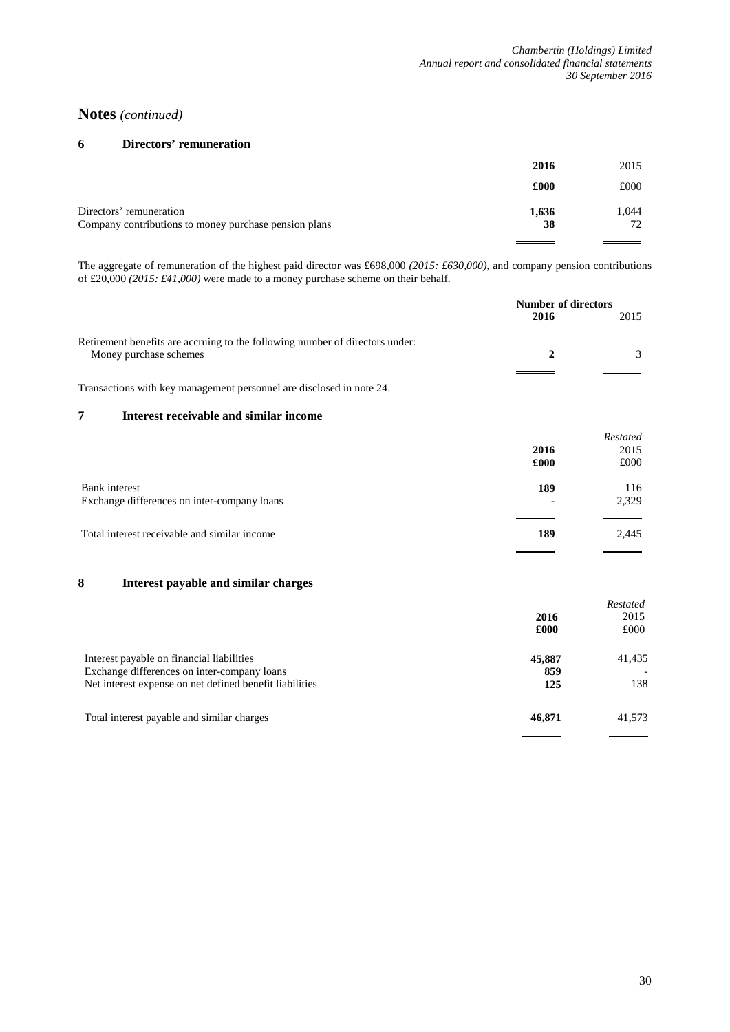# Notes *(continued)*

## 6 Directors' remuneration

| | **2016** | 2015 |
|---|---|---|
| | **£000** | £000 |
| Directors' remuneration | **1,636** | 1,044 |
| Company contributions to money purchase pension plans | **38** | 72 |

The aggregate of remuneration of the highest paid director was £698,000 *(2015: £630,000)*, and company pension contributions of £20,000 *(2015: £41,000)* were made to a money purchase scheme on their behalf.

| | **Number of directors** | |
|---|---|---|
| | **2016** | 2015 |
| Retirement benefits are accruing to the following number of directors under: | | |
| Money purchase schemes | **2** | 3 |

Transactions with key management personnel are disclosed in note 24.

## 7 Interest receivable and similar income

| | **2016** | *Restated* 2015 |
|---|---|---|
| | **£000** | £000 |
| Bank interest | **189** | 116 |
| Exchange differences on inter-company loans | **-** | 2,329 |
| Total interest receivable and similar income | **189** | 2,445 |

## 8 Interest payable and similar charges

| | **2016** | *Restated* 2015 |
|---|---|---|
| | **£000** | £000 |
| Interest payable on financial liabilities | **45,887** | 41,435 |
| Exchange differences on inter-company loans | **859** | - |
| Net interest expense on net defined benefit liabilities | **125** | 138 |
| Total interest payable and similar charges | **46,871** | 41,573 |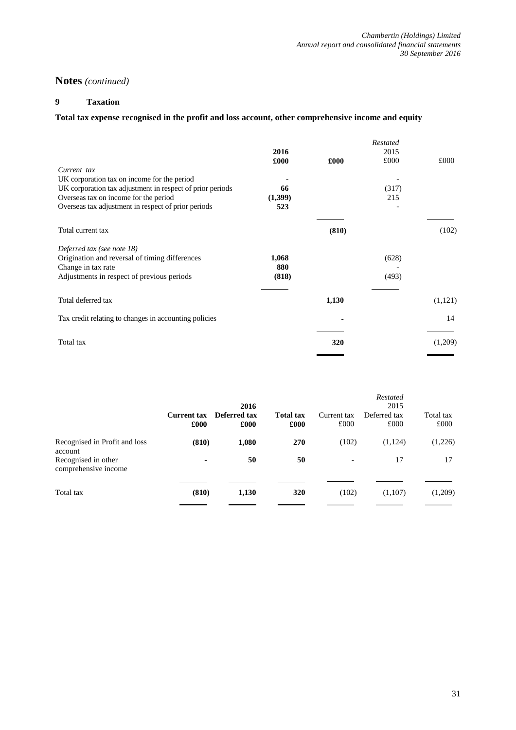# Notes *(continued)*

## 9 Taxation

**Total tax expense recognised in the profit and loss account, other comprehensive income and equity**

| | **2016** **£000** | **£000** | *Restated* 2015 £000 | £000 |
|---|---|---|---|---|
| *Current tax* | | | | |
| UK corporation tax on income for the period | **-** | | - | |
| UK corporation tax adjustment in respect of prior periods | **66** | | (317) | |
| Overseas tax on income for the period | **(1,399)** | | 215 | |
| Overseas tax adjustment in respect of prior periods | **523** | | - | |
| Total current tax | | **(810)** | | (102) |
| *Deferred tax (see note 18)* | | | | |
| Origination and reversal of timing differences | **1,068** | | (628) | |
| Change in tax rate | **880** | | - | |
| Adjustments in respect of previous periods | **(818)** | | (493) | |
| Total deferred tax | | **1,130** | | (1,121) |
| Tax credit relating to changes in accounting policies | | **-** | | 14 |
| Total tax | | **320** | | (1,209) |

| | **Current tax** **£000** | **2016** **Deferred tax** **£000** | **Total tax** **£000** | Current tax £000 | *Restated* 2015 Deferred tax £000 | Total tax £000 |
|---|---|---|---|---|---|---|
| Recognised in Profit and loss account | **(810)** | **1,080** | **270** | (102) | (1,124) | (1,226) |
| Recognised in other comprehensive income | **-** | **50** | **50** | - | 17 | 17 |
| Total tax | **(810)** | **1,130** | **320** | (102) | (1,107) | (1,209) |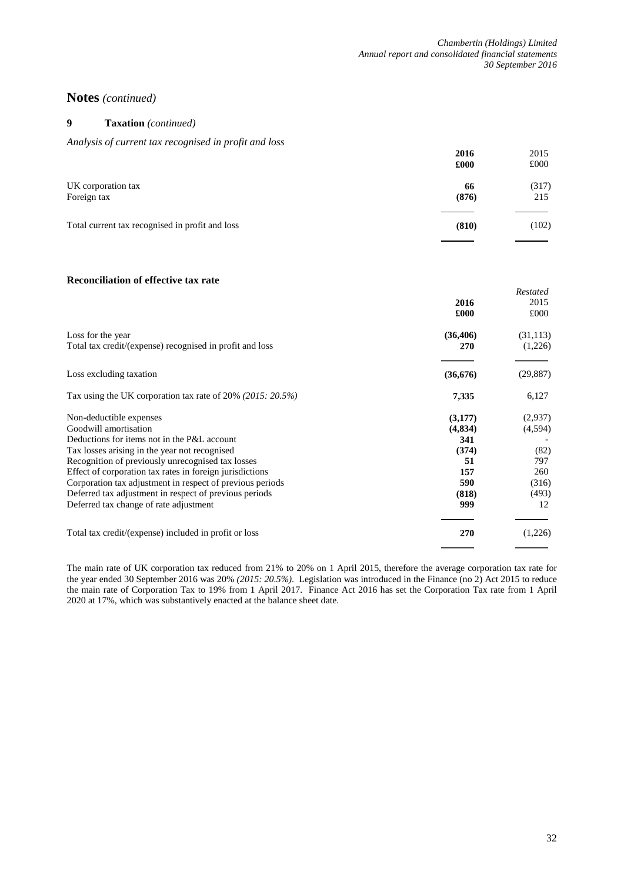## Notes *(continued)*

### 9 Taxation *(continued)*

*Analysis of current tax recognised in profit and loss*

| | **2016** | 2015 |
|---|---|---|
| | **£000** | £000 |
| UK corporation tax | **66** | (317) |
| Foreign tax | **(876)** | 215 |
| Total current tax recognised in profit and loss | **(810)** | (102) |

**Reconciliation of effective tax rate**

| | **2016** | *Restated* 2015 |
|---|---|---|
| | **£000** | £000 |
| Loss for the year | **(36,406)** | (31,113) |
| Total tax credit/(expense) recognised in profit and loss | **270** | (1,226) |
| Loss excluding taxation | **(36,676)** | (29,887) |
| Tax using the UK corporation tax rate of 20% *(2015: 20.5%)* | **7,335** | 6,127 |
| Non-deductible expenses | **(3,177)** | (2,937) |
| Goodwill amortisation | **(4,834)** | (4,594) |
| Deductions for items not in the P&L account | **341** | - |
| Tax losses arising in the year not recognised | **(374)** | (82) |
| Recognition of previously unrecognised tax losses | **51** | 797 |
| Effect of corporation tax rates in foreign jurisdictions | **157** | 260 |
| Corporation tax adjustment in respect of previous periods | **590** | (316) |
| Deferred tax adjustment in respect of previous periods | **(818)** | (493) |
| Deferred tax change of rate adjustment | **999** | 12 |
| Total tax credit/(expense) included in profit or loss | **270** | (1,226) |

The main rate of UK corporation tax reduced from 21% to 20% on 1 April 2015, therefore the average corporation tax rate for the year ended 30 September 2016 was 20% *(2015: 20.5%)*. Legislation was introduced in the Finance (no 2) Act 2015 to reduce the main rate of Corporation Tax to 19% from 1 April 2017. Finance Act 2016 has set the Corporation Tax rate from 1 April 2020 at 17%, which was substantively enacted at the balance sheet date.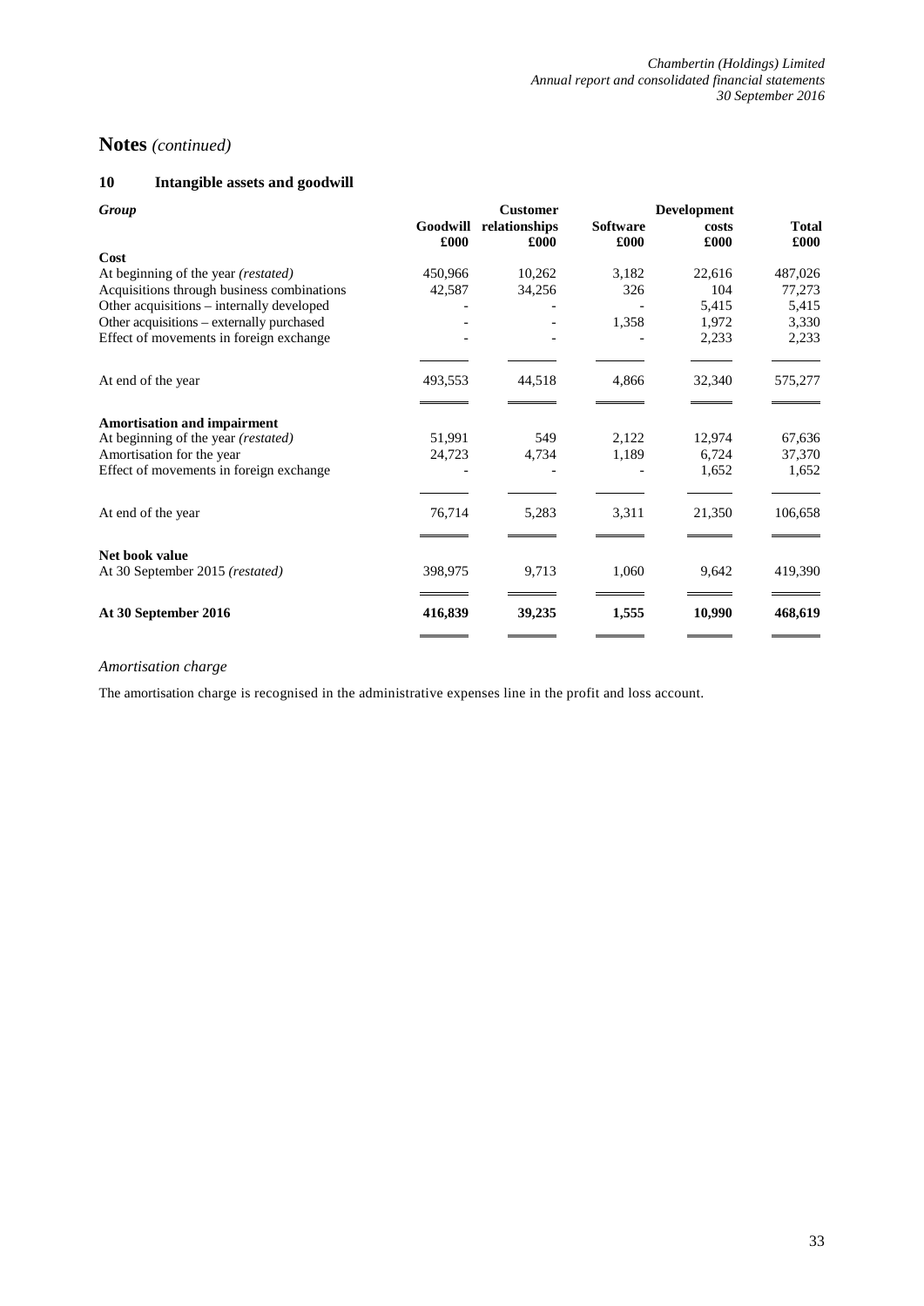# Notes *(continued)*

## 10 Intangible assets and goodwill

| *Group* | Goodwill £000 | Customer relationships £000 | Software £000 | Development costs £000 | Total £000 |
|---|---|---|---|---|---|
| **Cost** | | | | | |
| At beginning of the year *(restated)* | 450,966 | 10,262 | 3,182 | 22,616 | 487,026 |
| Acquisitions through business combinations | 42,587 | 34,256 | 326 | 104 | 77,273 |
| Other acquisitions – internally developed | - | - | - | 5,415 | 5,415 |
| Other acquisitions – externally purchased | - | - | 1,358 | 1,972 | 3,330 |
| Effect of movements in foreign exchange | - | - | - | 2,233 | 2,233 |
| At end of the year | 493,553 | 44,518 | 4,866 | 32,340 | 575,277 |
| **Amortisation and impairment** | | | | | |
| At beginning of the year *(restated)* | 51,991 | 549 | 2,122 | 12,974 | 67,636 |
| Amortisation for the year | 24,723 | 4,734 | 1,189 | 6,724 | 37,370 |
| Effect of movements in foreign exchange | - | - | - | 1,652 | 1,652 |
| At end of the year | 76,714 | 5,283 | 3,311 | 21,350 | 106,658 |
| **Net book value** | | | | | |
| At 30 September 2015 *(restated)* | 398,975 | 9,713 | 1,060 | 9,642 | 419,390 |
| **At 30 September 2016** | **416,839** | **39,235** | **1,555** | **10,990** | **468,619** |

*Amortisation charge*

The amortisation charge is recognised in the administrative expenses line in the profit and loss account.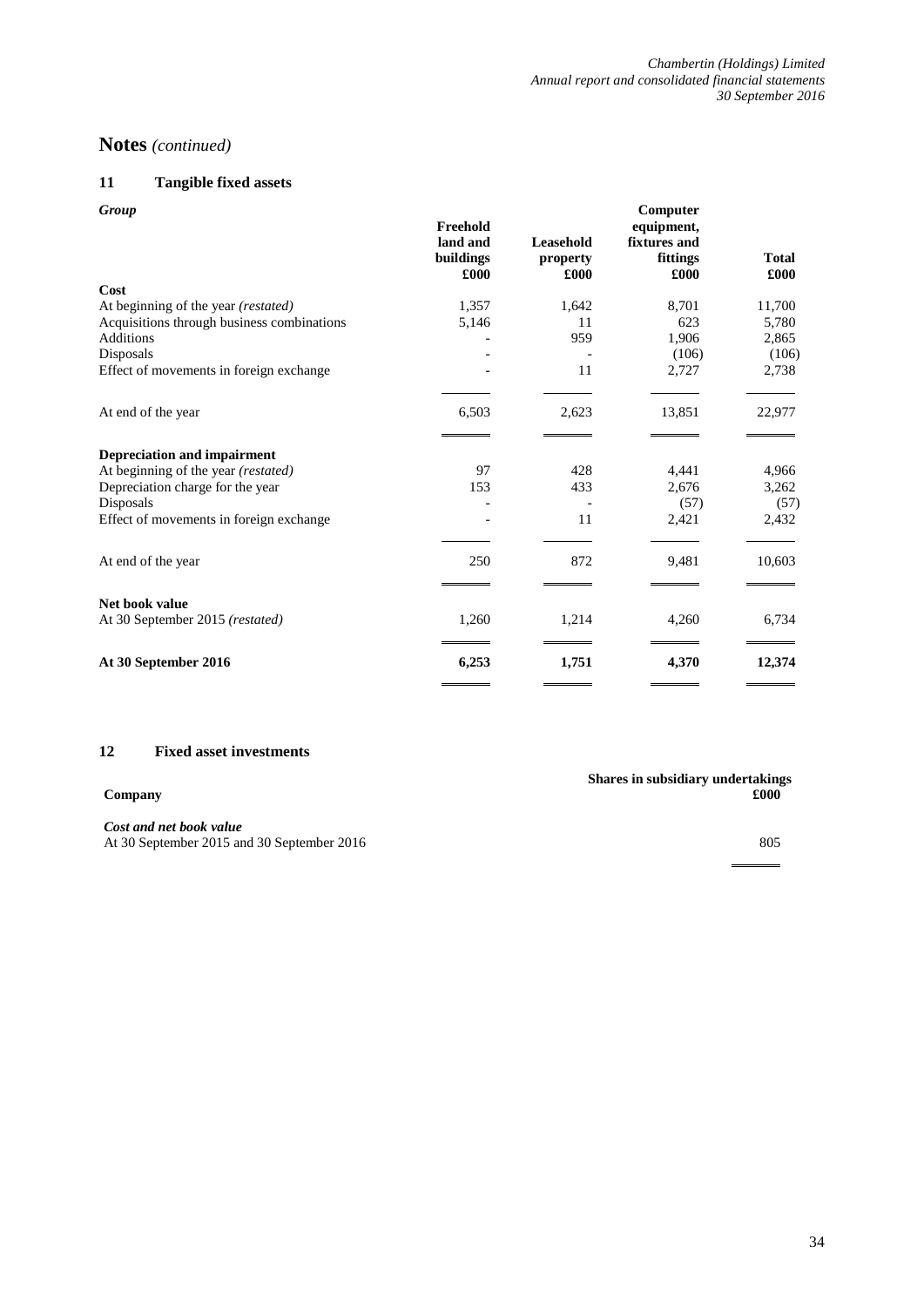# Notes *(continued)*

## 11 Tangible fixed assets

| *Group* | Freehold land and buildings £000 | Leasehold property £000 | Computer equipment, fixtures and fittings £000 | Total £000 |
|---|---|---|---|---|
| **Cost** | | | | |
| At beginning of the year *(restated)* | 1,357 | 1,642 | 8,701 | 11,700 |
| Acquisitions through business combinations | 5,146 | 11 | 623 | 5,780 |
| Additions | - | 959 | 1,906 | 2,865 |
| Disposals | - | - | (106) | (106) |
| Effect of movements in foreign exchange | - | 11 | 2,727 | 2,738 |
| At end of the year | 6,503 | 2,623 | 13,851 | 22,977 |
| **Depreciation and impairment** | | | | |
| At beginning of the year *(restated)* | 97 | 428 | 4,441 | 4,966 |
| Depreciation charge for the year | 153 | 433 | 2,676 | 3,262 |
| Disposals | - | - | (57) | (57) |
| Effect of movements in foreign exchange | - | 11 | 2,421 | 2,432 |
| At end of the year | 250 | 872 | 9,481 | 10,603 |
| **Net book value** | | | | |
| At 30 September 2015 *(restated)* | 1,260 | 1,214 | 4,260 | 6,734 |
| **At 30 September 2016** | **6,253** | **1,751** | **4,370** | **12,374** |

## 12 Fixed asset investments

| **Company** | **Shares in subsidiary undertakings £000** |
|---|---|
| ***Cost and net book value*** | |
| At 30 September 2015 and 30 September 2016 | 805 |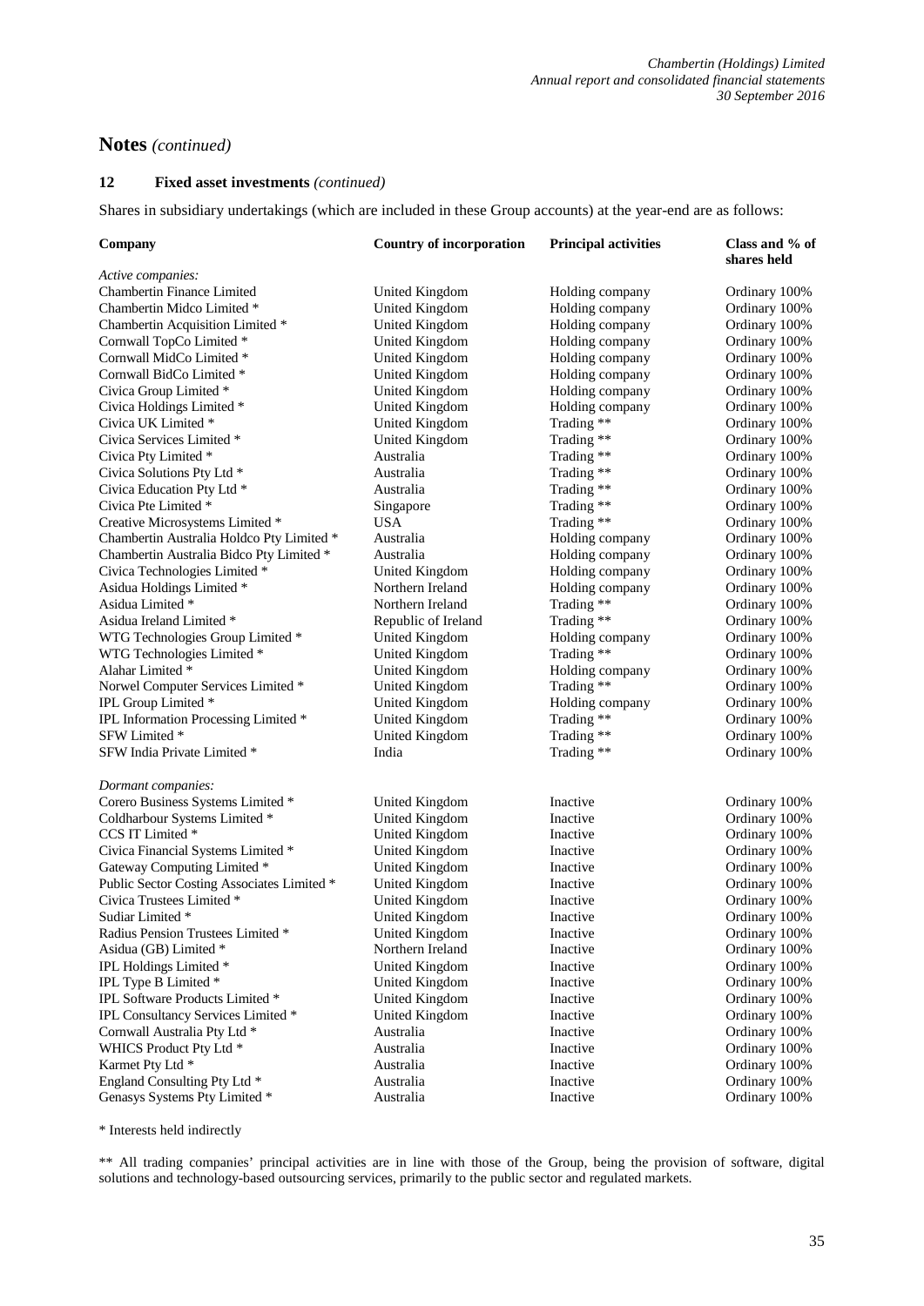# Notes *(continued)*

## 12 Fixed asset investments *(continued)*

Shares in subsidiary undertakings (which are included in these Group accounts) at the year-end are as follows:

| Company | Country of incorporation | Principal activities | Class and % of shares held |
|---|---|---|---|
| *Active companies:* | | | |
| Chambertin Finance Limited | United Kingdom | Holding company | Ordinary 100% |
| Chambertin Midco Limited * | United Kingdom | Holding company | Ordinary 100% |
| Chambertin Acquisition Limited * | United Kingdom | Holding company | Ordinary 100% |
| Cornwall TopCo Limited * | United Kingdom | Holding company | Ordinary 100% |
| Cornwall MidCo Limited * | United Kingdom | Holding company | Ordinary 100% |
| Cornwall BidCo Limited * | United Kingdom | Holding company | Ordinary 100% |
| Civica Group Limited * | United Kingdom | Holding company | Ordinary 100% |
| Civica Holdings Limited * | United Kingdom | Holding company | Ordinary 100% |
| Civica UK Limited * | United Kingdom | Trading ** | Ordinary 100% |
| Civica Services Limited * | United Kingdom | Trading ** | Ordinary 100% |
| Civica Pty Limited * | Australia | Trading ** | Ordinary 100% |
| Civica Solutions Pty Ltd * | Australia | Trading ** | Ordinary 100% |
| Civica Education Pty Ltd * | Australia | Trading ** | Ordinary 100% |
| Civica Pte Limited * | Singapore | Trading ** | Ordinary 100% |
| Creative Microsystems Limited * | USA | Trading ** | Ordinary 100% |
| Chambertin Australia Holdco Pty Limited * | Australia | Holding company | Ordinary 100% |
| Chambertin Australia Bidco Pty Limited * | Australia | Holding company | Ordinary 100% |
| Civica Technologies Limited * | United Kingdom | Holding company | Ordinary 100% |
| Asidua Holdings Limited * | Northern Ireland | Holding company | Ordinary 100% |
| Asidua Limited * | Northern Ireland | Trading ** | Ordinary 100% |
| Asidua Ireland Limited * | Republic of Ireland | Trading ** | Ordinary 100% |
| WTG Technologies Group Limited * | United Kingdom | Holding company | Ordinary 100% |
| WTG Technologies Limited * | United Kingdom | Trading ** | Ordinary 100% |
| Alahar Limited * | United Kingdom | Holding company | Ordinary 100% |
| Norwel Computer Services Limited * | United Kingdom | Trading ** | Ordinary 100% |
| IPL Group Limited * | United Kingdom | Holding company | Ordinary 100% |
| IPL Information Processing Limited * | United Kingdom | Trading ** | Ordinary 100% |
| SFW Limited * | United Kingdom | Trading ** | Ordinary 100% |
| SFW India Private Limited * | India | Trading ** | Ordinary 100% |
| *Dormant companies:* | | | |
| Corero Business Systems Limited * | United Kingdom | Inactive | Ordinary 100% |
| Coldharbour Systems Limited * | United Kingdom | Inactive | Ordinary 100% |
| CCS IT Limited * | United Kingdom | Inactive | Ordinary 100% |
| Civica Financial Systems Limited * | United Kingdom | Inactive | Ordinary 100% |
| Gateway Computing Limited * | United Kingdom | Inactive | Ordinary 100% |
| Public Sector Costing Associates Limited * | United Kingdom | Inactive | Ordinary 100% |
| Civica Trustees Limited * | United Kingdom | Inactive | Ordinary 100% |
| Sudiar Limited * | United Kingdom | Inactive | Ordinary 100% |
| Radius Pension Trustees Limited * | United Kingdom | Inactive | Ordinary 100% |
| Asidua (GB) Limited * | Northern Ireland | Inactive | Ordinary 100% |
| IPL Holdings Limited * | United Kingdom | Inactive | Ordinary 100% |
| IPL Type B Limited * | United Kingdom | Inactive | Ordinary 100% |
| IPL Software Products Limited * | United Kingdom | Inactive | Ordinary 100% |
| IPL Consultancy Services Limited * | United Kingdom | Inactive | Ordinary 100% |
| Cornwall Australia Pty Ltd * | Australia | Inactive | Ordinary 100% |
| WHICS Product Pty Ltd * | Australia | Inactive | Ordinary 100% |
| Karmet Pty Ltd * | Australia | Inactive | Ordinary 100% |
| England Consulting Pty Ltd * | Australia | Inactive | Ordinary 100% |
| Genasys Systems Pty Limited * | Australia | Inactive | Ordinary 100% |

* Interests held indirectly

** All trading companies' principal activities are in line with those of the Group, being the provision of software, digital solutions and technology-based outsourcing services, primarily to the public sector and regulated markets.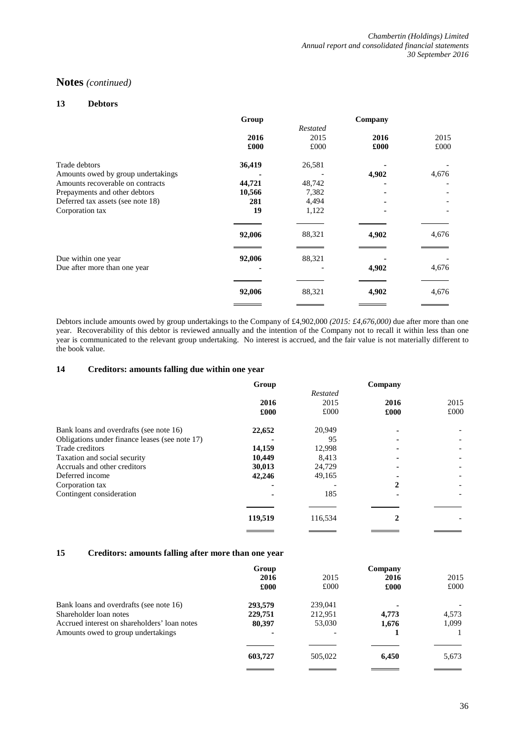# Notes *(continued)*

## 13 Debtors

| | Group | | Company | |
|---|---|---|---|---|
| | | *Restated* | | |
| | **2016** | 2015 | **2016** | 2015 |
| | **£000** | £000 | **£000** | £000 |
| Trade debtors | **36,419** | 26,581 | **-** | - |
| Amounts owed by group undertakings | **-** | - | **4,902** | 4,676 |
| Amounts recoverable on contracts | **44,721** | 48,742 | **-** | - |
| Prepayments and other debtors | **10,566** | 7,382 | **-** | - |
| Deferred tax assets (see note 18) | **281** | 4,494 | **-** | - |
| Corporation tax | **19** | 1,122 | **-** | - |
| | **92,006** | 88,321 | **4,902** | 4,676 |
| Due within one year | **92,006** | 88,321 | **-** | - |
| Due after more than one year | **-** | - | **4,902** | 4,676 |
| | **92,006** | 88,321 | **4,902** | 4,676 |

Debtors include amounts owed by group undertakings to the Company of £4,902,000 *(2015: £4,676,000)* due after more than one year. Recoverability of this debtor is reviewed annually and the intention of the Company not to recall it within less than one year is communicated to the relevant group undertaking. No interest is accrued, and the fair value is not materially different to the book value.

## 14 Creditors: amounts falling due within one year

| | Group | | Company | |
|---|---|---|---|---|
| | | *Restated* | | |
| | **2016** | 2015 | **2016** | 2015 |
| | **£000** | £000 | **£000** | £000 |
| Bank loans and overdrafts (see note 16) | **22,652** | 20,949 | **-** | - |
| Obligations under finance leases (see note 17) | **-** | 95 | **-** | - |
| Trade creditors | **14,159** | 12,998 | **-** | - |
| Taxation and social security | **10,449** | 8,413 | **-** | - |
| Accruals and other creditors | **30,013** | 24,729 | **-** | - |
| Deferred income | **42,246** | 49,165 | **-** | - |
| Corporation tax | **-** | - | **2** | - |
| Contingent consideration | **-** | 185 | **-** | - |
| | **119,519** | 116,534 | **2** | - |

## 15 Creditors: amounts falling after more than one year

| | Group | | Company | |
|---|---|---|---|---|
| | **2016** | 2015 | **2016** | 2015 |
| | **£000** | £000 | **£000** | £000 |
| Bank loans and overdrafts (see note 16) | **293,579** | 239,041 | **-** | - |
| Shareholder loan notes | **229,751** | 212,951 | **4,773** | 4,573 |
| Accrued interest on shareholders' loan notes | **80,397** | 53,030 | **1,676** | 1,099 |
| Amounts owed to group undertakings | **-** | - | **1** | 1 |
| | **603,727** | 505,022 | **6,450** | 5,673 |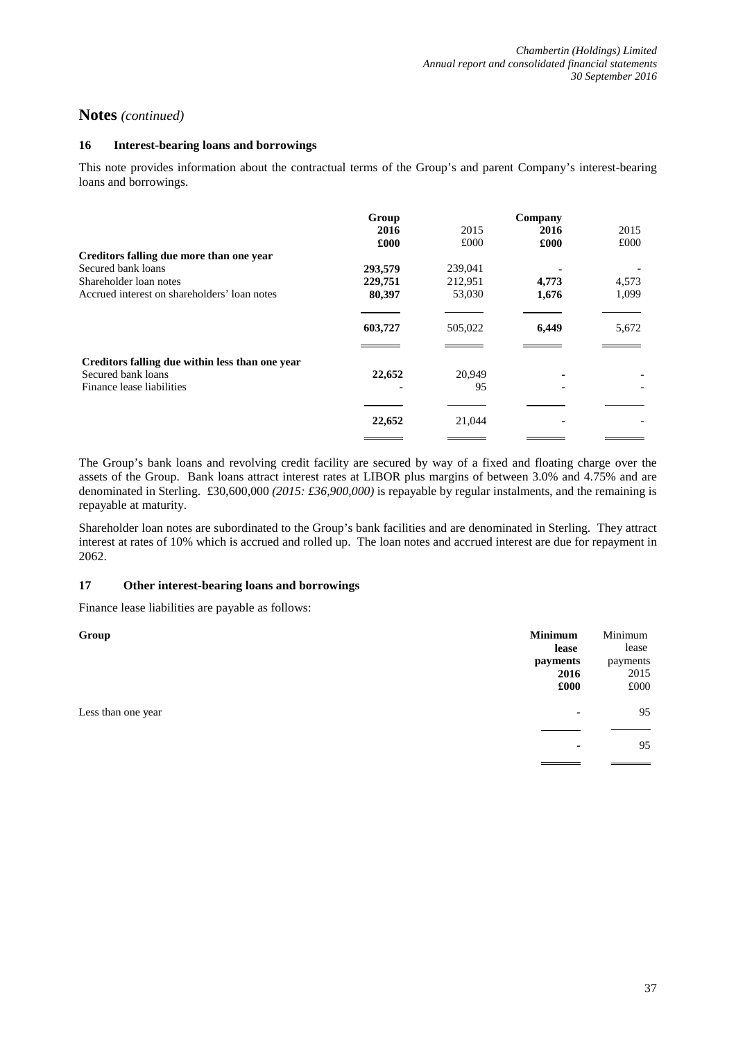# Notes *(continued)*

## 16 Interest-bearing loans and borrowings

This note provides information about the contractual terms of the Group's and parent Company's interest-bearing loans and borrowings.

| | Group 2016 £000 | 2015 £000 | Company 2016 £000 | 2015 £000 |
|---|---|---|---|---|
| **Creditors falling due more than one year** | | | | |
| Secured bank loans | **293,579** | 239,041 | **-** | - |
| Shareholder loan notes | **229,751** | 212,951 | **4,773** | 4,573 |
| Accrued interest on shareholders' loan notes | **80,397** | 53,030 | **1,676** | 1,099 |
| | **603,727** | 505,022 | **6,449** | 5,672 |
| **Creditors falling due within less than one year** | | | | |
| Secured bank loans | **22,652** | 20,949 | **-** | - |
| Finance lease liabilities | **-** | 95 | **-** | - |
| | **22,652** | 21,044 | **-** | - |

The Group's bank loans and revolving credit facility are secured by way of a fixed and floating charge over the assets of the Group. Bank loans attract interest rates at LIBOR plus margins of between 3.0% and 4.75% and are denominated in Sterling. £30,600,000 *(2015: £36,900,000)* is repayable by regular instalments, and the remaining is repayable at maturity.

Shareholder loan notes are subordinated to the Group's bank facilities and are denominated in Sterling. They attract interest at rates of 10% which is accrued and rolled up. The loan notes and accrued interest are due for repayment in 2062.

## 17 Other interest-bearing loans and borrowings

Finance lease liabilities are payable as follows:

| **Group** | **Minimum lease payments 2016 £000** | Minimum lease payments 2015 £000 |
|---|---|---|
| Less than one year | **-** | 95 |
| | **-** | 95 |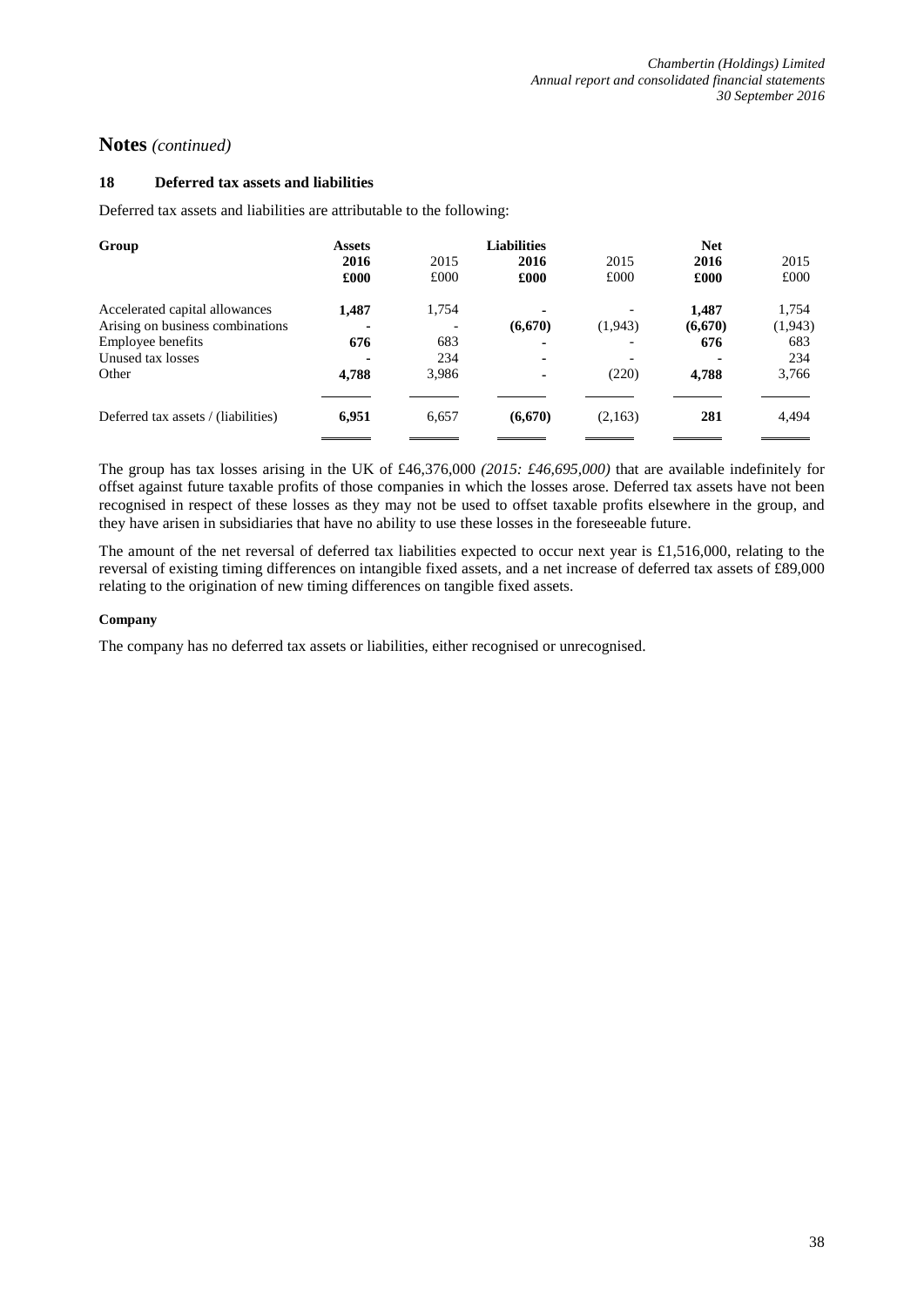# Notes *(continued)*

## 18 Deferred tax assets and liabilities

Deferred tax assets and liabilities are attributable to the following:

| Group | Assets | | Liabilities | | Net | |
|---|---|---|---|---|---|---|
| | **2016** | 2015 | **2016** | 2015 | **2016** | 2015 |
| | **£000** | £000 | **£000** | £000 | **£000** | £000 |
| Accelerated capital allowances | **1,487** | 1,754 | **-** | - | **1,487** | 1,754 |
| Arising on business combinations | **-** | - | **(6,670)** | (1,943) | **(6,670)** | (1,943) |
| Employee benefits | **676** | 683 | **-** | - | **676** | 683 |
| Unused tax losses | **-** | 234 | **-** | - | **-** | 234 |
| Other | **4,788** | 3,986 | **-** | (220) | **4,788** | 3,766 |
| Deferred tax assets / (liabilities) | **6,951** | 6,657 | **(6,670)** | (2,163) | **281** | 4,494 |

The group has tax losses arising in the UK of £46,376,000 *(2015: £46,695,000)* that are available indefinitely for offset against future taxable profits of those companies in which the losses arose. Deferred tax assets have not been recognised in respect of these losses as they may not be used to offset taxable profits elsewhere in the group, and they have arisen in subsidiaries that have no ability to use these losses in the foreseeable future.

The amount of the net reversal of deferred tax liabilities expected to occur next year is £1,516,000, relating to the reversal of existing timing differences on intangible fixed assets, and a net increase of deferred tax assets of £89,000 relating to the origination of new timing differences on tangible fixed assets.

**Company**

The company has no deferred tax assets or liabilities, either recognised or unrecognised.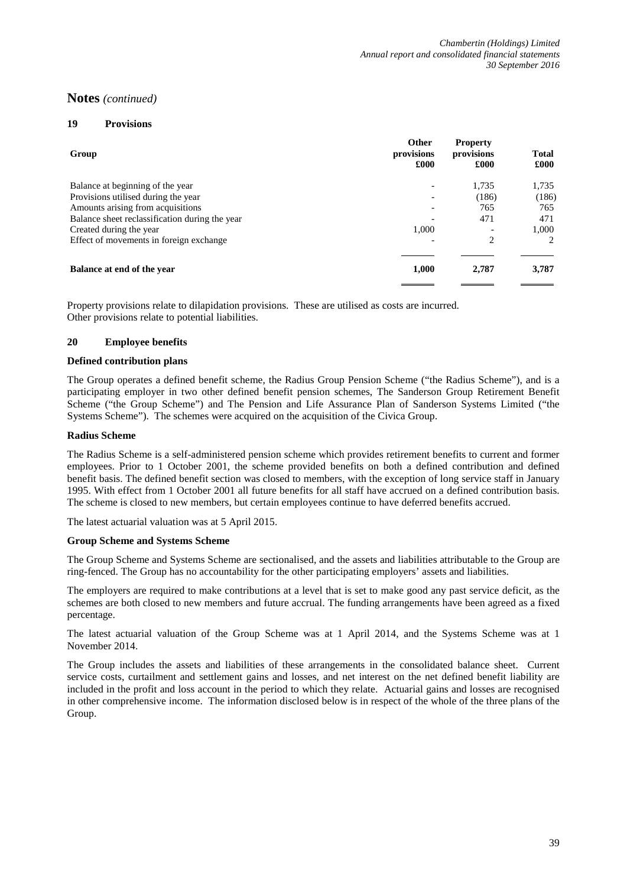## Notes *(continued)*

### 19 Provisions

| Group | Other provisions £000 | Property provisions £000 | Total £000 |
|---|---|---|---|
| Balance at beginning of the year | - | 1,735 | 1,735 |
| Provisions utilised during the year | - | (186) | (186) |
| Amounts arising from acquisitions | - | 765 | 765 |
| Balance sheet reclassification during the year | - | 471 | 471 |
| Created during the year | 1,000 | - | 1,000 |
| Effect of movements in foreign exchange | - | 2 | 2 |
| **Balance at end of the year** | **1,000** | **2,787** | **3,787** |

Property provisions relate to dilapidation provisions. These are utilised as costs are incurred.
Other provisions relate to potential liabilities.

### 20 Employee benefits

**Defined contribution plans**

The Group operates a defined benefit scheme, the Radius Group Pension Scheme ("the Radius Scheme"), and is a participating employer in two other defined benefit pension schemes, The Sanderson Group Retirement Benefit Scheme ("the Group Scheme") and The Pension and Life Assurance Plan of Sanderson Systems Limited ("the Systems Scheme"). The schemes were acquired on the acquisition of the Civica Group.

**Radius Scheme**

The Radius Scheme is a self-administered pension scheme which provides retirement benefits to current and former employees. Prior to 1 October 2001, the scheme provided benefits on both a defined contribution and defined benefit basis. The defined benefit section was closed to members, with the exception of long service staff in January 1995. With effect from 1 October 2001 all future benefits for all staff have accrued on a defined contribution basis. The scheme is closed to new members, but certain employees continue to have deferred benefits accrued.

The latest actuarial valuation was at 5 April 2015.

**Group Scheme and Systems Scheme**

The Group Scheme and Systems Scheme are sectionalised, and the assets and liabilities attributable to the Group are ring-fenced. The Group has no accountability for the other participating employers' assets and liabilities.

The employers are required to make contributions at a level that is set to make good any past service deficit, as the schemes are both closed to new members and future accrual. The funding arrangements have been agreed as a fixed percentage.

The latest actuarial valuation of the Group Scheme was at 1 April 2014, and the Systems Scheme was at 1 November 2014.

The Group includes the assets and liabilities of these arrangements in the consolidated balance sheet. Current service costs, curtailment and settlement gains and losses, and net interest on the net defined benefit liability are included in the profit and loss account in the period to which they relate. Actuarial gains and losses are recognised in other comprehensive income. The information disclosed below is in respect of the whole of the three plans of the Group.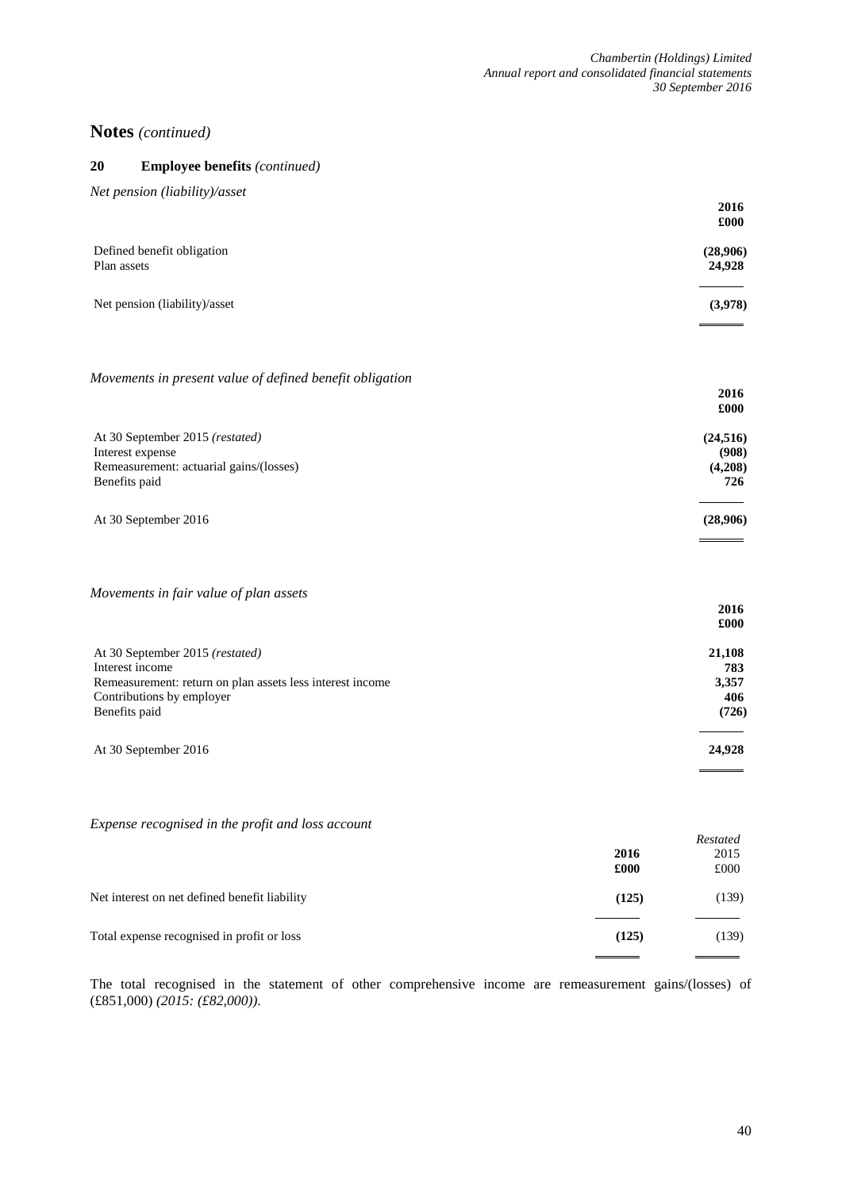# Notes *(continued)*

## 20 Employee benefits *(continued)*

*Net pension (liability)/asset*

| | 2016 £000 |
|---|---|
| Defined benefit obligation | **(28,906)** |
| Plan assets | **24,928** |
| Net pension (liability)/asset | **(3,978)** |

*Movements in present value of defined benefit obligation*

| | 2016 £000 |
|---|---|
| At 30 September 2015 *(restated)* | **(24,516)** |
| Interest expense | **(908)** |
| Remeasurement: actuarial gains/(losses) | **(4,208)** |
| Benefits paid | **726** |
| At 30 September 2016 | **(28,906)** |

*Movements in fair value of plan assets*

| | 2016 £000 |
|---|---|
| At 30 September 2015 *(restated)* | **21,108** |
| Interest income | **783** |
| Remeasurement: return on plan assets less interest income | **3,357** |
| Contributions by employer | **406** |
| Benefits paid | **(726)** |
| At 30 September 2016 | **24,928** |

*Expense recognised in the profit and loss account*

| | 2016 £000 | *Restated* 2015 £000 |
|---|---|---|
| Net interest on net defined benefit liability | **(125)** | (139) |
| Total expense recognised in profit or loss | **(125)** | (139) |

The total recognised in the statement of other comprehensive income are remeasurement gains/(losses) of (£851,000) *(2015: (£82,000))*.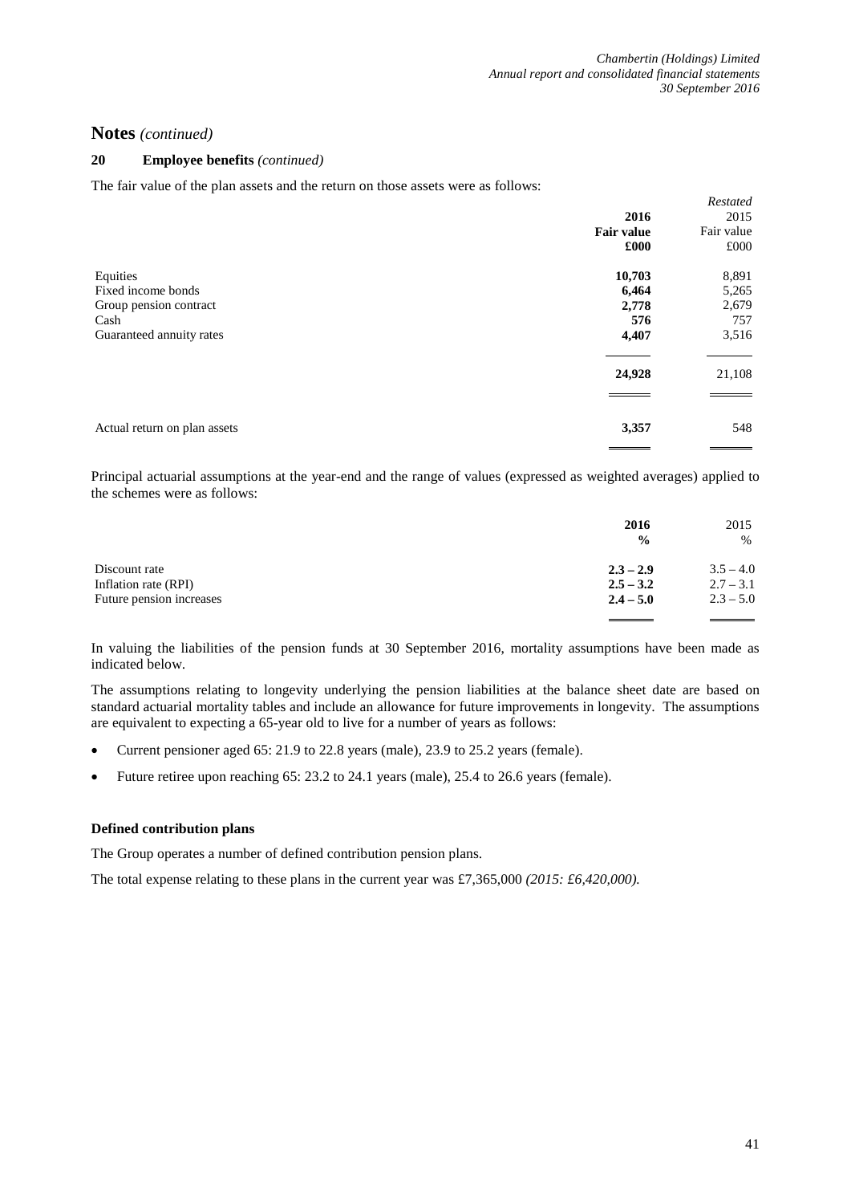## Notes *(continued)*

### 20 Employee benefits *(continued)*

The fair value of the plan assets and the return on those assets were as follows:

| | **2016 Fair value £000** | *Restated* 2015 Fair value £000 |
|---|---|---|
| Equities | **10,703** | 8,891 |
| Fixed income bonds | **6,464** | 5,265 |
| Group pension contract | **2,778** | 2,679 |
| Cash | **576** | 757 |
| Guaranteed annuity rates | **4,407** | 3,516 |
| | **24,928** | 21,108 |
| Actual return on plan assets | **3,357** | 548 |

Principal actuarial assumptions at the year-end and the range of values (expressed as weighted averages) applied to the schemes were as follows:

| | **2016 %** | 2015 % |
|---|---|---|
| Discount rate | **2.3 – 2.9** | 3.5 – 4.0 |
| Inflation rate (RPI) | **2.5 – 3.2** | 2.7 – 3.1 |
| Future pension increases | **2.4 – 5.0** | 2.3 – 5.0 |

In valuing the liabilities of the pension funds at 30 September 2016, mortality assumptions have been made as indicated below.

The assumptions relating to longevity underlying the pension liabilities at the balance sheet date are based on standard actuarial mortality tables and include an allowance for future improvements in longevity. The assumptions are equivalent to expecting a 65-year old to live for a number of years as follows:

- Current pensioner aged 65: 21.9 to 22.8 years (male), 23.9 to 25.2 years (female).
- Future retiree upon reaching 65: 23.2 to 24.1 years (male), 25.4 to 26.6 years (female).

**Defined contribution plans**

The Group operates a number of defined contribution pension plans.

The total expense relating to these plans in the current year was £7,365,000 *(2015: £6,420,000).*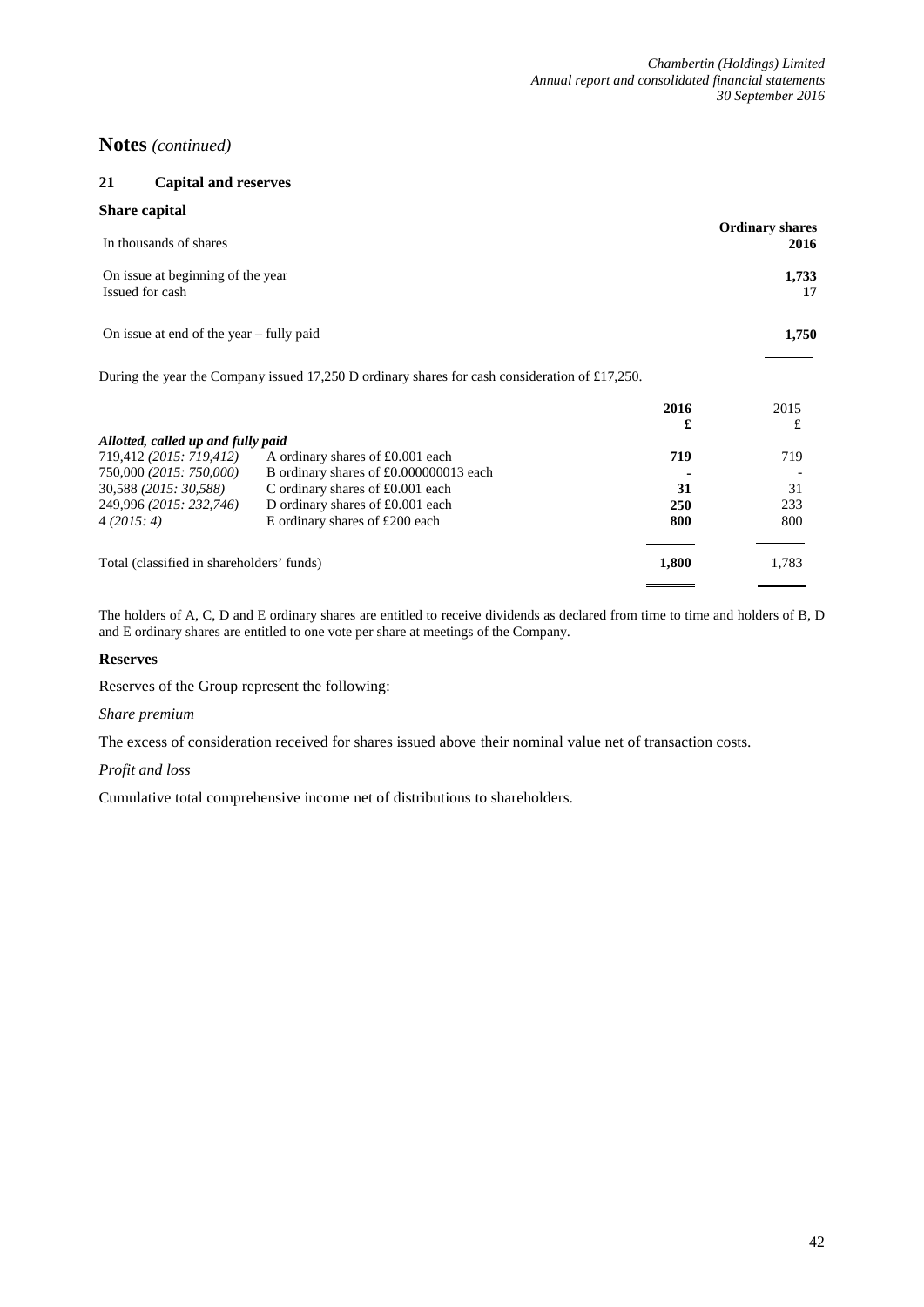## Notes *(continued)*

### 21 Capital and reserves

**Share capital**

| In thousands of shares | **Ordinary shares 2016** |
|---|---|
| On issue at beginning of the year | **1,733** |
| Issued for cash | **17** |
| On issue at end of the year – fully paid | **1,750** |

During the year the Company issued 17,250 D ordinary shares for cash consideration of £17,250.

| | | **2016** | 2015 |
|---|---|---|---|
| | | **£** | £ |
| ***Allotted, called up and fully paid*** | | | |
| 719,412 *(2015: 719,412)* | A ordinary shares of £0.001 each | **719** | 719 |
| 750,000 *(2015: 750,000)* | B ordinary shares of £0.000000013 each | **-** | - |
| 30,588 *(2015: 30,588)* | C ordinary shares of £0.001 each | **31** | 31 |
| 249,996 *(2015: 232,746)* | D ordinary shares of £0.001 each | **250** | 233 |
| 4 *(2015: 4)* | E ordinary shares of £200 each | **800** | 800 |
| Total (classified in shareholders' funds) | | **1,800** | 1,783 |

The holders of A, C, D and E ordinary shares are entitled to receive dividends as declared from time to time and holders of B, D and E ordinary shares are entitled to one vote per share at meetings of the Company.

**Reserves**

Reserves of the Group represent the following:

*Share premium*

The excess of consideration received for shares issued above their nominal value net of transaction costs.

*Profit and loss*

Cumulative total comprehensive income net of distributions to shareholders.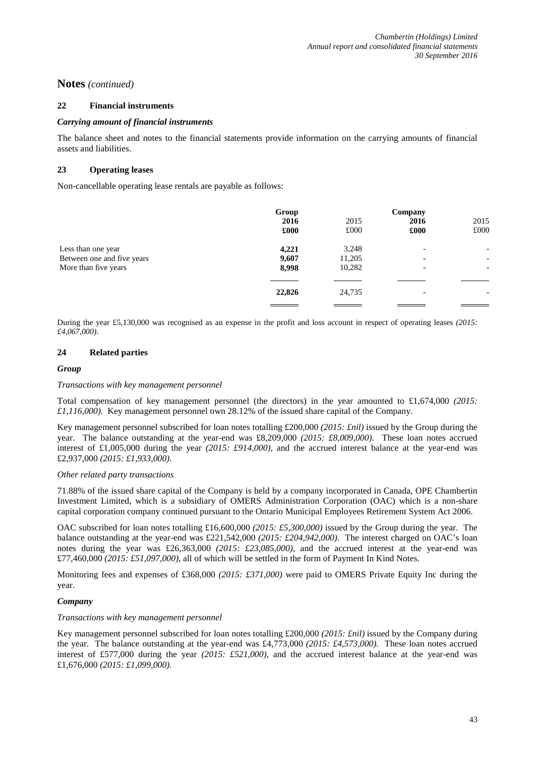## Notes *(continued)*

### 22 Financial instruments

***Carrying amount of financial instruments***

The balance sheet and notes to the financial statements provide information on the carrying amounts of financial assets and liabilities.

### 23 Operating leases

Non-cancellable operating lease rentals are payable as follows:

| | Group | | Company | |
|---|---|---|---|---|
| | **2016** | 2015 | **2016** | 2015 |
| | **£000** | £000 | **£000** | £000 |
| Less than one year | **4,221** | 3,248 | - | - |
| Between one and five years | **9,607** | 11,205 | - | - |
| More than five years | **8,998** | 10,282 | - | - |
| | **22,826** | 24,735 | - | - |

During the year £5,130,000 was recognised as an expense in the profit and loss account in respect of operating leases *(2015: £4,067,000).*

### 24 Related parties

***Group***

*Transactions with key management personnel*

Total compensation of key management personnel (the directors) in the year amounted to £1,674,000 *(2015: £1,116,000)*. Key management personnel own 28.12% of the issued share capital of the Company.

Key management personnel subscribed for loan notes totalling £200,000 *(2015: £nil)* issued by the Group during the year. The balance outstanding at the year-end was £8,209,000 *(2015: £8,009,000)*. These loan notes accrued interest of £1,005,000 during the year *(2015: £914,000)*, and the accrued interest balance at the year-end was £2,937,000 *(2015: £1,933,000)*.

*Other related party transactions*

71.88% of the issued share capital of the Company is held by a company incorporated in Canada, OPE Chambertin Investment Limited, which is a subsidiary of OMERS Administration Corporation (OAC) which is a non-share capital corporation company continued pursuant to the Ontario Municipal Employees Retirement System Act 2006.

OAC subscribed for loan notes totalling £16,600,000 *(2015: £5,300,000)* issued by the Group during the year. The balance outstanding at the year-end was £221,542,000 *(2015: £204,942,000)*. The interest charged on OAC's loan notes during the year was £26,363,000 *(2015: £23,085,000)*, and the accrued interest at the year-end was £77,460,000 *(2015: £51,097,000)*, all of which will be settled in the form of Payment In Kind Notes.

Monitoring fees and expenses of £368,000 *(2015: £371,000)* were paid to OMERS Private Equity Inc during the year.

***Company***

*Transactions with key management personnel*

Key management personnel subscribed for loan notes totalling £200,000 *(2015: £nil)* issued by the Company during the year. The balance outstanding at the year-end was £4,773,000 *(2015: £4,573,000)*. These loan notes accrued interest of £577,000 during the year *(2015: £521,000)*, and the accrued interest balance at the year-end was £1,676,000 *(2015: £1,099,000)*.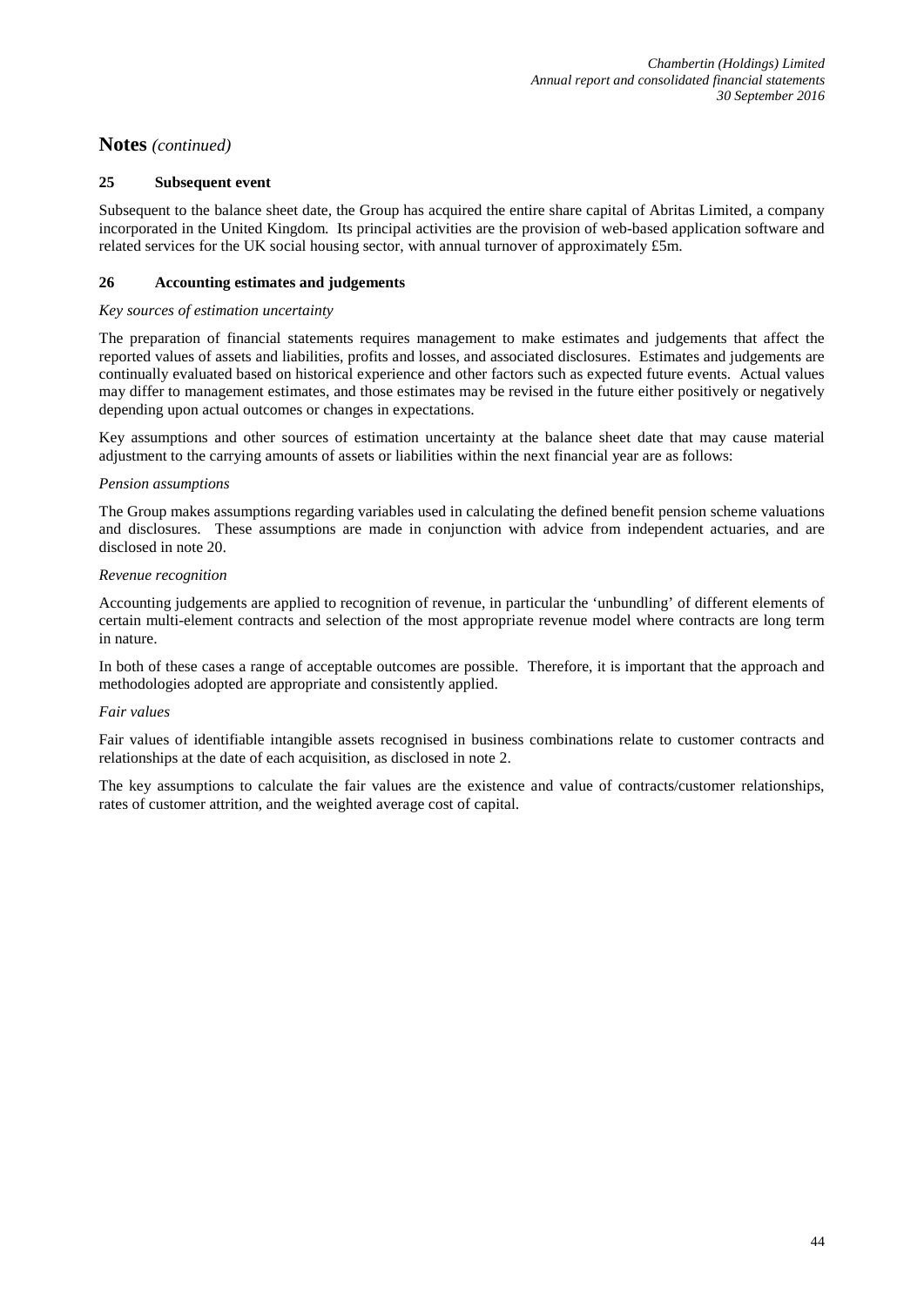## Notes *(continued)*

### 25 Subsequent event

Subsequent to the balance sheet date, the Group has acquired the entire share capital of Abritas Limited, a company incorporated in the United Kingdom. Its principal activities are the provision of web-based application software and related services for the UK social housing sector, with annual turnover of approximately £5m.

### 26 Accounting estimates and judgements

*Key sources of estimation uncertainty*

The preparation of financial statements requires management to make estimates and judgements that affect the reported values of assets and liabilities, profits and losses, and associated disclosures. Estimates and judgements are continually evaluated based on historical experience and other factors such as expected future events. Actual values may differ to management estimates, and those estimates may be revised in the future either positively or negatively depending upon actual outcomes or changes in expectations.

Key assumptions and other sources of estimation uncertainty at the balance sheet date that may cause material adjustment to the carrying amounts of assets or liabilities within the next financial year are as follows:

*Pension assumptions*

The Group makes assumptions regarding variables used in calculating the defined benefit pension scheme valuations and disclosures. These assumptions are made in conjunction with advice from independent actuaries, and are disclosed in note 20.

*Revenue recognition*

Accounting judgements are applied to recognition of revenue, in particular the 'unbundling' of different elements of certain multi-element contracts and selection of the most appropriate revenue model where contracts are long term in nature.

In both of these cases a range of acceptable outcomes are possible. Therefore, it is important that the approach and methodologies adopted are appropriate and consistently applied.

*Fair values*

Fair values of identifiable intangible assets recognised in business combinations relate to customer contracts and relationships at the date of each acquisition, as disclosed in note 2.

The key assumptions to calculate the fair values are the existence and value of contracts/customer relationships, rates of customer attrition, and the weighted average cost of capital.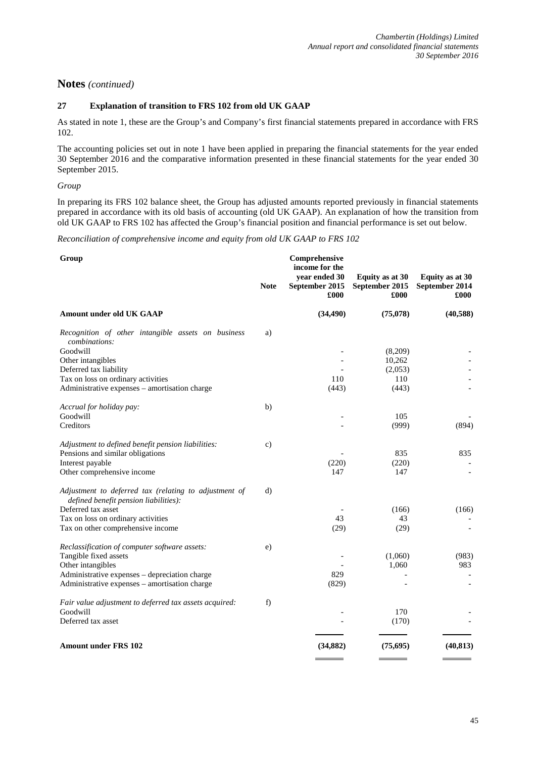## Notes *(continued)*

### 27 Explanation of transition to FRS 102 from old UK GAAP

As stated in note 1, these are the Group's and Company's first financial statements prepared in accordance with FRS 102.

The accounting policies set out in note 1 have been applied in preparing the financial statements for the year ended 30 September 2016 and the comparative information presented in these financial statements for the year ended 30 September 2015.

*Group*

In preparing its FRS 102 balance sheet, the Group has adjusted amounts reported previously in financial statements prepared in accordance with its old basis of accounting (old UK GAAP). An explanation of how the transition from old UK GAAP to FRS 102 has affected the Group's financial position and financial performance is set out below.

*Reconciliation of comprehensive income and equity from old UK GAAP to FRS 102*

| **Group** | **Note** | **Comprehensive income for the year ended 30 September 2015 £000** | **Equity as at 30 September 2015 £000** | **Equity as at 30 September 2014 £000** |
|---|---|---|---|---|
| **Amount under old UK GAAP** | | **(34,490)** | **(75,078)** | **(40,588)** |
| *Recognition of other intangible assets on business combinations:* | a) | | | |
| Goodwill | | - | (8,209) | - |
| Other intangibles | | - | 10,262 | - |
| Deferred tax liability | | - | (2,053) | - |
| Tax on loss on ordinary activities | | 110 | 110 | - |
| Administrative expenses – amortisation charge | | (443) | (443) | - |
| *Accrual for holiday pay:* | b) | | | |
| Goodwill | | - | 105 | - |
| Creditors | | - | (999) | (894) |
| *Adjustment to defined benefit pension liabilities:* | c) | | | |
| Pensions and similar obligations | | - | 835 | 835 |
| Interest payable | | (220) | (220) | - |
| Other comprehensive income | | 147 | 147 | - |
| *Adjustment to deferred tax (relating to adjustment of defined benefit pension liabilities):* | d) | | | |
| Deferred tax asset | | - | (166) | (166) |
| Tax on loss on ordinary activities | | 43 | 43 | - |
| Tax on other comprehensive income | | (29) | (29) | - |
| *Reclassification of computer software assets:* | e) | | | |
| Tangible fixed assets | | - | (1,060) | (983) |
| Other intangibles | | - | 1,060 | 983 |
| Administrative expenses – depreciation charge | | 829 | - | - |
| Administrative expenses – amortisation charge | | (829) | - | - |
| *Fair value adjustment to deferred tax assets acquired:* | f) | | | |
| Goodwill | | - | 170 | - |
| Deferred tax asset | | - | (170) | - |
| **Amount under FRS 102** | | **(34,882)** | **(75,695)** | **(40,813)** |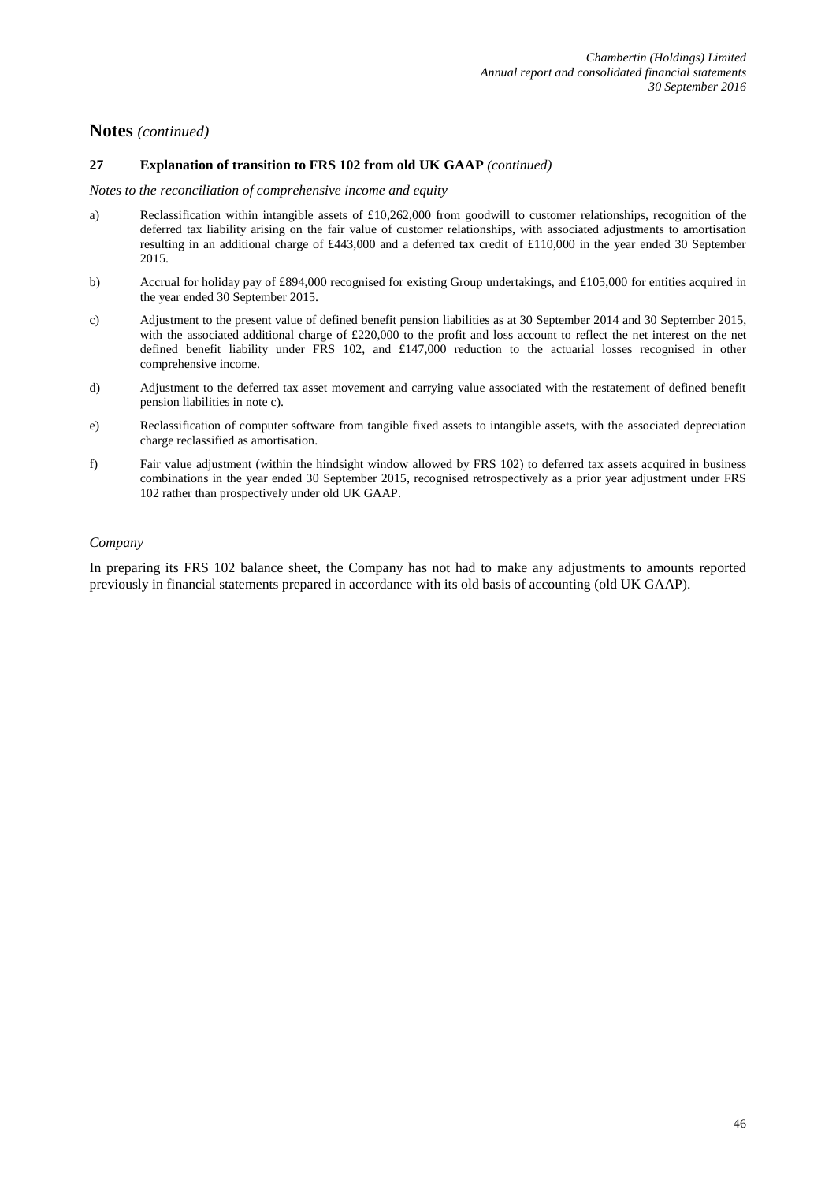# Notes *(continued)*

## 27 Explanation of transition to FRS 102 from old UK GAAP *(continued)*

*Notes to the reconciliation of comprehensive income and equity*

a) Reclassification within intangible assets of £10,262,000 from goodwill to customer relationships, recognition of the deferred tax liability arising on the fair value of customer relationships, with associated adjustments to amortisation resulting in an additional charge of £443,000 and a deferred tax credit of £110,000 in the year ended 30 September 2015.

b) Accrual for holiday pay of £894,000 recognised for existing Group undertakings, and £105,000 for entities acquired in the year ended 30 September 2015.

c) Adjustment to the present value of defined benefit pension liabilities as at 30 September 2014 and 30 September 2015, with the associated additional charge of £220,000 to the profit and loss account to reflect the net interest on the net defined benefit liability under FRS 102, and £147,000 reduction to the actuarial losses recognised in other comprehensive income.

d) Adjustment to the deferred tax asset movement and carrying value associated with the restatement of defined benefit pension liabilities in note c).

e) Reclassification of computer software from tangible fixed assets to intangible assets, with the associated depreciation charge reclassified as amortisation.

f) Fair value adjustment (within the hindsight window allowed by FRS 102) to deferred tax assets acquired in business combinations in the year ended 30 September 2015, recognised retrospectively as a prior year adjustment under FRS 102 rather than prospectively under old UK GAAP.

*Company*

In preparing its FRS 102 balance sheet, the Company has not had to make any adjustments to amounts reported previously in financial statements prepared in accordance with its old basis of accounting (old UK GAAP).